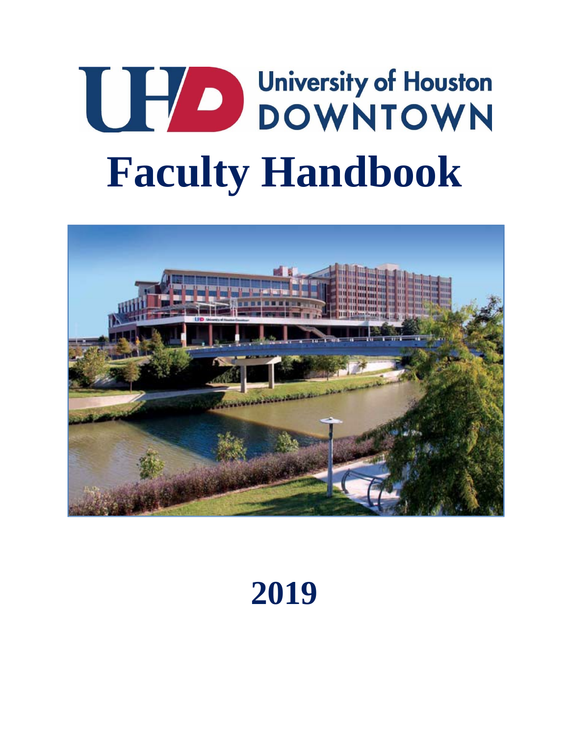University of Houston DOWNTOWN

# Faculty Handbook

2019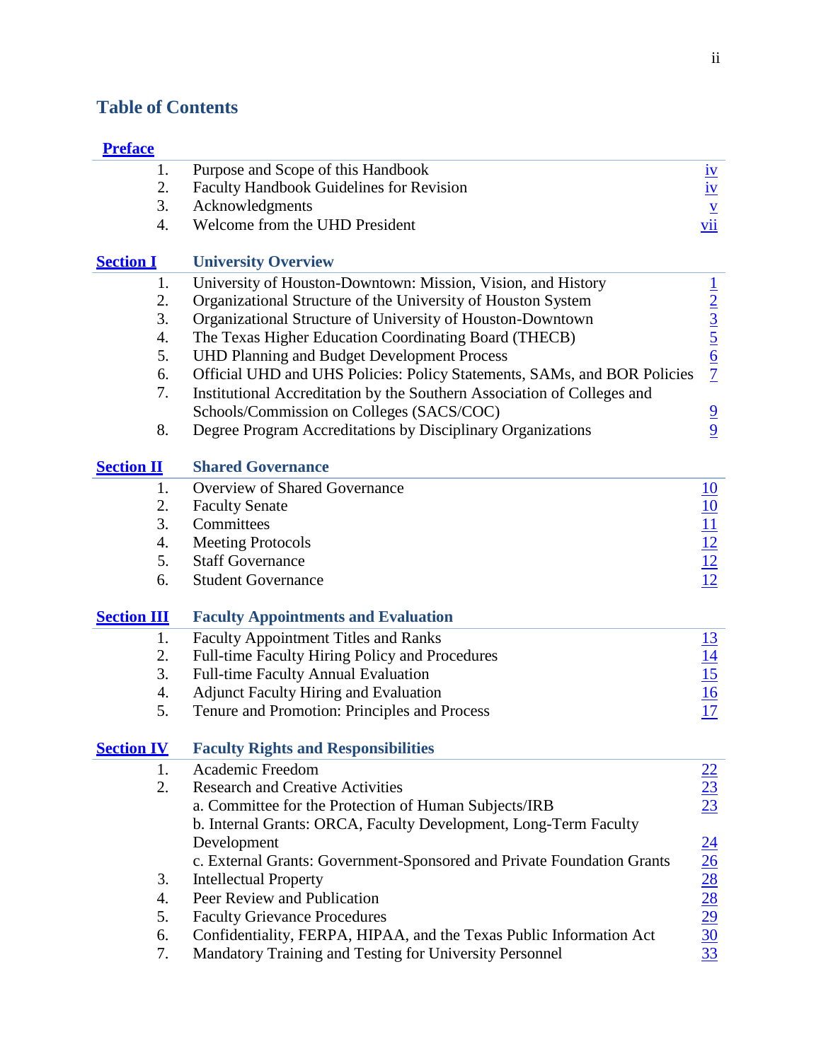## Table of Contents

**Preface**

| | | |
|---|---|---|
| 1. | Purpose and Scope of this Handbook | iv |
| 2. | Faculty Handbook Guidelines for Revision | iv |
| 3. | Acknowledgments | v |
| 4. | Welcome from the UHD President | vii |

**Section I** **University Overview**

| | | |
|---|---|---|
| 1. | University of Houston-Downtown: Mission, Vision, and History | 1 |
| 2. | Organizational Structure of the University of Houston System | 2 |
| 3. | Organizational Structure of University of Houston-Downtown | 3 |
| 4. | The Texas Higher Education Coordinating Board (THECB) | 5 |
| 5. | UHD Planning and Budget Development Process | 6 |
| 6. | Official UHD and UHS Policies: Policy Statements, SAMs, and BOR Policies | 7 |
| 7. | Institutional Accreditation by the Southern Association of Colleges and Schools/Commission on Colleges (SACS/COC) | 9 |
| 8. | Degree Program Accreditations by Disciplinary Organizations | 9 |

**Section II** **Shared Governance**

| | | |
|---|---|---|
| 1. | Overview of Shared Governance | 10 |
| 2. | Faculty Senate | 10 |
| 3. | Committees | 11 |
| 4. | Meeting Protocols | 12 |
| 5. | Staff Governance | 12 |
| 6. | Student Governance | 12 |

**Section III** **Faculty Appointments and Evaluation**

| | | |
|---|---|---|
| 1. | Faculty Appointment Titles and Ranks | 13 |
| 2. | Full-time Faculty Hiring Policy and Procedures | 14 |
| 3. | Full-time Faculty Annual Evaluation | 15 |
| 4. | Adjunct Faculty Hiring and Evaluation | 16 |
| 5. | Tenure and Promotion: Principles and Process | 17 |

**Section IV** **Faculty Rights and Responsibilities**

| | | |
|---|---|---|
| 1. | Academic Freedom | 22 |
| 2. | Research and Creative Activities | 23 |
| | a. Committee for the Protection of Human Subjects/IRB | 23 |
| | b. Internal Grants: ORCA, Faculty Development, Long-Term Faculty Development | 24 |
| | c. External Grants: Government-Sponsored and Private Foundation Grants | 26 |
| 3. | Intellectual Property | 28 |
| 4. | Peer Review and Publication | 28 |
| 5. | Faculty Grievance Procedures | 29 |
| 6. | Confidentiality, FERPA, HIPAA, and the Texas Public Information Act | 30 |
| 7. | Mandatory Training and Testing for University Personnel | 33 |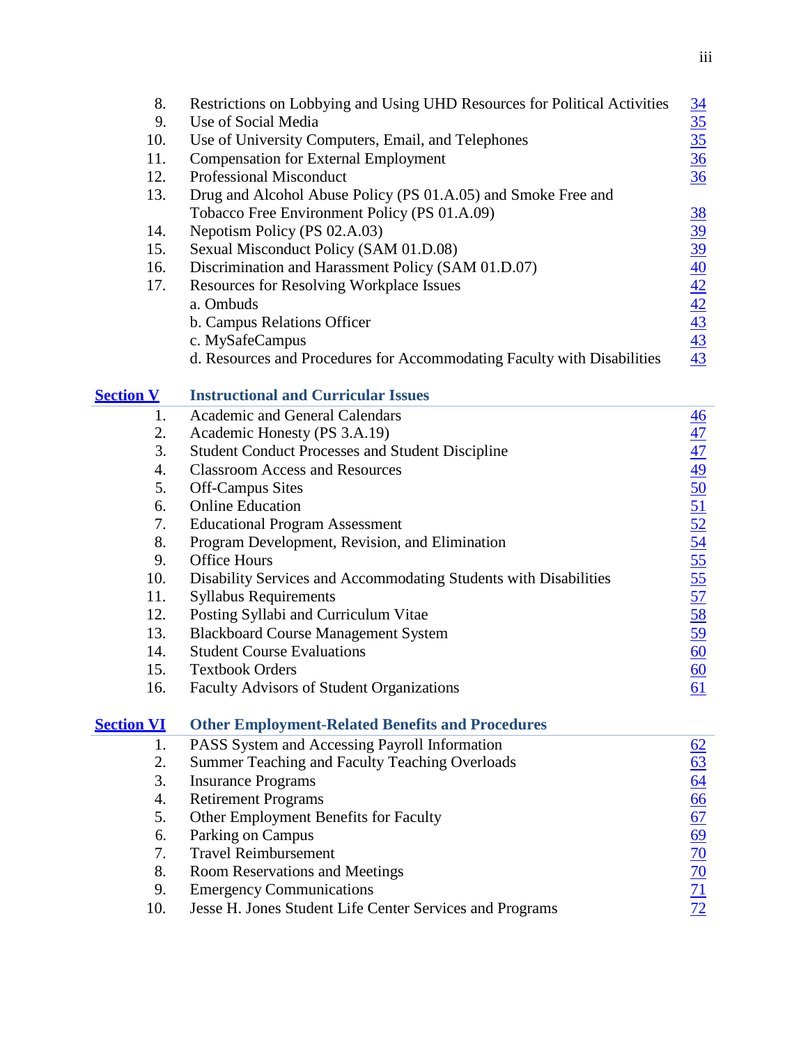| | | |
|---|---|---|
| 8. | Restrictions on Lobbying and Using UHD Resources for Political Activities | 34 |
| 9. | Use of Social Media | 35 |
| 10. | Use of University Computers, Email, and Telephones | 35 |
| 11. | Compensation for External Employment | 36 |
| 12. | Professional Misconduct | 36 |
| 13. | Drug and Alcohol Abuse Policy (PS 01.A.05) and Smoke Free and Tobacco Free Environment Policy (PS 01.A.09) | 38 |
| 14. | Nepotism Policy (PS 02.A.03) | 39 |
| 15. | Sexual Misconduct Policy (SAM 01.D.08) | 39 |
| 16. | Discrimination and Harassment Policy (SAM 01.D.07) | 40 |
| 17. | Resources for Resolving Workplace Issues | 42 |
| | a. Ombuds | 42 |
| | b. Campus Relations Officer | 43 |
| | c. MySafeCampus | 43 |
| | d. Resources and Procedures for Accommodating Faculty with Disabilities | 43 |

## Section V Instructional and Curricular Issues

| | | |
|---|---|---|
| 1. | Academic and General Calendars | 46 |
| 2. | Academic Honesty (PS 3.A.19) | 47 |
| 3. | Student Conduct Processes and Student Discipline | 47 |
| 4. | Classroom Access and Resources | 49 |
| 5. | Off-Campus Sites | 50 |
| 6. | Online Education | 51 |
| 7. | Educational Program Assessment | 52 |
| 8. | Program Development, Revision, and Elimination | 54 |
| 9. | Office Hours | 55 |
| 10. | Disability Services and Accommodating Students with Disabilities | 55 |
| 11. | Syllabus Requirements | 57 |
| 12. | Posting Syllabi and Curriculum Vitae | 58 |
| 13. | Blackboard Course Management System | 59 |
| 14. | Student Course Evaluations | 60 |
| 15. | Textbook Orders | 60 |
| 16. | Faculty Advisors of Student Organizations | 61 |

## Section VI Other Employment-Related Benefits and Procedures

| | | |
|---|---|---|
| 1. | PASS System and Accessing Payroll Information | 62 |
| 2. | Summer Teaching and Faculty Teaching Overloads | 63 |
| 3. | Insurance Programs | 64 |
| 4. | Retirement Programs | 66 |
| 5. | Other Employment Benefits for Faculty | 67 |
| 6. | Parking on Campus | 69 |
| 7. | Travel Reimbursement | 70 |
| 8. | Room Reservations and Meetings | 70 |
| 9. | Emergency Communications | 71 |
| 10. | Jesse H. Jones Student Life Center Services and Programs | 72 |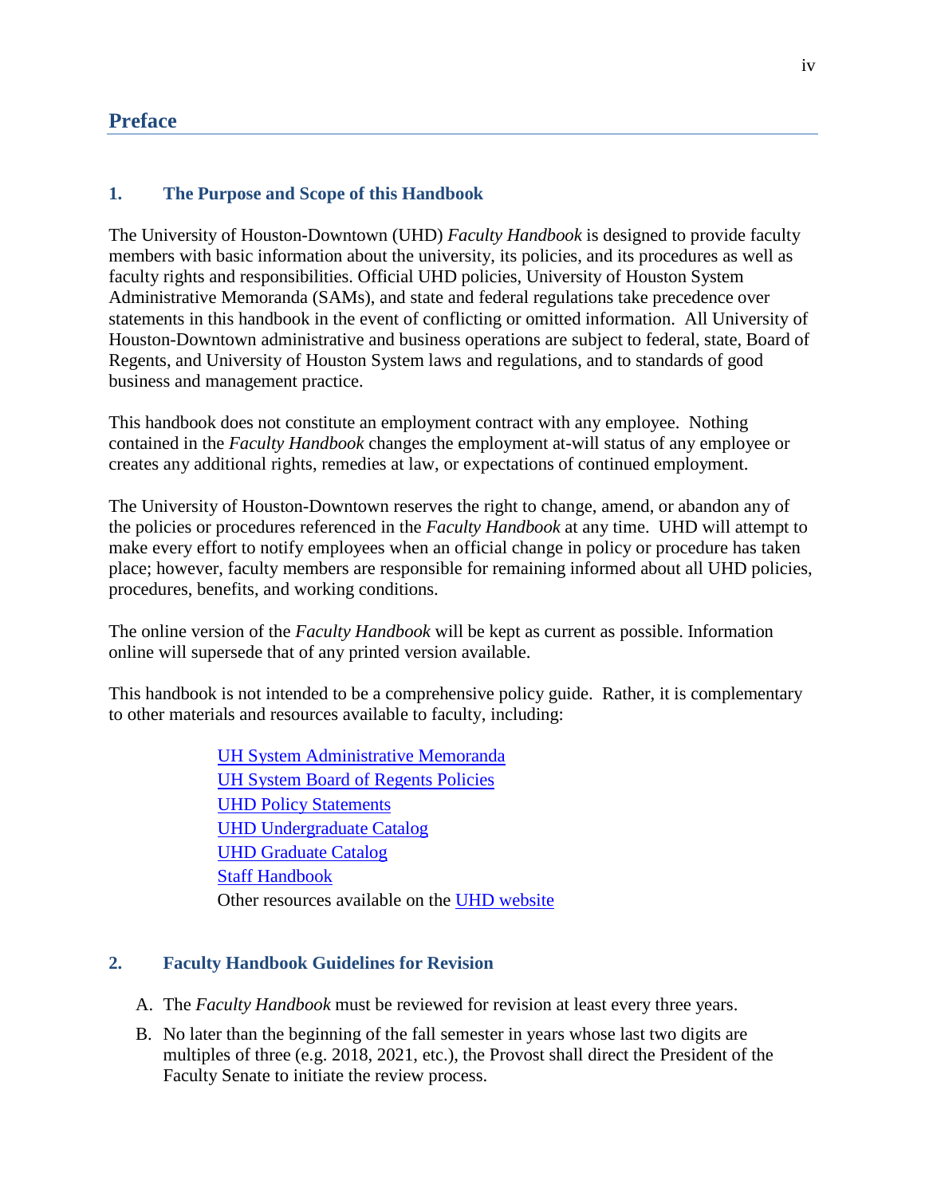# Preface

## 1. The Purpose and Scope of this Handbook

The University of Houston-Downtown (UHD) *Faculty Handbook* is designed to provide faculty members with basic information about the university, its policies, and its procedures as well as faculty rights and responsibilities. Official UHD policies, University of Houston System Administrative Memoranda (SAMs), and state and federal regulations take precedence over statements in this handbook in the event of conflicting or omitted information. All University of Houston-Downtown administrative and business operations are subject to federal, state, Board of Regents, and University of Houston System laws and regulations, and to standards of good business and management practice.

This handbook does not constitute an employment contract with any employee. Nothing contained in the *Faculty Handbook* changes the employment at-will status of any employee or creates any additional rights, remedies at law, or expectations of continued employment.

The University of Houston-Downtown reserves the right to change, amend, or abandon any of the policies or procedures referenced in the *Faculty Handbook* at any time. UHD will attempt to make every effort to notify employees when an official change in policy or procedure has taken place; however, faculty members are responsible for remaining informed about all UHD policies, procedures, benefits, and working conditions.

The online version of the *Faculty Handbook* will be kept as current as possible. Information online will supersede that of any printed version available.

This handbook is not intended to be a comprehensive policy guide. Rather, it is complementary to other materials and resources available to faculty, including:

UH System Administrative Memoranda
UH System Board of Regents Policies
UHD Policy Statements
UHD Undergraduate Catalog
UHD Graduate Catalog
Staff Handbook
Other resources available on the UHD website

## 2. Faculty Handbook Guidelines for Revision

A. The *Faculty Handbook* must be reviewed for revision at least every three years.

B. No later than the beginning of the fall semester in years whose last two digits are multiples of three (e.g. 2018, 2021, etc.), the Provost shall direct the President of the Faculty Senate to initiate the review process.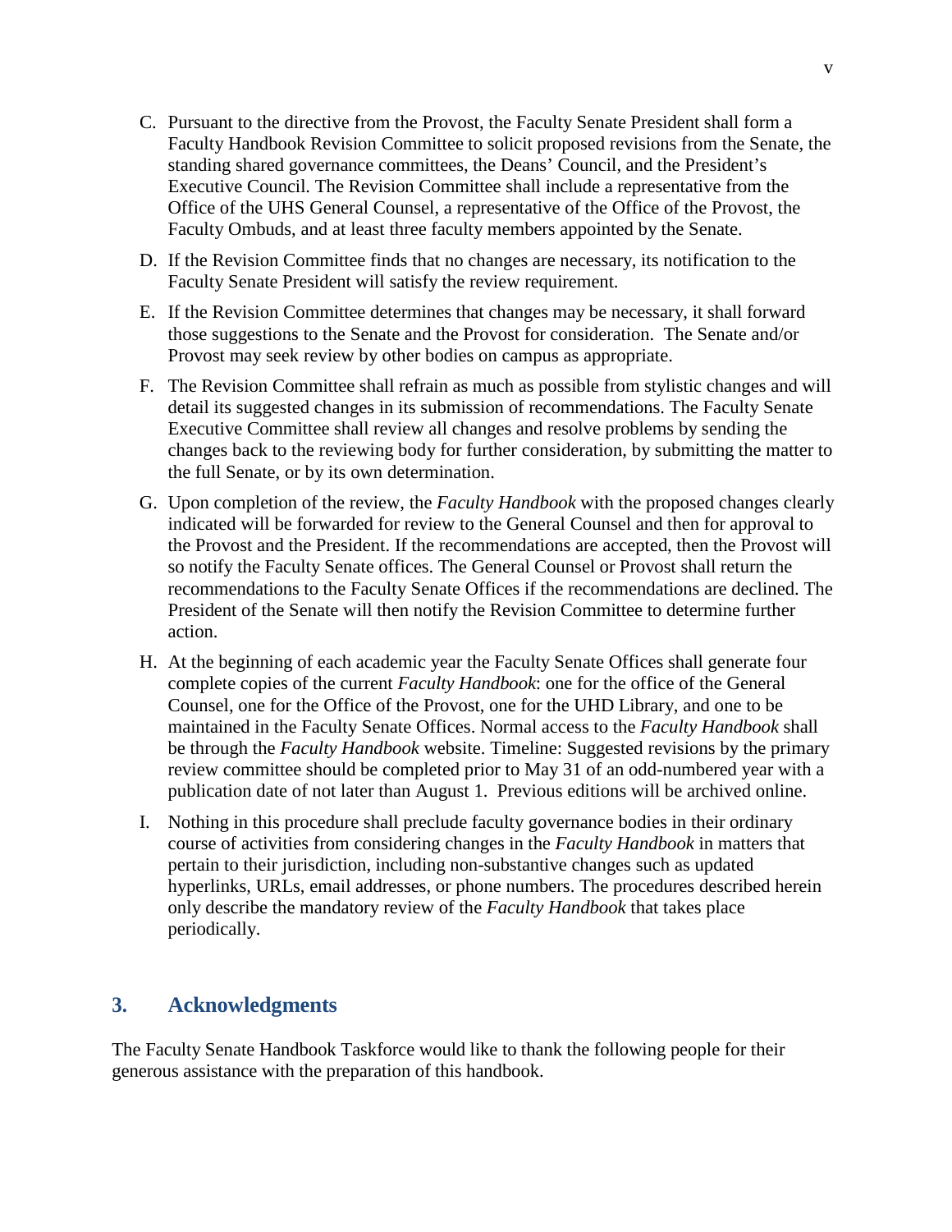C. Pursuant to the directive from the Provost, the Faculty Senate President shall form a Faculty Handbook Revision Committee to solicit proposed revisions from the Senate, the standing shared governance committees, the Deans' Council, and the President's Executive Council. The Revision Committee shall include a representative from the Office of the UHS General Counsel, a representative of the Office of the Provost, the Faculty Ombuds, and at least three faculty members appointed by the Senate.

D. If the Revision Committee finds that no changes are necessary, its notification to the Faculty Senate President will satisfy the review requirement.

E. If the Revision Committee determines that changes may be necessary, it shall forward those suggestions to the Senate and the Provost for consideration. The Senate and/or Provost may seek review by other bodies on campus as appropriate.

F. The Revision Committee shall refrain as much as possible from stylistic changes and will detail its suggested changes in its submission of recommendations. The Faculty Senate Executive Committee shall review all changes and resolve problems by sending the changes back to the reviewing body for further consideration, by submitting the matter to the full Senate, or by its own determination.

G. Upon completion of the review, the *Faculty Handbook* with the proposed changes clearly indicated will be forwarded for review to the General Counsel and then for approval to the Provost and the President. If the recommendations are accepted, then the Provost will so notify the Faculty Senate offices. The General Counsel or Provost shall return the recommendations to the Faculty Senate Offices if the recommendations are declined. The President of the Senate will then notify the Revision Committee to determine further action.

H. At the beginning of each academic year the Faculty Senate Offices shall generate four complete copies of the current *Faculty Handbook*: one for the office of the General Counsel, one for the Office of the Provost, one for the UHD Library, and one to be maintained in the Faculty Senate Offices. Normal access to the *Faculty Handbook* shall be through the *Faculty Handbook* website. Timeline: Suggested revisions by the primary review committee should be completed prior to May 31 of an odd-numbered year with a publication date of not later than August 1. Previous editions will be archived online.

I. Nothing in this procedure shall preclude faculty governance bodies in their ordinary course of activities from considering changes in the *Faculty Handbook* in matters that pertain to their jurisdiction, including non-substantive changes such as updated hyperlinks, URLs, email addresses, or phone numbers. The procedures described herein only describe the mandatory review of the *Faculty Handbook* that takes place periodically.

## 3. Acknowledgments

The Faculty Senate Handbook Taskforce would like to thank the following people for their generous assistance with the preparation of this handbook.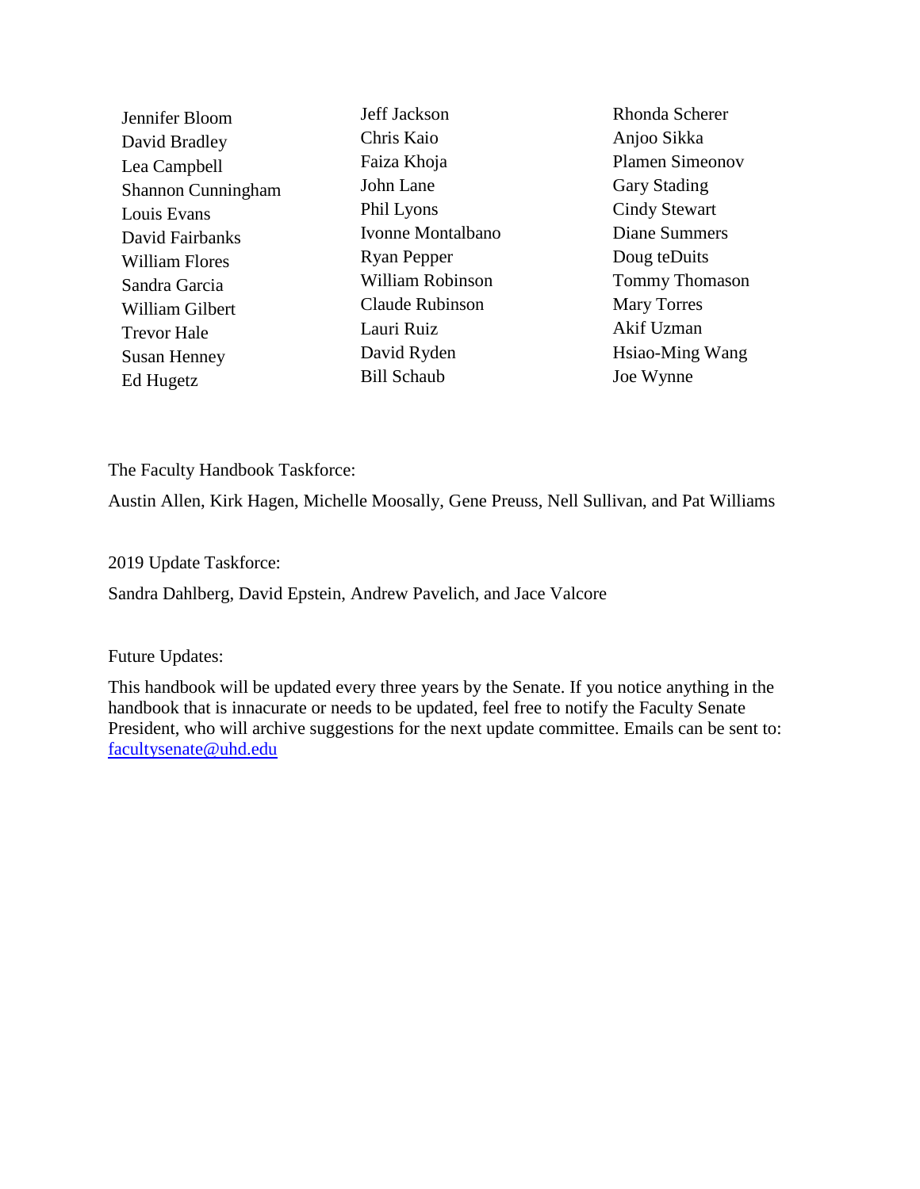Jennifer Bloom
David Bradley
Lea Campbell
Shannon Cunningham
Louis Evans
David Fairbanks
William Flores
Sandra Garcia
William Gilbert
Trevor Hale
Susan Henney
Ed Hugetz
Jeff Jackson
Chris Kaio
Faiza Khoja
John Lane
Phil Lyons
Ivonne Montalbano
Ryan Pepper
William Robinson
Claude Rubinson
Lauri Ruiz
David Ryden
Bill Schaub
Rhonda Scherer
Anjoo Sikka
Plamen Simeonov
Gary Stading
Cindy Stewart
Diane Summers
Doug teDuits
Tommy Thomason
Mary Torres
Akif Uzman
Hsiao-Ming Wang
Joe Wynne

The Faculty Handbook Taskforce:

Austin Allen, Kirk Hagen, Michelle Moosally, Gene Preuss, Nell Sullivan, and Pat Williams

2019 Update Taskforce:

Sandra Dahlberg, David Epstein, Andrew Pavelich, and Jace Valcore

Future Updates:

This handbook will be updated every three years by the Senate. If you notice anything in the handbook that is innacurate or needs to be updated, feel free to notify the Faculty Senate President, who will archive suggestions for the next update committee. Emails can be sent to: [facultysenate@uhd.edu](mailto:facultysenate@uhd.edu)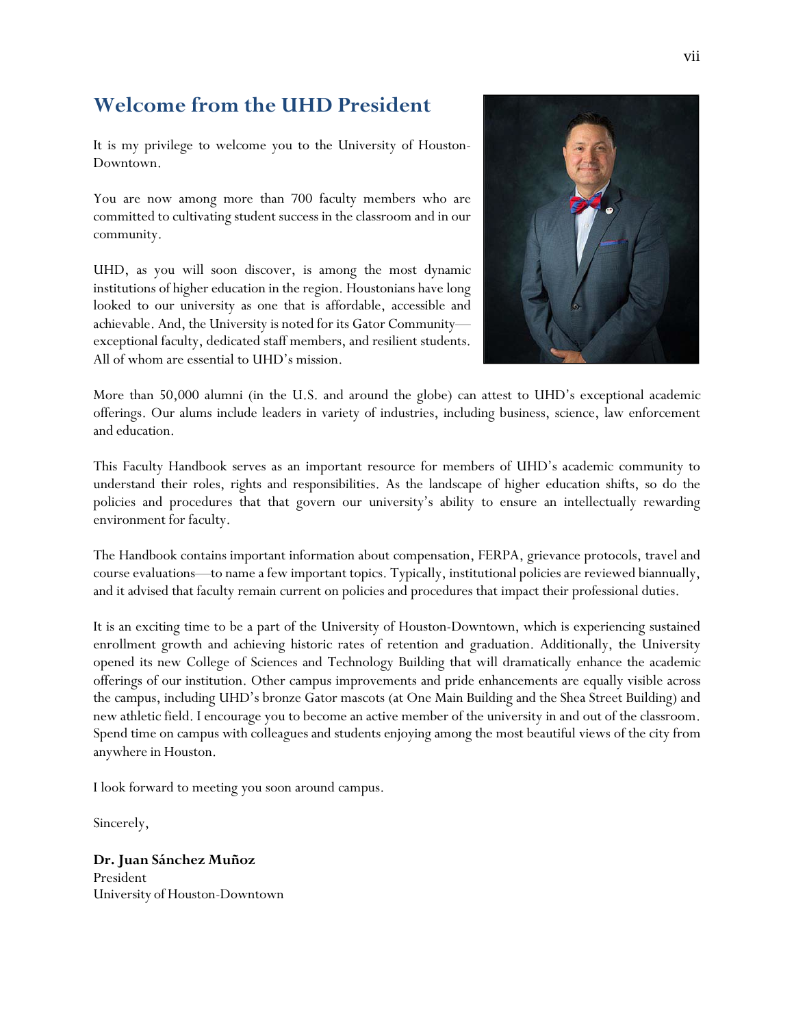## Welcome from the UHD President

It is my privilege to welcome you to the University of Houston-Downtown.

You are now among more than 700 faculty members who are committed to cultivating student success in the classroom and in our community.

UHD, as you will soon discover, is among the most dynamic institutions of higher education in the region. Houstonians have long looked to our university as one that is affordable, accessible and achievable. And, the University is noted for its Gator Community—exceptional faculty, dedicated staff members, and resilient students. All of whom are essential to UHD's mission.

More than 50,000 alumni (in the U.S. and around the globe) can attest to UHD's exceptional academic offerings. Our alums include leaders in variety of industries, including business, science, law enforcement and education.

This Faculty Handbook serves as an important resource for members of UHD's academic community to understand their roles, rights and responsibilities. As the landscape of higher education shifts, so do the policies and procedures that that govern our university's ability to ensure an intellectually rewarding environment for faculty.

The Handbook contains important information about compensation, FERPA, grievance protocols, travel and course evaluations—to name a few important topics. Typically, institutional policies are reviewed biannually, and it advised that faculty remain current on policies and procedures that impact their professional duties.

It is an exciting time to be a part of the University of Houston-Downtown, which is experiencing sustained enrollment growth and achieving historic rates of retention and graduation. Additionally, the University opened its new College of Sciences and Technology Building that will dramatically enhance the academic offerings of our institution. Other campus improvements and pride enhancements are equally visible across the campus, including UHD's bronze Gator mascots (at One Main Building and the Shea Street Building) and new athletic field. I encourage you to become an active member of the university in and out of the classroom. Spend time on campus with colleagues and students enjoying among the most beautiful views of the city from anywhere in Houston.

I look forward to meeting you soon around campus.

Sincerely,

**Dr. Juan Sánchez Muñoz**
President
University of Houston-Downtown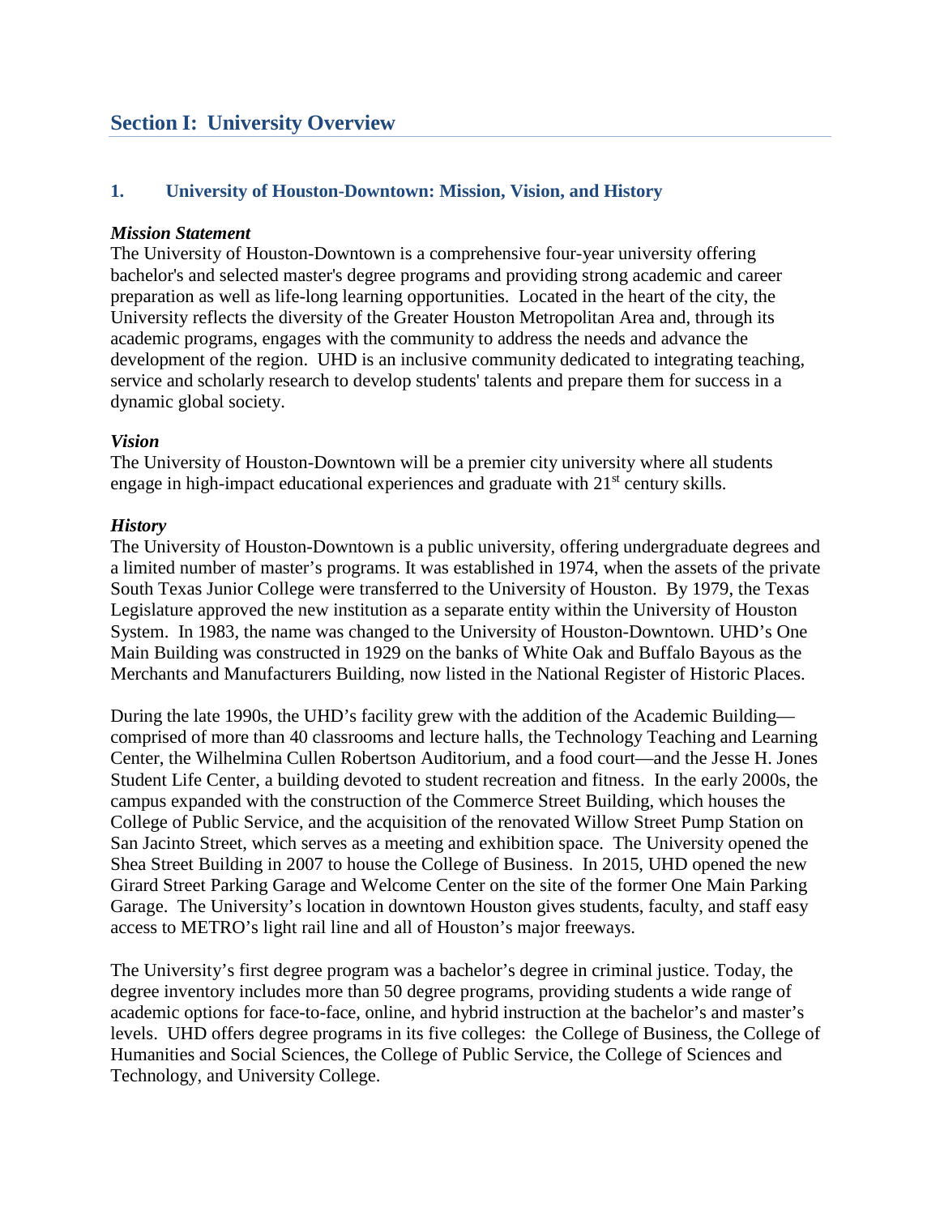# Section I: University Overview

## 1. University of Houston-Downtown: Mission, Vision, and History

***Mission Statement***

The University of Houston-Downtown is a comprehensive four-year university offering bachelor's and selected master's degree programs and providing strong academic and career preparation as well as life-long learning opportunities. Located in the heart of the city, the University reflects the diversity of the Greater Houston Metropolitan Area and, through its academic programs, engages with the community to address the needs and advance the development of the region. UHD is an inclusive community dedicated to integrating teaching, service and scholarly research to develop students' talents and prepare them for success in a dynamic global society.

***Vision***

The University of Houston-Downtown will be a premier city university where all students engage in high-impact educational experiences and graduate with 21st century skills.

***History***

The University of Houston-Downtown is a public university, offering undergraduate degrees and a limited number of master's programs. It was established in 1974, when the assets of the private South Texas Junior College were transferred to the University of Houston. By 1979, the Texas Legislature approved the new institution as a separate entity within the University of Houston System. In 1983, the name was changed to the University of Houston-Downtown. UHD's One Main Building was constructed in 1929 on the banks of White Oak and Buffalo Bayous as the Merchants and Manufacturers Building, now listed in the National Register of Historic Places.

During the late 1990s, the UHD's facility grew with the addition of the Academic Building—comprised of more than 40 classrooms and lecture halls, the Technology Teaching and Learning Center, the Wilhelmina Cullen Robertson Auditorium, and a food court—and the Jesse H. Jones Student Life Center, a building devoted to student recreation and fitness. In the early 2000s, the campus expanded with the construction of the Commerce Street Building, which houses the College of Public Service, and the acquisition of the renovated Willow Street Pump Station on San Jacinto Street, which serves as a meeting and exhibition space. The University opened the Shea Street Building in 2007 to house the College of Business. In 2015, UHD opened the new Girard Street Parking Garage and Welcome Center on the site of the former One Main Parking Garage. The University's location in downtown Houston gives students, faculty, and staff easy access to METRO's light rail line and all of Houston's major freeways.

The University's first degree program was a bachelor's degree in criminal justice. Today, the degree inventory includes more than 50 degree programs, providing students a wide range of academic options for face-to-face, online, and hybrid instruction at the bachelor's and master's levels. UHD offers degree programs in its five colleges: the College of Business, the College of Humanities and Social Sciences, the College of Public Service, the College of Sciences and Technology, and University College.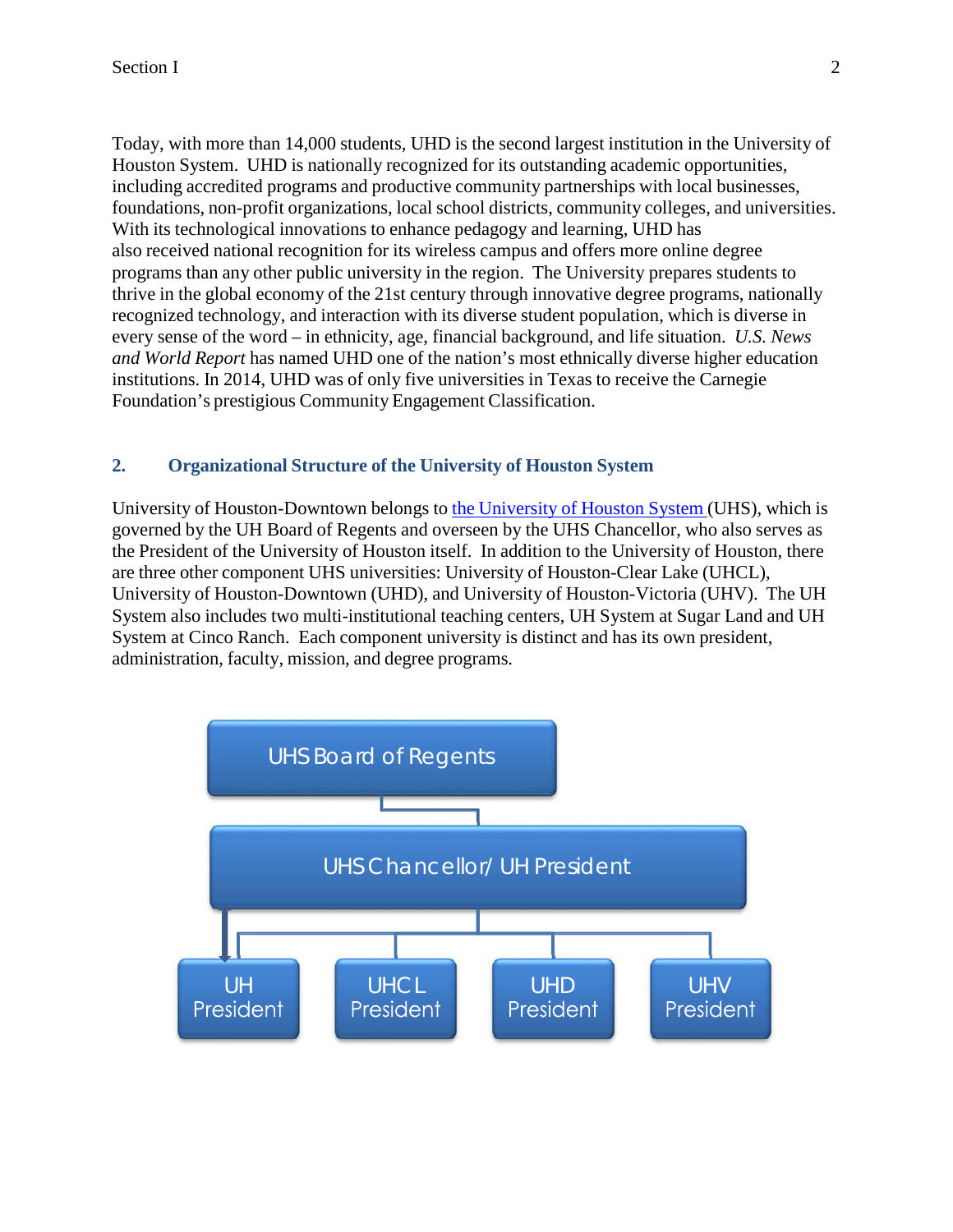Today, with more than 14,000 students, UHD is the second largest institution in the University of Houston System. UHD is nationally recognized for its outstanding academic opportunities, including accredited programs and productive community partnerships with local businesses, foundations, non-profit organizations, local school districts, community colleges, and universities. With its technological innovations to enhance pedagogy and learning, UHD has also received national recognition for its wireless campus and offers more online degree programs than any other public university in the region. The University prepares students to thrive in the global economy of the 21st century through innovative degree programs, nationally recognized technology, and interaction with its diverse student population, which is diverse in every sense of the word – in ethnicity, age, financial background, and life situation. *U.S. News and World Report* has named UHD one of the nation's most ethnically diverse higher education institutions. In 2014, UHD was of only five universities in Texas to receive the Carnegie Foundation's prestigious Community Engagement Classification.

## 2. Organizational Structure of the University of Houston System

University of Houston-Downtown belongs to the University of Houston System (UHS), which is governed by the UH Board of Regents and overseen by the UHS Chancellor, who also serves as the President of the University of Houston itself. In addition to the University of Houston, there are three other component UHS universities: University of Houston-Clear Lake (UHCL), University of Houston-Downtown (UHD), and University of Houston-Victoria (UHV). The UH System also includes two multi-institutional teaching centers, UH System at Sugar Land and UH System at Cinco Ranch. Each component university is distinct and has its own president, administration, faculty, mission, and degree programs.

UHS Board of Regents

UHS Chancellor/ UH President

UH President

UHCL President

UHD President

UHV President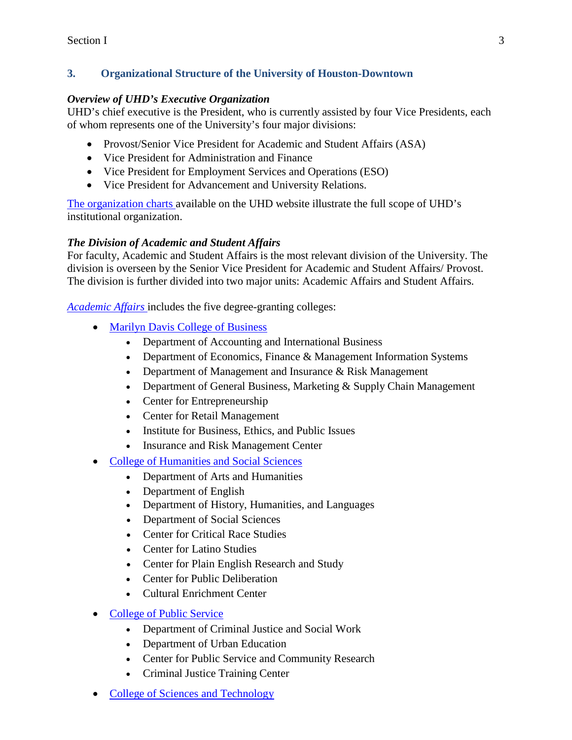## 3. Organizational Structure of the University of Houston-Downtown

### *Overview of UHD's Executive Organization*

UHD's chief executive is the President, who is currently assisted by four Vice Presidents, each of whom represents one of the University's four major divisions:

- Provost/Senior Vice President for Academic and Student Affairs (ASA)
- Vice President for Administration and Finance
- Vice President for Employment Services and Operations (ESO)
- Vice President for Advancement and University Relations.

The organization charts available on the UHD website illustrate the full scope of UHD's institutional organization.

### *The Division of Academic and Student Affairs*

For faculty, Academic and Student Affairs is the most relevant division of the University. The division is overseen by the Senior Vice President for Academic and Student Affairs/ Provost. The division is further divided into two major units: Academic Affairs and Student Affairs.

*Academic Affairs* includes the five degree-granting colleges:

- Marilyn Davis College of Business
  - Department of Accounting and International Business
  - Department of Economics, Finance & Management Information Systems
  - Department of Management and Insurance & Risk Management
  - Department of General Business, Marketing & Supply Chain Management
  - Center for Entrepreneurship
  - Center for Retail Management
  - Institute for Business, Ethics, and Public Issues
  - Insurance and Risk Management Center
- College of Humanities and Social Sciences
  - Department of Arts and Humanities
  - Department of English
  - Department of History, Humanities, and Languages
  - Department of Social Sciences
  - Center for Critical Race Studies
  - Center for Latino Studies
  - Center for Plain English Research and Study
  - Center for Public Deliberation
  - Cultural Enrichment Center
- College of Public Service
  - Department of Criminal Justice and Social Work
  - Department of Urban Education
  - Center for Public Service and Community Research
  - Criminal Justice Training Center
- College of Sciences and Technology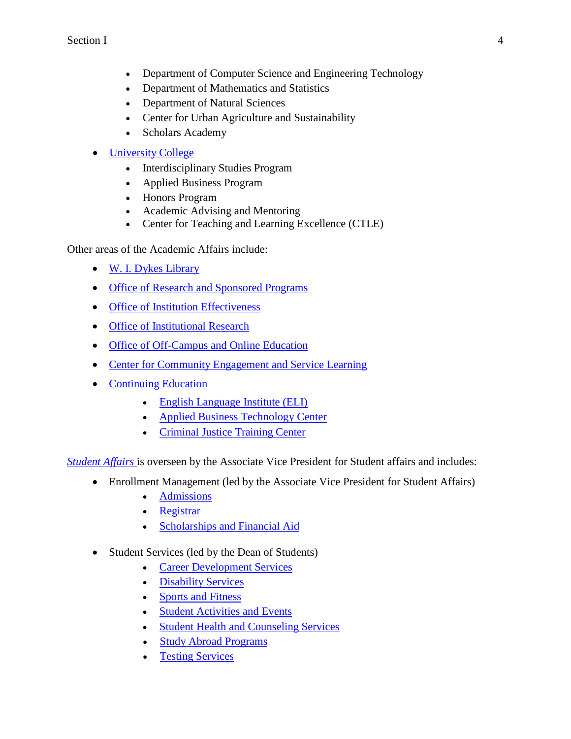- Department of Computer Science and Engineering Technology
    - Department of Mathematics and Statistics
    - Department of Natural Sciences
    - Center for Urban Agriculture and Sustainability
    - Scholars Academy
- University College
    - Interdisciplinary Studies Program
    - Applied Business Program
    - Honors Program
    - Academic Advising and Mentoring
    - Center for Teaching and Learning Excellence (CTLE)

Other areas of the Academic Affairs include:

- W. I. Dykes Library
- Office of Research and Sponsored Programs
- Office of Institution Effectiveness
- Office of Institutional Research
- Office of Off-Campus and Online Education
- Center for Community Engagement and Service Learning
- Continuing Education
    - English Language Institute (ELI)
    - Applied Business Technology Center
    - Criminal Justice Training Center

*Student Affairs* is overseen by the Associate Vice President for Student affairs and includes:

- Enrollment Management (led by the Associate Vice President for Student Affairs)
    - Admissions
    - Registrar
    - Scholarships and Financial Aid
- Student Services (led by the Dean of Students)
    - Career Development Services
    - Disability Services
    - Sports and Fitness
    - Student Activities and Events
    - Student Health and Counseling Services
    - Study Abroad Programs
    - Testing Services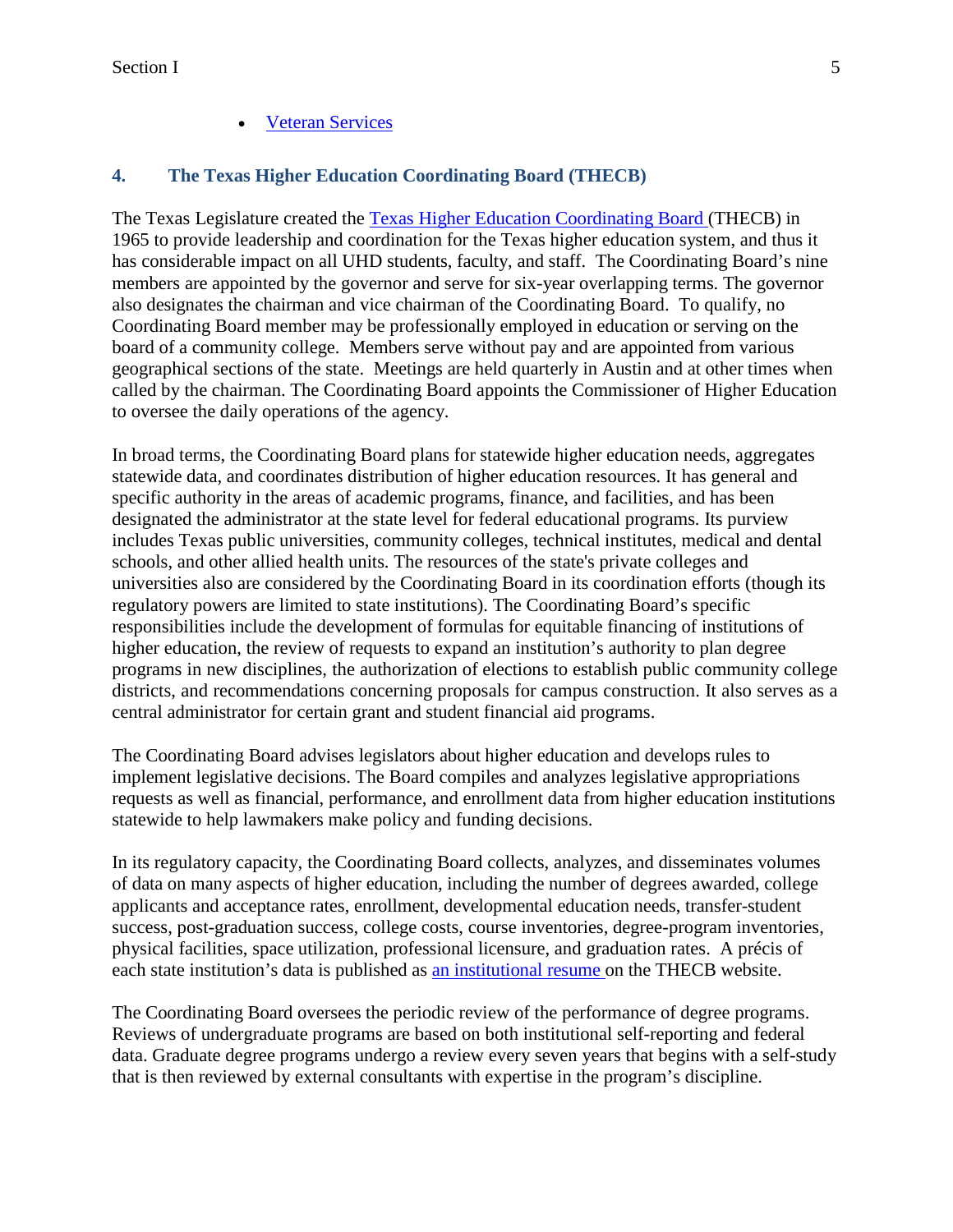- [Veteran Services]()

## 4. The Texas Higher Education Coordinating Board (THECB)

The Texas Legislature created the [Texas Higher Education Coordinating Board]() (THECB) in 1965 to provide leadership and coordination for the Texas higher education system, and thus it has considerable impact on all UHD students, faculty, and staff. The Coordinating Board's nine members are appointed by the governor and serve for six-year overlapping terms. The governor also designates the chairman and vice chairman of the Coordinating Board. To qualify, no Coordinating Board member may be professionally employed in education or serving on the board of a community college. Members serve without pay and are appointed from various geographical sections of the state. Meetings are held quarterly in Austin and at other times when called by the chairman. The Coordinating Board appoints the Commissioner of Higher Education to oversee the daily operations of the agency.

In broad terms, the Coordinating Board plans for statewide higher education needs, aggregates statewide data, and coordinates distribution of higher education resources. It has general and specific authority in the areas of academic programs, finance, and facilities, and has been designated the administrator at the state level for federal educational programs. Its purview includes Texas public universities, community colleges, technical institutes, medical and dental schools, and other allied health units. The resources of the state's private colleges and universities also are considered by the Coordinating Board in its coordination efforts (though its regulatory powers are limited to state institutions). The Coordinating Board's specific responsibilities include the development of formulas for equitable financing of institutions of higher education, the review of requests to expand an institution's authority to plan degree programs in new disciplines, the authorization of elections to establish public community college districts, and recommendations concerning proposals for campus construction. It also serves as a central administrator for certain grant and student financial aid programs.

The Coordinating Board advises legislators about higher education and develops rules to implement legislative decisions. The Board compiles and analyzes legislative appropriations requests as well as financial, performance, and enrollment data from higher education institutions statewide to help lawmakers make policy and funding decisions.

In its regulatory capacity, the Coordinating Board collects, analyzes, and disseminates volumes of data on many aspects of higher education, including the number of degrees awarded, college applicants and acceptance rates, enrollment, developmental education needs, transfer-student success, post-graduation success, college costs, course inventories, degree-program inventories, physical facilities, space utilization, professional licensure, and graduation rates. A précis of each state institution's data is published as [an institutional resume]() on the THECB website.

The Coordinating Board oversees the periodic review of the performance of degree programs. Reviews of undergraduate programs are based on both institutional self-reporting and federal data. Graduate degree programs undergo a review every seven years that begins with a self-study that is then reviewed by external consultants with expertise in the program's discipline.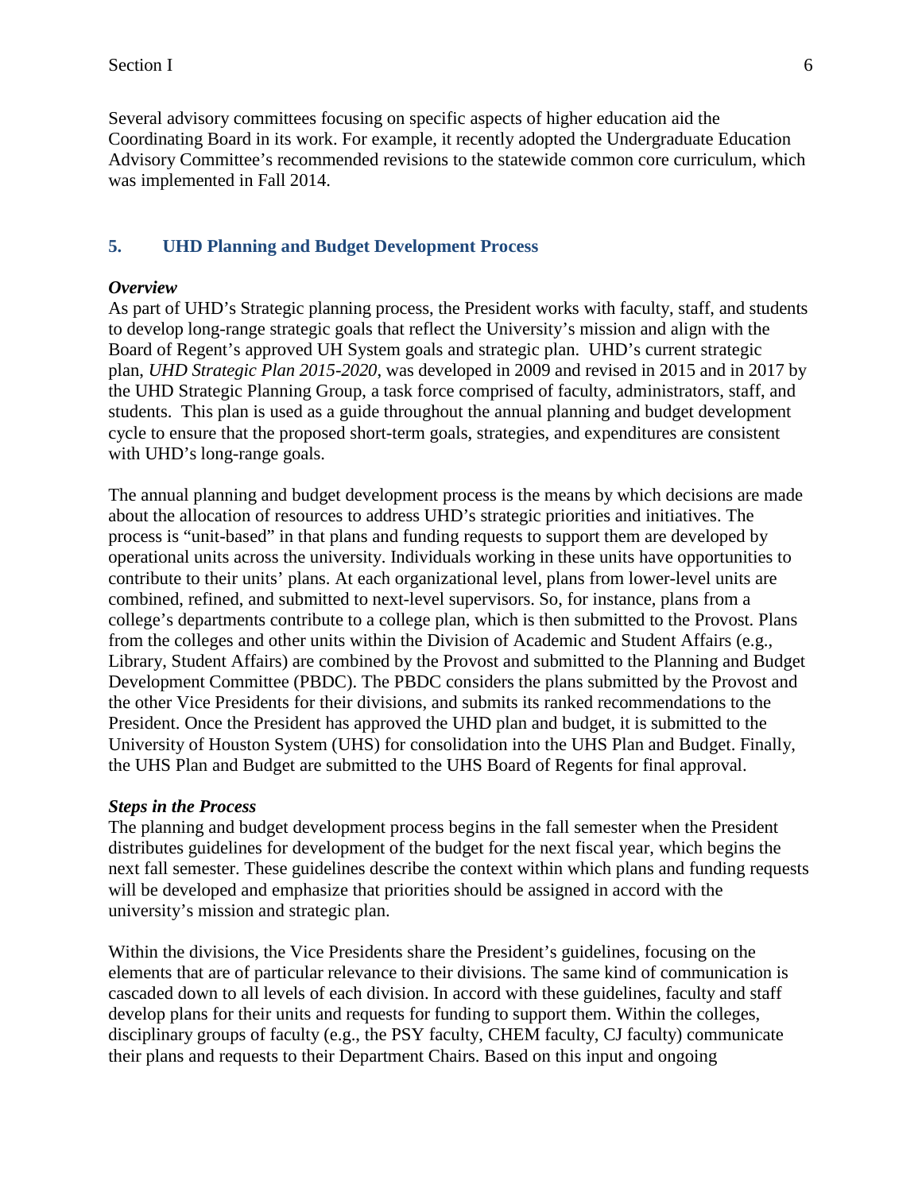Several advisory committees focusing on specific aspects of higher education aid the Coordinating Board in its work. For example, it recently adopted the Undergraduate Education Advisory Committee's recommended revisions to the statewide common core curriculum, which was implemented in Fall 2014.

## 5. UHD Planning and Budget Development Process

***Overview***

As part of UHD's Strategic planning process, the President works with faculty, staff, and students to develop long-range strategic goals that reflect the University's mission and align with the Board of Regent's approved UH System goals and strategic plan. UHD's current strategic plan, *UHD Strategic Plan 2015-2020*, was developed in 2009 and revised in 2015 and in 2017 by the UHD Strategic Planning Group, a task force comprised of faculty, administrators, staff, and students. This plan is used as a guide throughout the annual planning and budget development cycle to ensure that the proposed short-term goals, strategies, and expenditures are consistent with UHD's long-range goals.

The annual planning and budget development process is the means by which decisions are made about the allocation of resources to address UHD's strategic priorities and initiatives. The process is "unit-based" in that plans and funding requests to support them are developed by operational units across the university. Individuals working in these units have opportunities to contribute to their units' plans. At each organizational level, plans from lower-level units are combined, refined, and submitted to next-level supervisors. So, for instance, plans from a college's departments contribute to a college plan, which is then submitted to the Provost. Plans from the colleges and other units within the Division of Academic and Student Affairs (e.g., Library, Student Affairs) are combined by the Provost and submitted to the Planning and Budget Development Committee (PBDC). The PBDC considers the plans submitted by the Provost and the other Vice Presidents for their divisions, and submits its ranked recommendations to the President. Once the President has approved the UHD plan and budget, it is submitted to the University of Houston System (UHS) for consolidation into the UHS Plan and Budget. Finally, the UHS Plan and Budget are submitted to the UHS Board of Regents for final approval.

***Steps in the Process***

The planning and budget development process begins in the fall semester when the President distributes guidelines for development of the budget for the next fiscal year, which begins the next fall semester. These guidelines describe the context within which plans and funding requests will be developed and emphasize that priorities should be assigned in accord with the university's mission and strategic plan.

Within the divisions, the Vice Presidents share the President's guidelines, focusing on the elements that are of particular relevance to their divisions. The same kind of communication is cascaded down to all levels of each division. In accord with these guidelines, faculty and staff develop plans for their units and requests for funding to support them. Within the colleges, disciplinary groups of faculty (e.g., the PSY faculty, CHEM faculty, CJ faculty) communicate their plans and requests to their Department Chairs. Based on this input and ongoing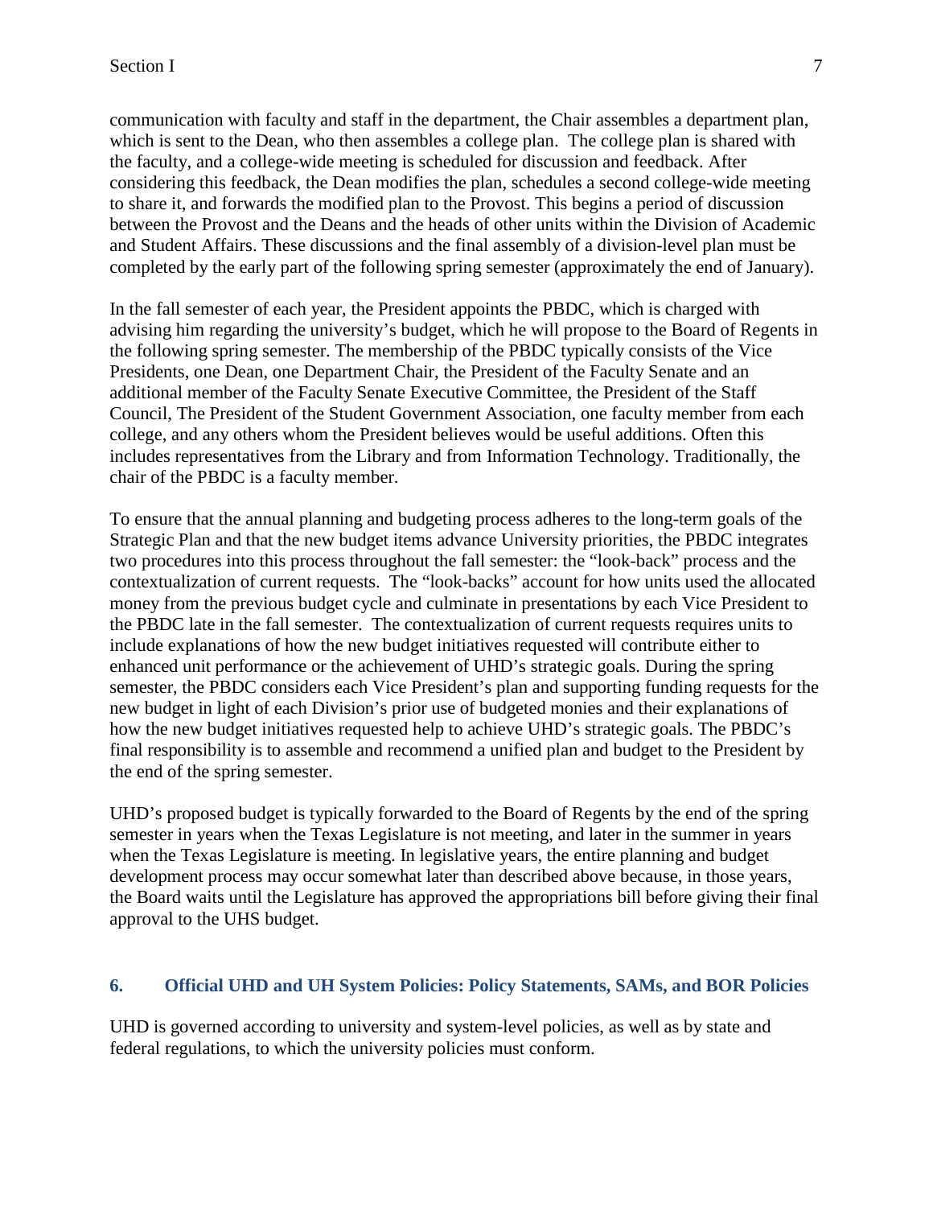communication with faculty and staff in the department, the Chair assembles a department plan, which is sent to the Dean, who then assembles a college plan. The college plan is shared with the faculty, and a college-wide meeting is scheduled for discussion and feedback. After considering this feedback, the Dean modifies the plan, schedules a second college-wide meeting to share it, and forwards the modified plan to the Provost. This begins a period of discussion between the Provost and the Deans and the heads of other units within the Division of Academic and Student Affairs. These discussions and the final assembly of a division-level plan must be completed by the early part of the following spring semester (approximately the end of January).

In the fall semester of each year, the President appoints the PBDC, which is charged with advising him regarding the university's budget, which he will propose to the Board of Regents in the following spring semester. The membership of the PBDC typically consists of the Vice Presidents, one Dean, one Department Chair, the President of the Faculty Senate and an additional member of the Faculty Senate Executive Committee, the President of the Staff Council, The President of the Student Government Association, one faculty member from each college, and any others whom the President believes would be useful additions. Often this includes representatives from the Library and from Information Technology. Traditionally, the chair of the PBDC is a faculty member.

To ensure that the annual planning and budgeting process adheres to the long-term goals of the Strategic Plan and that the new budget items advance University priorities, the PBDC integrates two procedures into this process throughout the fall semester: the "look-back" process and the contextualization of current requests. The "look-backs" account for how units used the allocated money from the previous budget cycle and culminate in presentations by each Vice President to the PBDC late in the fall semester. The contextualization of current requests requires units to include explanations of how the new budget initiatives requested will contribute either to enhanced unit performance or the achievement of UHD's strategic goals. During the spring semester, the PBDC considers each Vice President's plan and supporting funding requests for the new budget in light of each Division's prior use of budgeted monies and their explanations of how the new budget initiatives requested help to achieve UHD's strategic goals. The PBDC's final responsibility is to assemble and recommend a unified plan and budget to the President by the end of the spring semester.

UHD's proposed budget is typically forwarded to the Board of Regents by the end of the spring semester in years when the Texas Legislature is not meeting, and later in the summer in years when the Texas Legislature is meeting. In legislative years, the entire planning and budget development process may occur somewhat later than described above because, in those years, the Board waits until the Legislature has approved the appropriations bill before giving their final approval to the UHS budget.

## 6. Official UHD and UH System Policies: Policy Statements, SAMs, and BOR Policies

UHD is governed according to university and system-level policies, as well as by state and federal regulations, to which the university policies must conform.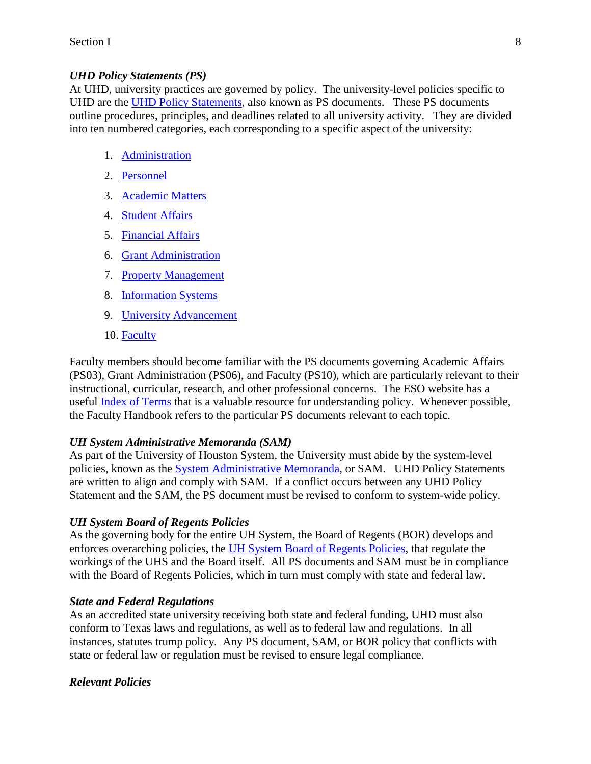### *UHD Policy Statements (PS)*

At UHD, university practices are governed by policy. The university-level policies specific to UHD are the UHD Policy Statements, also known as PS documents. These PS documents outline procedures, principles, and deadlines related to all university activity. They are divided into ten numbered categories, each corresponding to a specific aspect of the university:

1. Administration
2. Personnel
3. Academic Matters
4. Student Affairs
5. Financial Affairs
6. Grant Administration
7. Property Management
8. Information Systems
9. University Advancement
10. Faculty

Faculty members should become familiar with the PS documents governing Academic Affairs (PS03), Grant Administration (PS06), and Faculty (PS10), which are particularly relevant to their instructional, curricular, research, and other professional concerns. The ESO website has a useful Index of Terms that is a valuable resource for understanding policy. Whenever possible, the Faculty Handbook refers to the particular PS documents relevant to each topic.

### *UH System Administrative Memoranda (SAM)*

As part of the University of Houston System, the University must abide by the system-level policies, known as the System Administrative Memoranda, or SAM. UHD Policy Statements are written to align and comply with SAM. If a conflict occurs between any UHD Policy Statement and the SAM, the PS document must be revised to conform to system-wide policy.

### *UH System Board of Regents Policies*

As the governing body for the entire UH System, the Board of Regents (BOR) develops and enforces overarching policies, the UH System Board of Regents Policies, that regulate the workings of the UHS and the Board itself. All PS documents and SAM must be in compliance with the Board of Regents Policies, which in turn must comply with state and federal law.

### *State and Federal Regulations*

As an accredited state university receiving both state and federal funding, UHD must also conform to Texas laws and regulations, as well as to federal law and regulations. In all instances, statutes trump policy. Any PS document, SAM, or BOR policy that conflicts with state or federal law or regulation must be revised to ensure legal compliance.

### *Relevant Policies*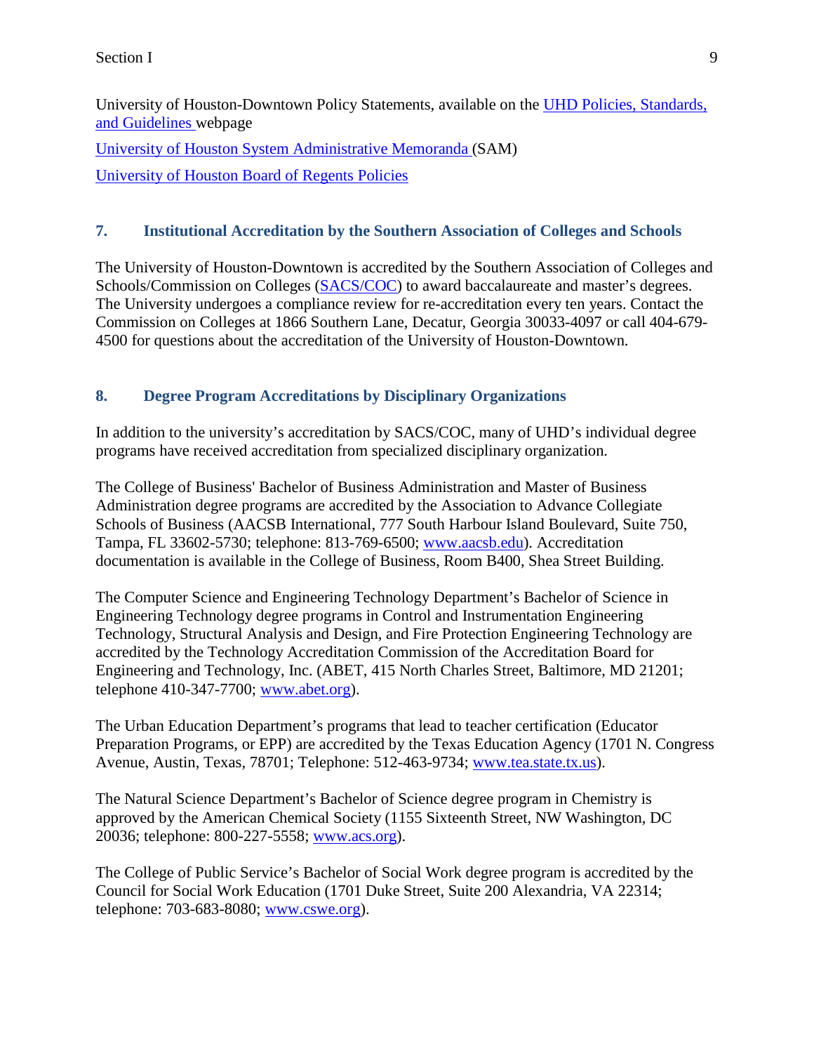University of Houston-Downtown Policy Statements, available on the UHD Policies, Standards, and Guidelines webpage

University of Houston System Administrative Memoranda (SAM)

University of Houston Board of Regents Policies

## 7. Institutional Accreditation by the Southern Association of Colleges and Schools

The University of Houston-Downtown is accredited by the Southern Association of Colleges and Schools/Commission on Colleges (SACS/COC) to award baccalaureate and master's degrees. The University undergoes a compliance review for re-accreditation every ten years. Contact the Commission on Colleges at 1866 Southern Lane, Decatur, Georgia 30033-4097 or call 404-679-4500 for questions about the accreditation of the University of Houston-Downtown.

## 8. Degree Program Accreditations by Disciplinary Organizations

In addition to the university's accreditation by SACS/COC, many of UHD's individual degree programs have received accreditation from specialized disciplinary organization.

The College of Business' Bachelor of Business Administration and Master of Business Administration degree programs are accredited by the Association to Advance Collegiate Schools of Business (AACSB International, 777 South Harbour Island Boulevard, Suite 750, Tampa, FL 33602-5730; telephone: 813-769-6500; www.aacsb.edu). Accreditation documentation is available in the College of Business, Room B400, Shea Street Building.

The Computer Science and Engineering Technology Department's Bachelor of Science in Engineering Technology degree programs in Control and Instrumentation Engineering Technology, Structural Analysis and Design, and Fire Protection Engineering Technology are accredited by the Technology Accreditation Commission of the Accreditation Board for Engineering and Technology, Inc. (ABET, 415 North Charles Street, Baltimore, MD 21201; telephone 410-347-7700; www.abet.org).

The Urban Education Department's programs that lead to teacher certification (Educator Preparation Programs, or EPP) are accredited by the Texas Education Agency (1701 N. Congress Avenue, Austin, Texas, 78701; Telephone: 512-463-9734; www.tea.state.tx.us).

The Natural Science Department's Bachelor of Science degree program in Chemistry is approved by the American Chemical Society (1155 Sixteenth Street, NW Washington, DC 20036; telephone: 800-227-5558; www.acs.org).

The College of Public Service's Bachelor of Social Work degree program is accredited by the Council for Social Work Education (1701 Duke Street, Suite 200 Alexandria, VA 22314; telephone: 703-683-8080; www.cswe.org).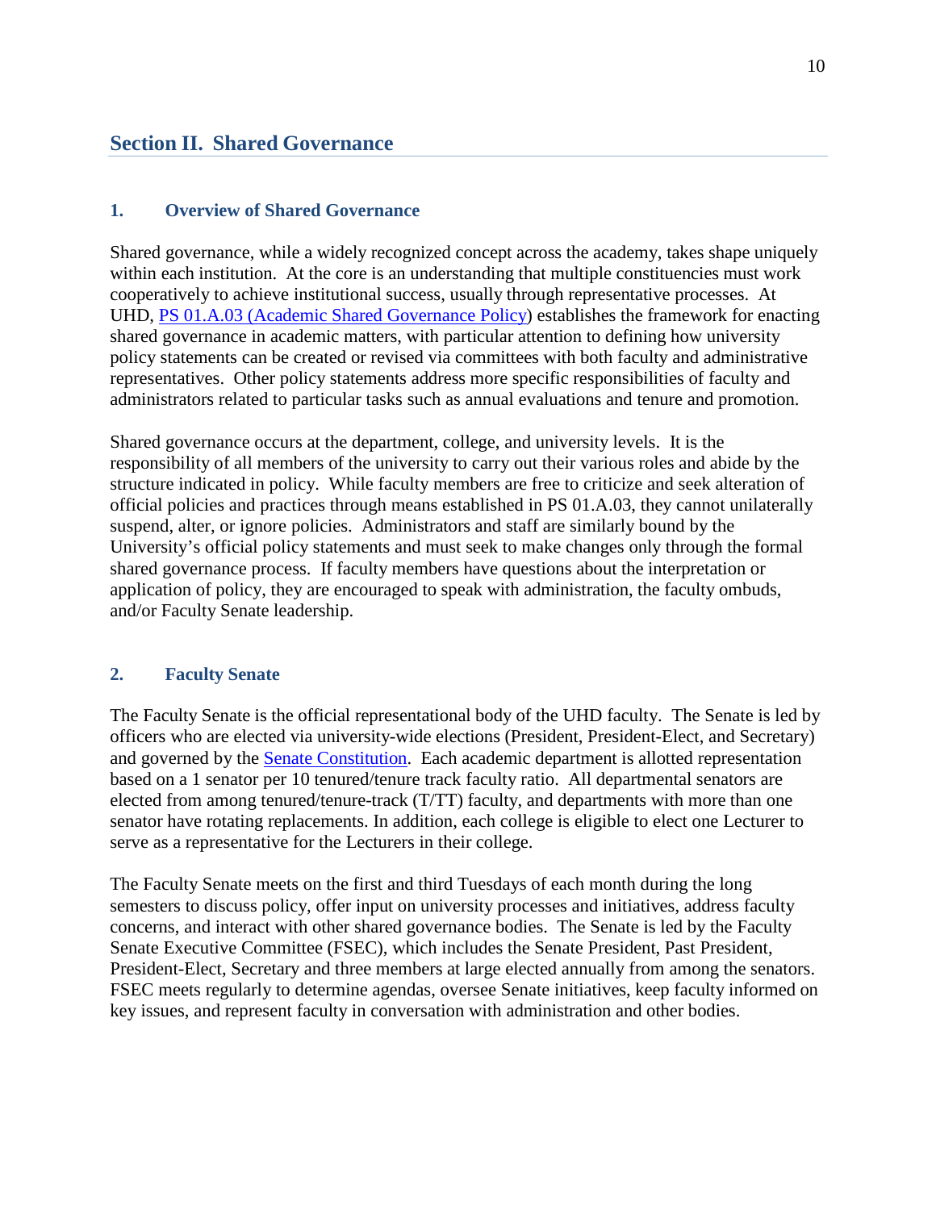## Section II. Shared Governance

### 1. Overview of Shared Governance

Shared governance, while a widely recognized concept across the academy, takes shape uniquely within each institution. At the core is an understanding that multiple constituencies must work cooperatively to achieve institutional success, usually through representative processes. At UHD, PS 01.A.03 (Academic Shared Governance Policy) establishes the framework for enacting shared governance in academic matters, with particular attention to defining how university policy statements can be created or revised via committees with both faculty and administrative representatives. Other policy statements address more specific responsibilities of faculty and administrators related to particular tasks such as annual evaluations and tenure and promotion.

Shared governance occurs at the department, college, and university levels. It is the responsibility of all members of the university to carry out their various roles and abide by the structure indicated in policy. While faculty members are free to criticize and seek alteration of official policies and practices through means established in PS 01.A.03, they cannot unilaterally suspend, alter, or ignore policies. Administrators and staff are similarly bound by the University's official policy statements and must seek to make changes only through the formal shared governance process. If faculty members have questions about the interpretation or application of policy, they are encouraged to speak with administration, the faculty ombuds, and/or Faculty Senate leadership.

### 2. Faculty Senate

The Faculty Senate is the official representational body of the UHD faculty. The Senate is led by officers who are elected via university-wide elections (President, President-Elect, and Secretary) and governed by the Senate Constitution. Each academic department is allotted representation based on a 1 senator per 10 tenured/tenure track faculty ratio. All departmental senators are elected from among tenured/tenure-track (T/TT) faculty, and departments with more than one senator have rotating replacements. In addition, each college is eligible to elect one Lecturer to serve as a representative for the Lecturers in their college.

The Faculty Senate meets on the first and third Tuesdays of each month during the long semesters to discuss policy, offer input on university processes and initiatives, address faculty concerns, and interact with other shared governance bodies. The Senate is led by the Faculty Senate Executive Committee (FSEC), which includes the Senate President, Past President, President-Elect, Secretary and three members at large elected annually from among the senators. FSEC meets regularly to determine agendas, oversee Senate initiatives, keep faculty informed on key issues, and represent faculty in conversation with administration and other bodies.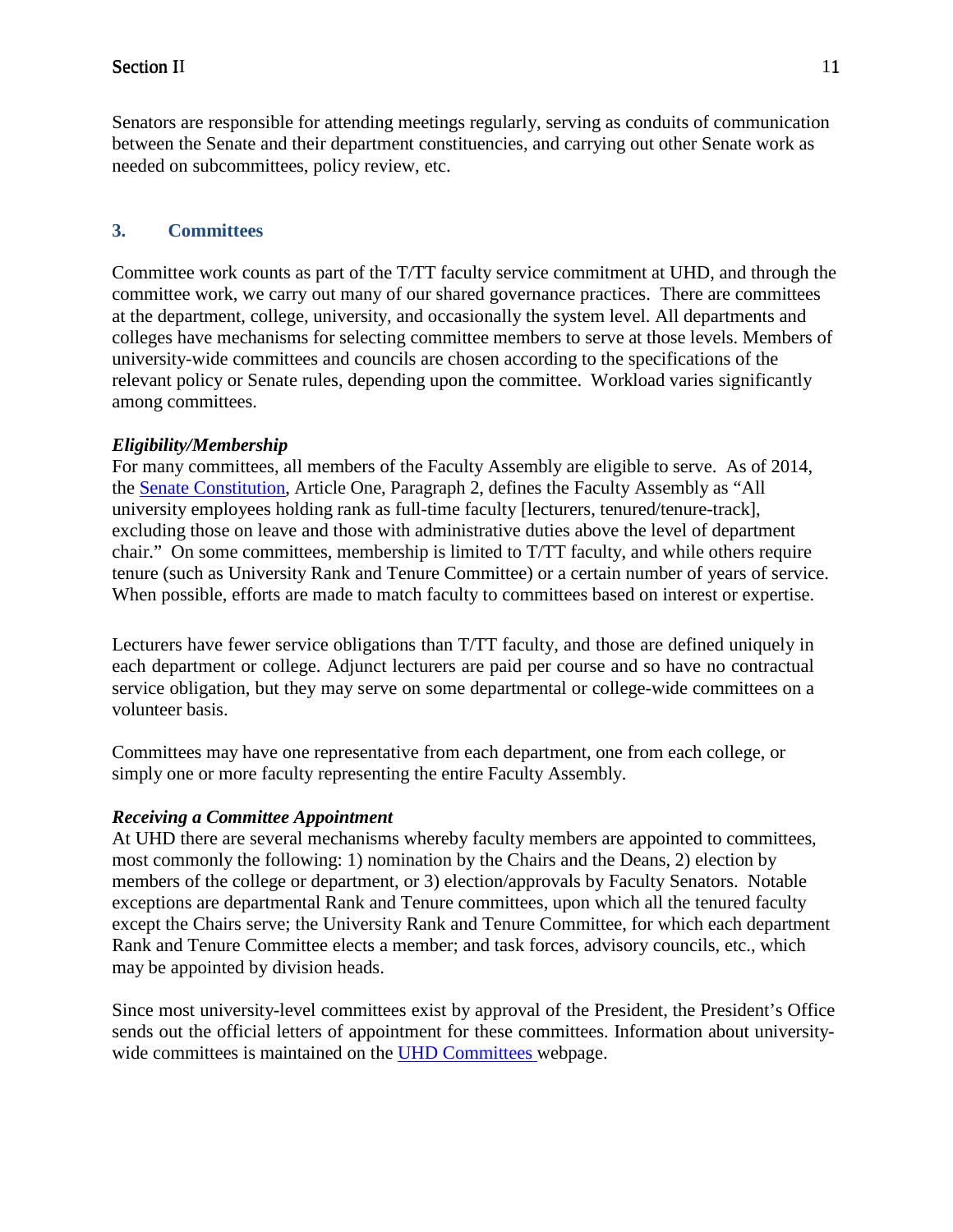Senators are responsible for attending meetings regularly, serving as conduits of communication between the Senate and their department constituencies, and carrying out other Senate work as needed on subcommittees, policy review, etc.

### 3. Committees

Committee work counts as part of the T/TT faculty service commitment at UHD, and through the committee work, we carry out many of our shared governance practices. There are committees at the department, college, university, and occasionally the system level. All departments and colleges have mechanisms for selecting committee members to serve at those levels. Members of university-wide committees and councils are chosen according to the specifications of the relevant policy or Senate rules, depending upon the committee. Workload varies significantly among committees.

***Eligibility/Membership***

For many committees, all members of the Faculty Assembly are eligible to serve. As of 2014, the Senate Constitution, Article One, Paragraph 2, defines the Faculty Assembly as "All university employees holding rank as full-time faculty [lecturers, tenured/tenure-track], excluding those on leave and those with administrative duties above the level of department chair." On some committees, membership is limited to T/TT faculty, and while others require tenure (such as University Rank and Tenure Committee) or a certain number of years of service. When possible, efforts are made to match faculty to committees based on interest or expertise.

Lecturers have fewer service obligations than T/TT faculty, and those are defined uniquely in each department or college. Adjunct lecturers are paid per course and so have no contractual service obligation, but they may serve on some departmental or college-wide committees on a volunteer basis.

Committees may have one representative from each department, one from each college, or simply one or more faculty representing the entire Faculty Assembly.

***Receiving a Committee Appointment***

At UHD there are several mechanisms whereby faculty members are appointed to committees, most commonly the following: 1) nomination by the Chairs and the Deans, 2) election by members of the college or department, or 3) election/approvals by Faculty Senators. Notable exceptions are departmental Rank and Tenure committees, upon which all the tenured faculty except the Chairs serve; the University Rank and Tenure Committee, for which each department Rank and Tenure Committee elects a member; and task forces, advisory councils, etc., which may be appointed by division heads.

Since most university-level committees exist by approval of the President, the President's Office sends out the official letters of appointment for these committees. Information about university-wide committees is maintained on the UHD Committees webpage.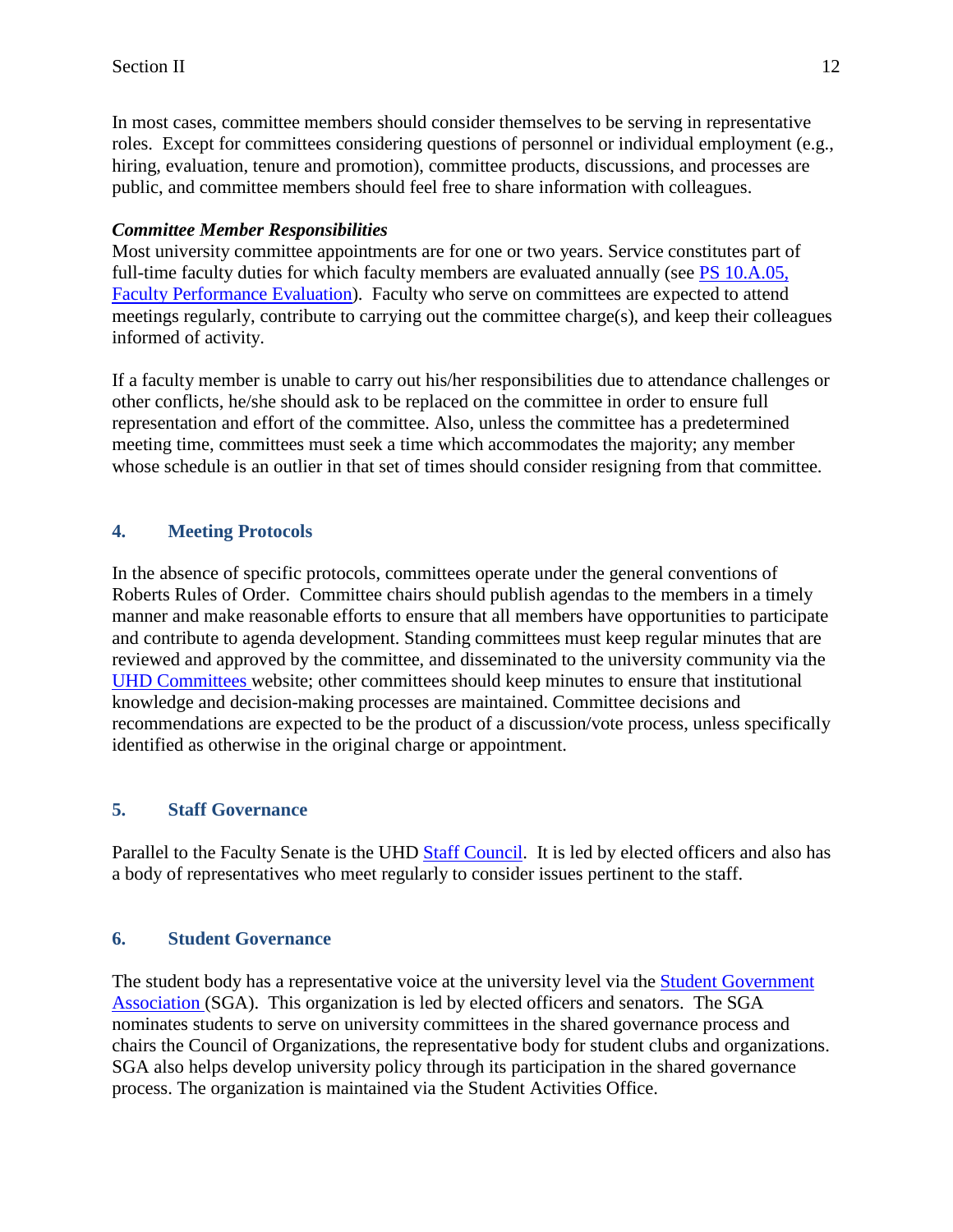In most cases, committee members should consider themselves to be serving in representative roles. Except for committees considering questions of personnel or individual employment (e.g., hiring, evaluation, tenure and promotion), committee products, discussions, and processes are public, and committee members should feel free to share information with colleagues.

***Committee Member Responsibilities***

Most university committee appointments are for one or two years. Service constitutes part of full-time faculty duties for which faculty members are evaluated annually (see PS 10.A.05, Faculty Performance Evaluation). Faculty who serve on committees are expected to attend meetings regularly, contribute to carrying out the committee charge(s), and keep their colleagues informed of activity.

If a faculty member is unable to carry out his/her responsibilities due to attendance challenges or other conflicts, he/she should ask to be replaced on the committee in order to ensure full representation and effort of the committee. Also, unless the committee has a predetermined meeting time, committees must seek a time which accommodates the majority; any member whose schedule is an outlier in that set of times should consider resigning from that committee.

## 4. Meeting Protocols

In the absence of specific protocols, committees operate under the general conventions of Roberts Rules of Order. Committee chairs should publish agendas to the members in a timely manner and make reasonable efforts to ensure that all members have opportunities to participate and contribute to agenda development. Standing committees must keep regular minutes that are reviewed and approved by the committee, and disseminated to the university community via the UHD Committees website; other committees should keep minutes to ensure that institutional knowledge and decision-making processes are maintained. Committee decisions and recommendations are expected to be the product of a discussion/vote process, unless specifically identified as otherwise in the original charge or appointment.

## 5. Staff Governance

Parallel to the Faculty Senate is the UHD Staff Council. It is led by elected officers and also has a body of representatives who meet regularly to consider issues pertinent to the staff.

## 6. Student Governance

The student body has a representative voice at the university level via the Student Government Association (SGA). This organization is led by elected officers and senators. The SGA nominates students to serve on university committees in the shared governance process and chairs the Council of Organizations, the representative body for student clubs and organizations. SGA also helps develop university policy through its participation in the shared governance process. The organization is maintained via the Student Activities Office.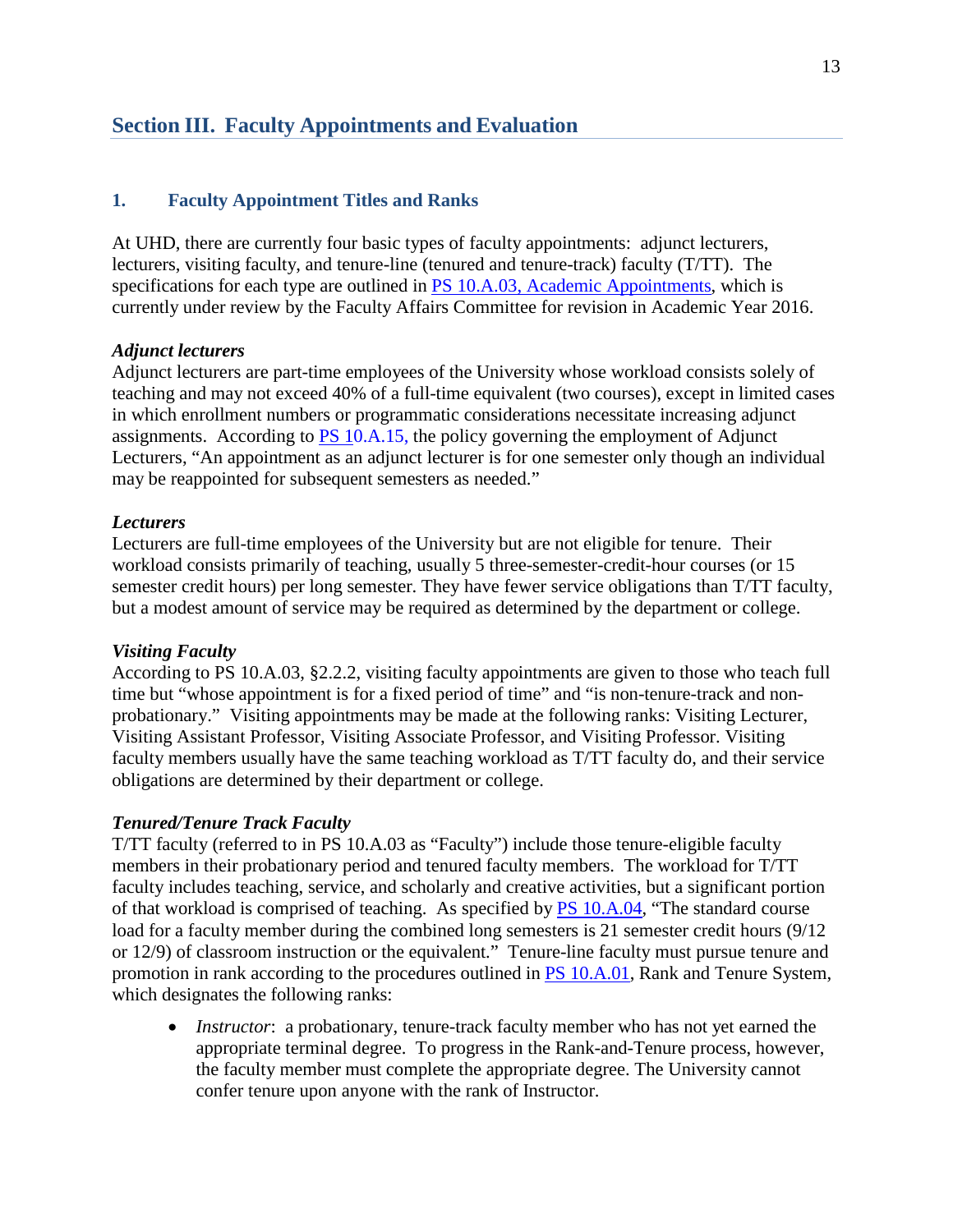## Section III. Faculty Appointments and Evaluation

### 1. Faculty Appointment Titles and Ranks

At UHD, there are currently four basic types of faculty appointments: adjunct lecturers, lecturers, visiting faculty, and tenure-line (tenured and tenure-track) faculty (T/TT). The specifications for each type are outlined in PS 10.A.03, Academic Appointments, which is currently under review by the Faculty Affairs Committee for revision in Academic Year 2016.

***Adjunct lecturers***
Adjunct lecturers are part-time employees of the University whose workload consists solely of teaching and may not exceed 40% of a full-time equivalent (two courses), except in limited cases in which enrollment numbers or programmatic considerations necessitate increasing adjunct assignments. According to PS 10.A.15, the policy governing the employment of Adjunct Lecturers, "An appointment as an adjunct lecturer is for one semester only though an individual may be reappointed for subsequent semesters as needed."

***Lecturers***
Lecturers are full-time employees of the University but are not eligible for tenure. Their workload consists primarily of teaching, usually 5 three-semester-credit-hour courses (or 15 semester credit hours) per long semester. They have fewer service obligations than T/TT faculty, but a modest amount of service may be required as determined by the department or college.

***Visiting Faculty***
According to PS 10.A.03, §2.2.2, visiting faculty appointments are given to those who teach full time but "whose appointment is for a fixed period of time" and "is non-tenure-track and non-probationary." Visiting appointments may be made at the following ranks: Visiting Lecturer, Visiting Assistant Professor, Visiting Associate Professor, and Visiting Professor. Visiting faculty members usually have the same teaching workload as T/TT faculty do, and their service obligations are determined by their department or college.

***Tenured/Tenure Track Faculty***
T/TT faculty (referred to in PS 10.A.03 as "Faculty") include those tenure-eligible faculty members in their probationary period and tenured faculty members. The workload for T/TT faculty includes teaching, service, and scholarly and creative activities, but a significant portion of that workload is comprised of teaching. As specified by PS 10.A.04, "The standard course load for a faculty member during the combined long semesters is 21 semester credit hours (9/12 or 12/9) of classroom instruction or the equivalent." Tenure-line faculty must pursue tenure and promotion in rank according to the procedures outlined in PS 10.A.01, Rank and Tenure System, which designates the following ranks:

- *Instructor*: a probationary, tenure-track faculty member who has not yet earned the appropriate terminal degree. To progress in the Rank-and-Tenure process, however, the faculty member must complete the appropriate degree. The University cannot confer tenure upon anyone with the rank of Instructor.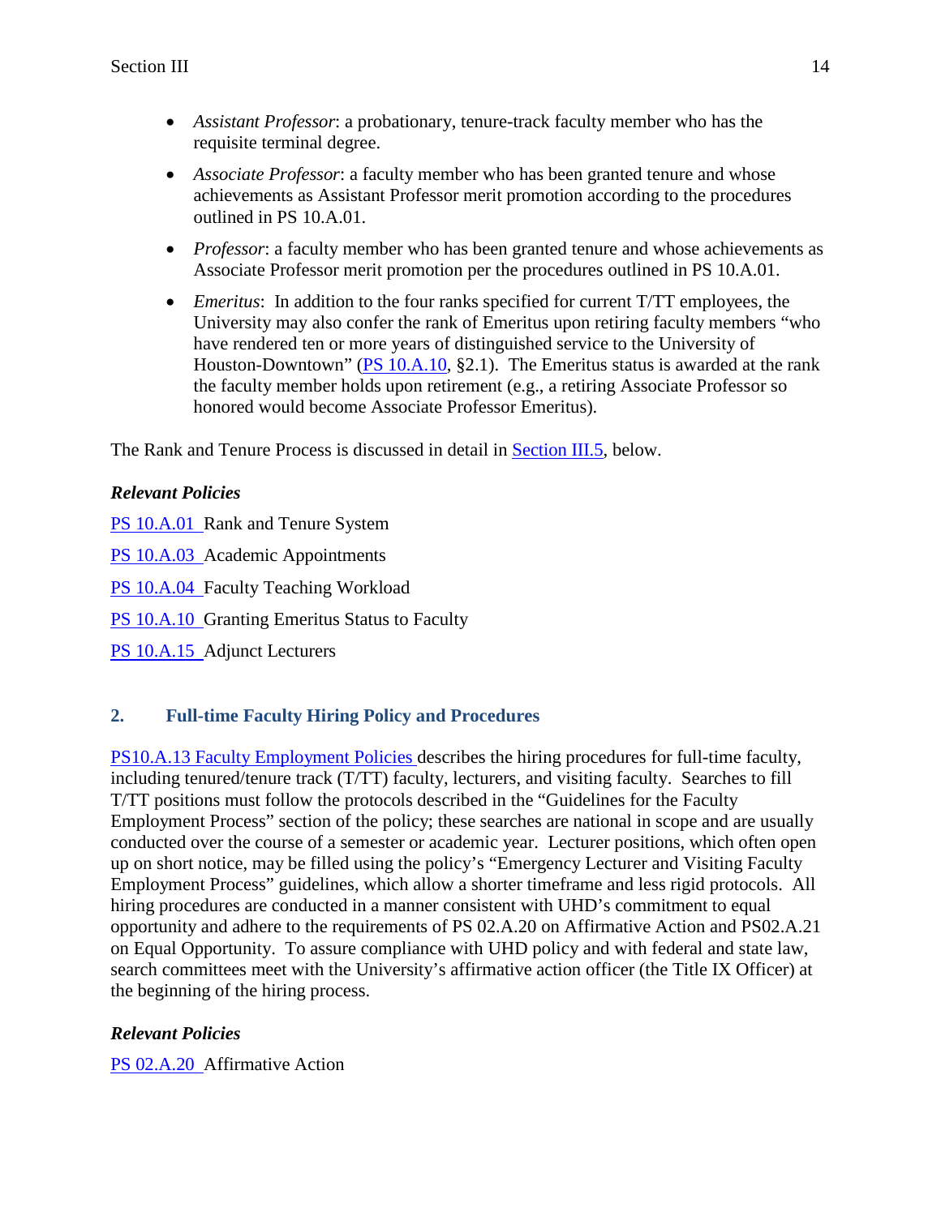- *Assistant Professor*: a probationary, tenure-track faculty member who has the requisite terminal degree.
- *Associate Professor*: a faculty member who has been granted tenure and whose achievements as Assistant Professor merit promotion according to the procedures outlined in PS 10.A.01.
- *Professor*: a faculty member who has been granted tenure and whose achievements as Associate Professor merit promotion per the procedures outlined in PS 10.A.01.
- *Emeritus*: In addition to the four ranks specified for current T/TT employees, the University may also confer the rank of Emeritus upon retiring faculty members "who have rendered ten or more years of distinguished service to the University of Houston-Downtown" (PS 10.A.10, §2.1). The Emeritus status is awarded at the rank the faculty member holds upon retirement (e.g., a retiring Associate Professor so honored would become Associate Professor Emeritus).

The Rank and Tenure Process is discussed in detail in Section III.5, below.

***Relevant Policies***

PS 10.A.01 Rank and Tenure System

PS 10.A.03 Academic Appointments

PS 10.A.04 Faculty Teaching Workload

PS 10.A.10 Granting Emeritus Status to Faculty

PS 10.A.15 Adjunct Lecturers

## 2. Full-time Faculty Hiring Policy and Procedures

PS10.A.13 Faculty Employment Policies describes the hiring procedures for full-time faculty, including tenured/tenure track (T/TT) faculty, lecturers, and visiting faculty. Searches to fill T/TT positions must follow the protocols described in the "Guidelines for the Faculty Employment Process" section of the policy; these searches are national in scope and are usually conducted over the course of a semester or academic year. Lecturer positions, which often open up on short notice, may be filled using the policy's "Emergency Lecturer and Visiting Faculty Employment Process" guidelines, which allow a shorter timeframe and less rigid protocols. All hiring procedures are conducted in a manner consistent with UHD's commitment to equal opportunity and adhere to the requirements of PS 02.A.20 on Affirmative Action and PS02.A.21 on Equal Opportunity. To assure compliance with UHD policy and with federal and state law, search committees meet with the University's affirmative action officer (the Title IX Officer) at the beginning of the hiring process.

***Relevant Policies***

PS 02.A.20 Affirmative Action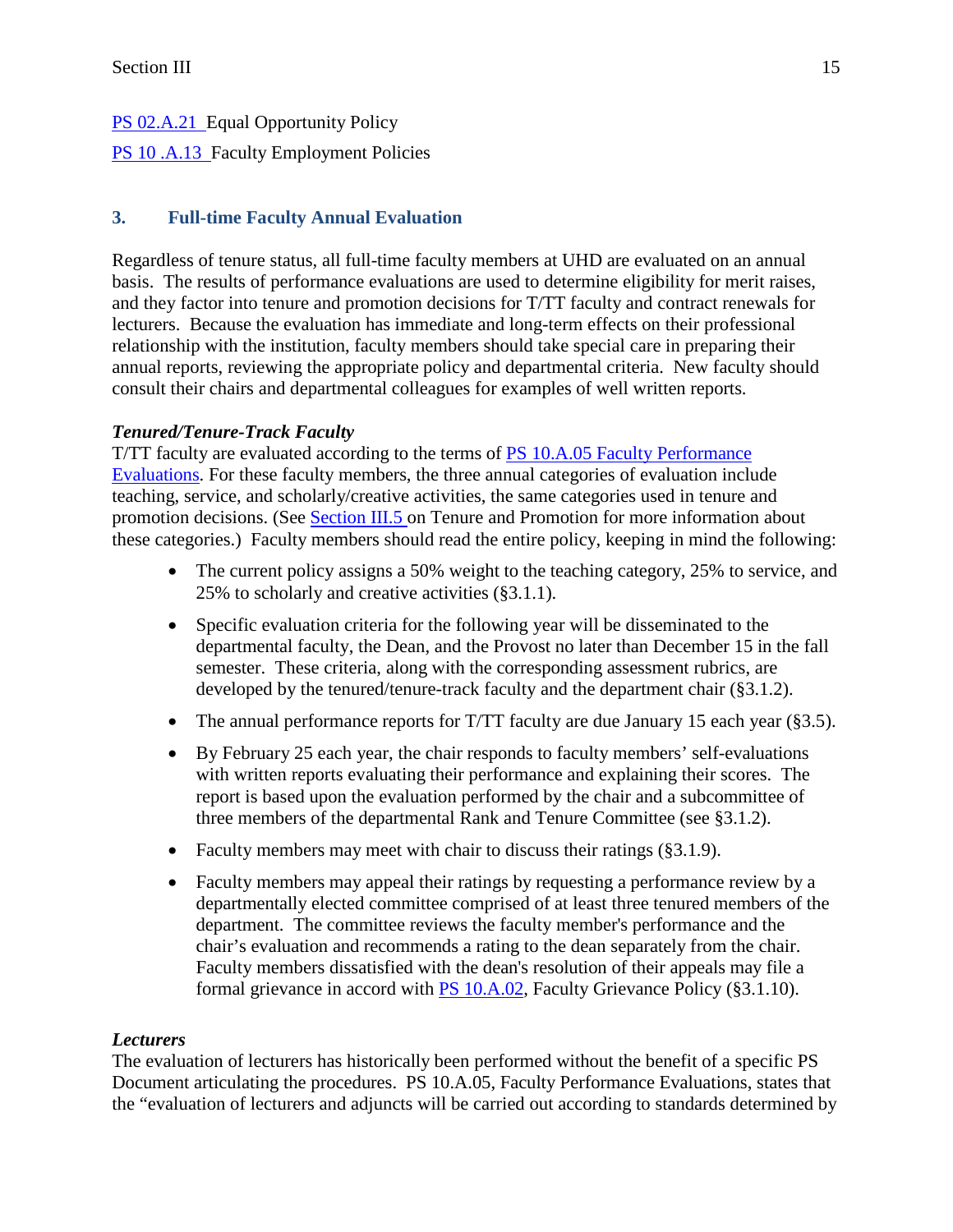[PS 02.A.21](#) Equal Opportunity Policy

[PS 10 .A.13](#) Faculty Employment Policies

### 3. Full-time Faculty Annual Evaluation

Regardless of tenure status, all full-time faculty members at UHD are evaluated on an annual basis. The results of performance evaluations are used to determine eligibility for merit raises, and they factor into tenure and promotion decisions for T/TT faculty and contract renewals for lecturers. Because the evaluation has immediate and long-term effects on their professional relationship with the institution, faculty members should take special care in preparing their annual reports, reviewing the appropriate policy and departmental criteria. New faculty should consult their chairs and departmental colleagues for examples of well written reports.

***Tenured/Tenure-Track Faculty***

T/TT faculty are evaluated according to the terms of [PS 10.A.05 Faculty Performance Evaluations](#). For these faculty members, the three annual categories of evaluation include teaching, service, and scholarly/creative activities, the same categories used in tenure and promotion decisions. (See [Section III.5](#) on Tenure and Promotion for more information about these categories.) Faculty members should read the entire policy, keeping in mind the following:

- The current policy assigns a 50% weight to the teaching category, 25% to service, and 25% to scholarly and creative activities (§3.1.1).
- Specific evaluation criteria for the following year will be disseminated to the departmental faculty, the Dean, and the Provost no later than December 15 in the fall semester. These criteria, along with the corresponding assessment rubrics, are developed by the tenured/tenure-track faculty and the department chair (§3.1.2).
- The annual performance reports for T/TT faculty are due January 15 each year (§3.5).
- By February 25 each year, the chair responds to faculty members' self-evaluations with written reports evaluating their performance and explaining their scores. The report is based upon the evaluation performed by the chair and a subcommittee of three members of the departmental Rank and Tenure Committee (see §3.1.2).
- Faculty members may meet with chair to discuss their ratings (§3.1.9).
- Faculty members may appeal their ratings by requesting a performance review by a departmentally elected committee comprised of at least three tenured members of the department. The committee reviews the faculty member's performance and the chair's evaluation and recommends a rating to the dean separately from the chair. Faculty members dissatisfied with the dean's resolution of their appeals may file a formal grievance in accord with [PS 10.A.02](#), Faculty Grievance Policy (§3.1.10).

***Lecturers***

The evaluation of lecturers has historically been performed without the benefit of a specific PS Document articulating the procedures. PS 10.A.05, Faculty Performance Evaluations, states that the "evaluation of lecturers and adjuncts will be carried out according to standards determined by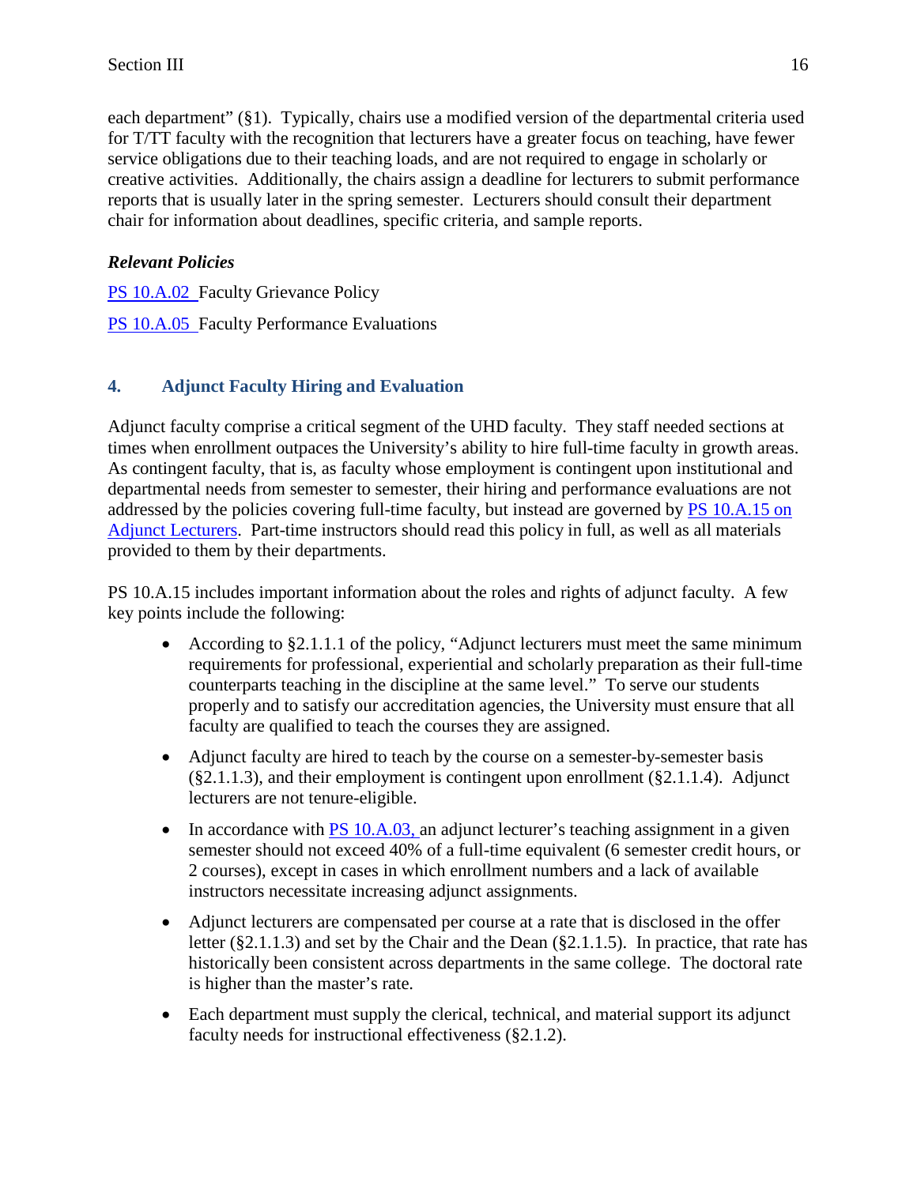each department" (§1). Typically, chairs use a modified version of the departmental criteria used for T/TT faculty with the recognition that lecturers have a greater focus on teaching, have fewer service obligations due to their teaching loads, and are not required to engage in scholarly or creative activities. Additionally, the chairs assign a deadline for lecturers to submit performance reports that is usually later in the spring semester. Lecturers should consult their department chair for information about deadlines, specific criteria, and sample reports.

***Relevant Policies***

PS 10.A.02 Faculty Grievance Policy

PS 10.A.05 Faculty Performance Evaluations

### 4. Adjunct Faculty Hiring and Evaluation

Adjunct faculty comprise a critical segment of the UHD faculty. They staff needed sections at times when enrollment outpaces the University's ability to hire full-time faculty in growth areas. As contingent faculty, that is, as faculty whose employment is contingent upon institutional and departmental needs from semester to semester, their hiring and performance evaluations are not addressed by the policies covering full-time faculty, but instead are governed by PS 10.A.15 on Adjunct Lecturers. Part-time instructors should read this policy in full, as well as all materials provided to them by their departments.

PS 10.A.15 includes important information about the roles and rights of adjunct faculty. A few key points include the following:

- According to §2.1.1.1 of the policy, "Adjunct lecturers must meet the same minimum requirements for professional, experiential and scholarly preparation as their full-time counterparts teaching in the discipline at the same level." To serve our students properly and to satisfy our accreditation agencies, the University must ensure that all faculty are qualified to teach the courses they are assigned.
- Adjunct faculty are hired to teach by the course on a semester-by-semester basis (§2.1.1.3), and their employment is contingent upon enrollment (§2.1.1.4). Adjunct lecturers are not tenure-eligible.
- In accordance with PS 10.A.03, an adjunct lecturer's teaching assignment in a given semester should not exceed 40% of a full-time equivalent (6 semester credit hours, or 2 courses), except in cases in which enrollment numbers and a lack of available instructors necessitate increasing adjunct assignments.
- Adjunct lecturers are compensated per course at a rate that is disclosed in the offer letter (§2.1.1.3) and set by the Chair and the Dean (§2.1.1.5). In practice, that rate has historically been consistent across departments in the same college. The doctoral rate is higher than the master's rate.
- Each department must supply the clerical, technical, and material support its adjunct faculty needs for instructional effectiveness (§2.1.2).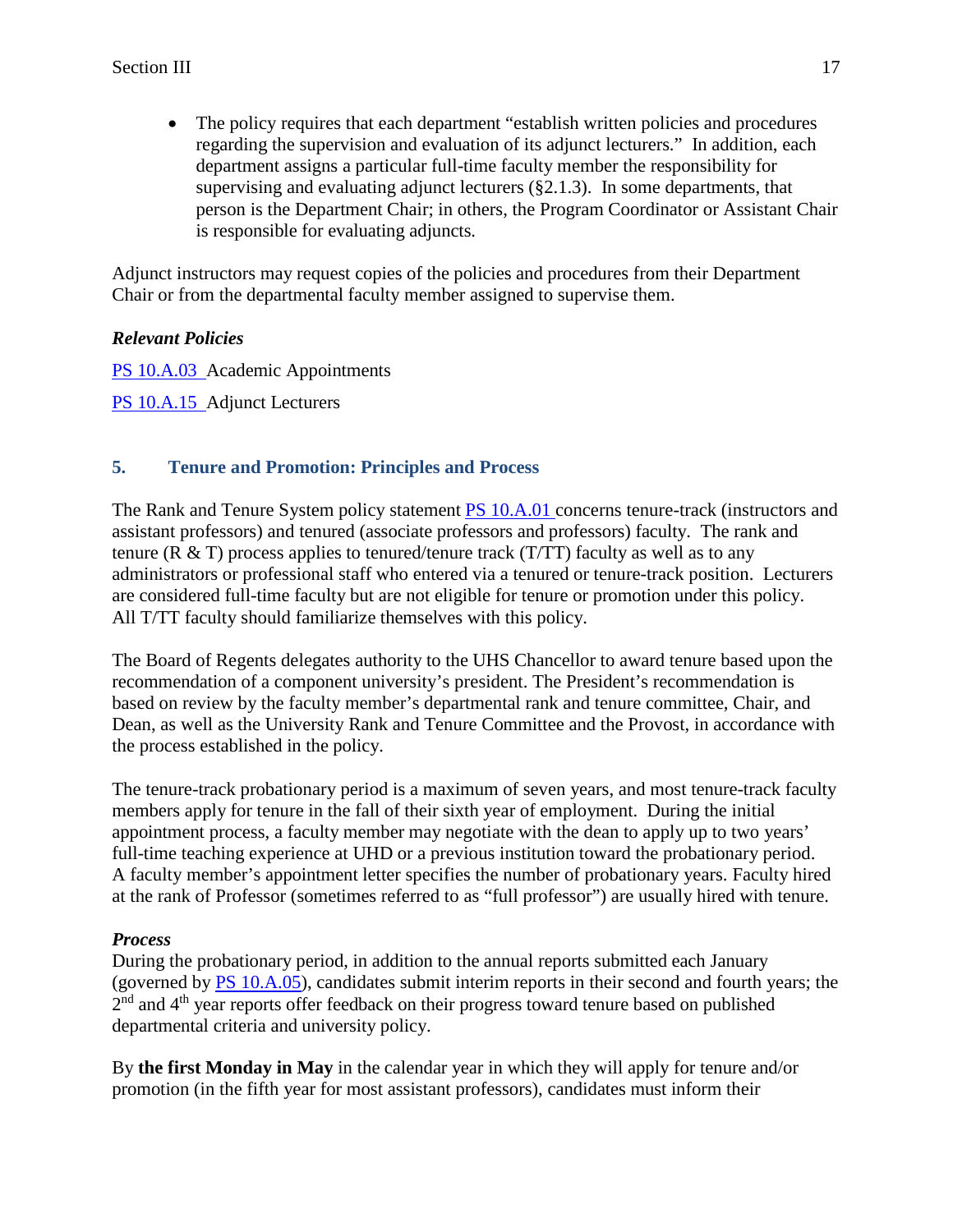- The policy requires that each department "establish written policies and procedures regarding the supervision and evaluation of its adjunct lecturers." In addition, each department assigns a particular full-time faculty member the responsibility for supervising and evaluating adjunct lecturers (§2.1.3). In some departments, that person is the Department Chair; in others, the Program Coordinator or Assistant Chair is responsible for evaluating adjuncts.

Adjunct instructors may request copies of the policies and procedures from their Department Chair or from the departmental faculty member assigned to supervise them.

***Relevant Policies***

PS 10.A.03 Academic Appointments

PS 10.A.15 Adjunct Lecturers

## 5. Tenure and Promotion: Principles and Process

The Rank and Tenure System policy statement PS 10.A.01 concerns tenure-track (instructors and assistant professors) and tenured (associate professors and professors) faculty. The rank and tenure (R & T) process applies to tenured/tenure track (T/TT) faculty as well as to any administrators or professional staff who entered via a tenured or tenure-track position. Lecturers are considered full-time faculty but are not eligible for tenure or promotion under this policy. All T/TT faculty should familiarize themselves with this policy.

The Board of Regents delegates authority to the UHS Chancellor to award tenure based upon the recommendation of a component university's president. The President's recommendation is based on review by the faculty member's departmental rank and tenure committee, Chair, and Dean, as well as the University Rank and Tenure Committee and the Provost, in accordance with the process established in the policy.

The tenure-track probationary period is a maximum of seven years, and most tenure-track faculty members apply for tenure in the fall of their sixth year of employment. During the initial appointment process, a faculty member may negotiate with the dean to apply up to two years' full-time teaching experience at UHD or a previous institution toward the probationary period. A faculty member's appointment letter specifies the number of probationary years. Faculty hired at the rank of Professor (sometimes referred to as "full professor") are usually hired with tenure.

***Process***

During the probationary period, in addition to the annual reports submitted each January (governed by PS 10.A.05), candidates submit interim reports in their second and fourth years; the 2nd and 4th year reports offer feedback on their progress toward tenure based on published departmental criteria and university policy.

By **the first Monday in May** in the calendar year in which they will apply for tenure and/or promotion (in the fifth year for most assistant professors), candidates must inform their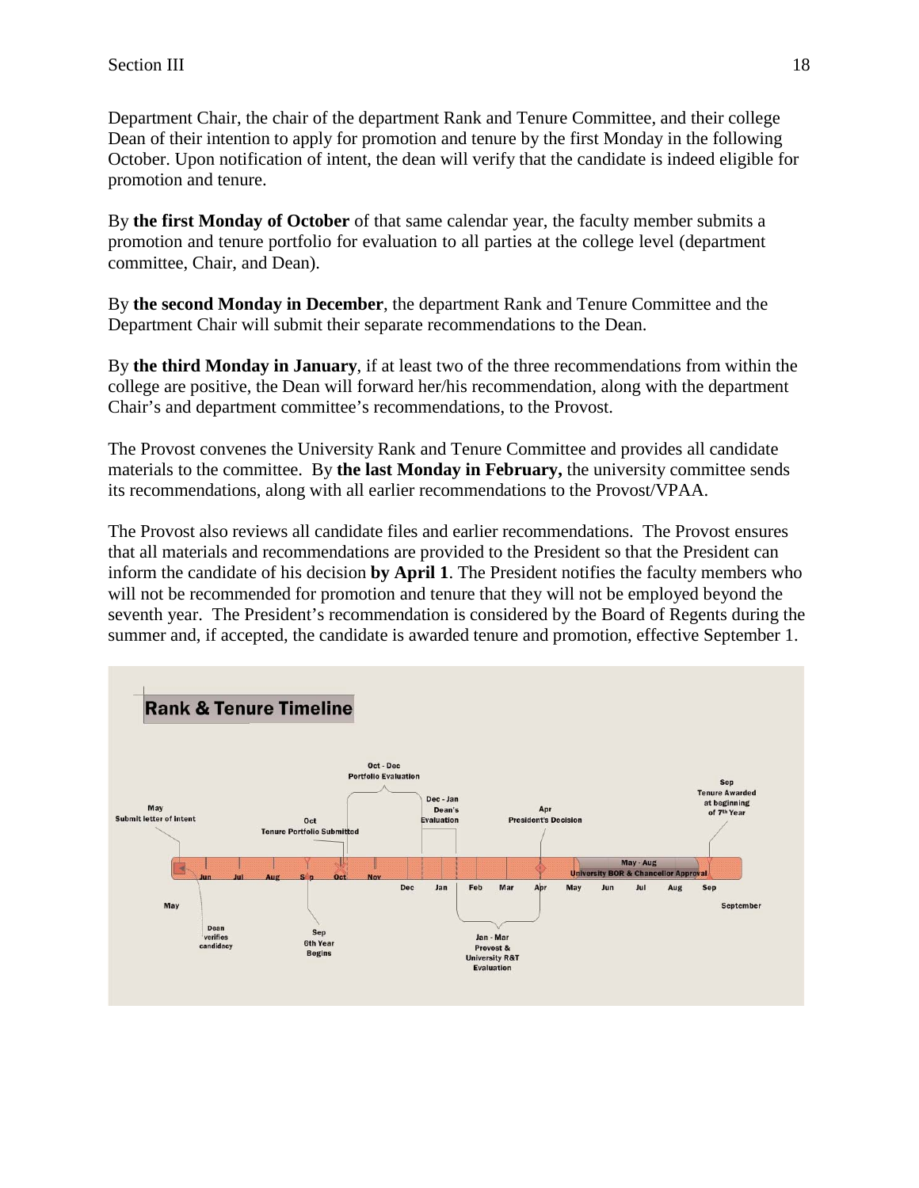Department Chair, the chair of the department Rank and Tenure Committee, and their college Dean of their intention to apply for promotion and tenure by the first Monday in the following October. Upon notification of intent, the dean will verify that the candidate is indeed eligible for promotion and tenure.

By **the first Monday of October** of that same calendar year, the faculty member submits a promotion and tenure portfolio for evaluation to all parties at the college level (department committee, Chair, and Dean).

By **the second Monday in December**, the department Rank and Tenure Committee and the Department Chair will submit their separate recommendations to the Dean.

By **the third Monday in January**, if at least two of the three recommendations from within the college are positive, the Dean will forward her/his recommendation, along with the department Chair's and department committee's recommendations, to the Provost.

The Provost convenes the University Rank and Tenure Committee and provides all candidate materials to the committee. By **the last Monday in February,** the university committee sends its recommendations, along with all earlier recommendations to the Provost/VPAA.

The Provost also reviews all candidate files and earlier recommendations. The Provost ensures that all materials and recommendations are provided to the President so that the President can inform the candidate of his decision **by April 1**. The President notifies the faculty members who will not be recommended for promotion and tenure that they will not be employed beyond the seventh year. The President's recommendation is considered by the Board of Regents during the summer and, if accepted, the candidate is awarded tenure and promotion, effective September 1.

**Rank & Tenure Timeline**

May
Submit letter of Intent

Oct
Tenure Portfolio Submitted

Oct - Dec
Portfolio Evaluation

Dec - Jan
Dean's
Evaluation

Apr
President's Decision

Sep
Tenure Awarded
at beginning
of 7th Year

May - Aug
University BOR & Chancellor Approval

Jun Jul Aug Sep Oct Nov Dec Jan Feb Mar Apr May Jun Jul Aug Sep

May

September

Dean
verifies
candidacy

Sep
6th Year
Begins

Jan - Mar
Provost &
University R&T
Evaluation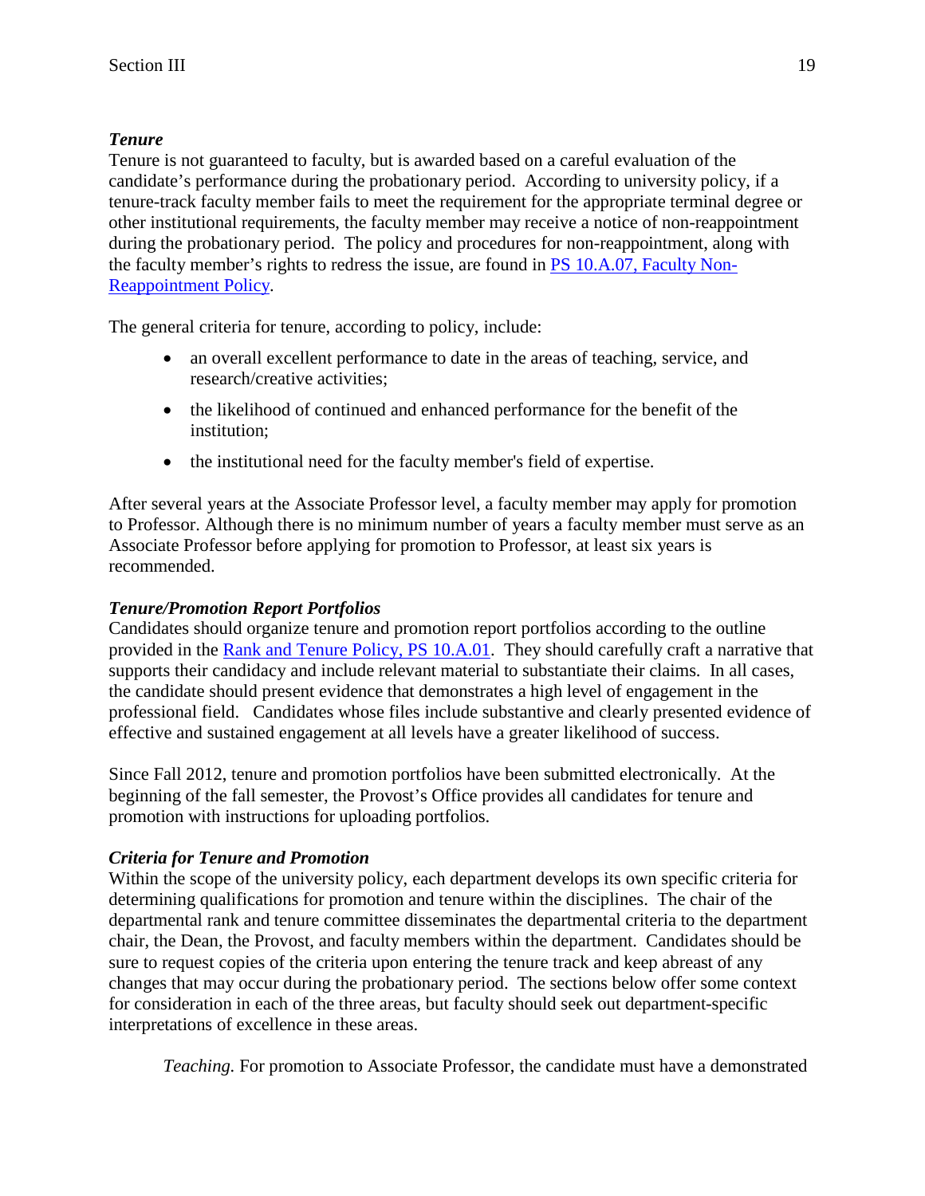### *Tenure*

Tenure is not guaranteed to faculty, but is awarded based on a careful evaluation of the candidate's performance during the probationary period. According to university policy, if a tenure-track faculty member fails to meet the requirement for the appropriate terminal degree or other institutional requirements, the faculty member may receive a notice of non-reappointment during the probationary period. The policy and procedures for non-reappointment, along with the faculty member's rights to redress the issue, are found in PS 10.A.07, Faculty Non-Reappointment Policy.

The general criteria for tenure, according to policy, include:

- an overall excellent performance to date in the areas of teaching, service, and research/creative activities;
- the likelihood of continued and enhanced performance for the benefit of the institution;
- the institutional need for the faculty member's field of expertise.

After several years at the Associate Professor level, a faculty member may apply for promotion to Professor. Although there is no minimum number of years a faculty member must serve as an Associate Professor before applying for promotion to Professor, at least six years is recommended.

### *Tenure/Promotion Report Portfolios*

Candidates should organize tenure and promotion report portfolios according to the outline provided in the Rank and Tenure Policy, PS 10.A.01. They should carefully craft a narrative that supports their candidacy and include relevant material to substantiate their claims. In all cases, the candidate should present evidence that demonstrates a high level of engagement in the professional field. Candidates whose files include substantive and clearly presented evidence of effective and sustained engagement at all levels have a greater likelihood of success.

Since Fall 2012, tenure and promotion portfolios have been submitted electronically. At the beginning of the fall semester, the Provost's Office provides all candidates for tenure and promotion with instructions for uploading portfolios.

### *Criteria for Tenure and Promotion*

Within the scope of the university policy, each department develops its own specific criteria for determining qualifications for promotion and tenure within the disciplines. The chair of the departmental rank and tenure committee disseminates the departmental criteria to the department chair, the Dean, the Provost, and faculty members within the department. Candidates should be sure to request copies of the criteria upon entering the tenure track and keep abreast of any changes that may occur during the probationary period. The sections below offer some context for consideration in each of the three areas, but faculty should seek out department-specific interpretations of excellence in these areas.

*Teaching.* For promotion to Associate Professor, the candidate must have a demonstrated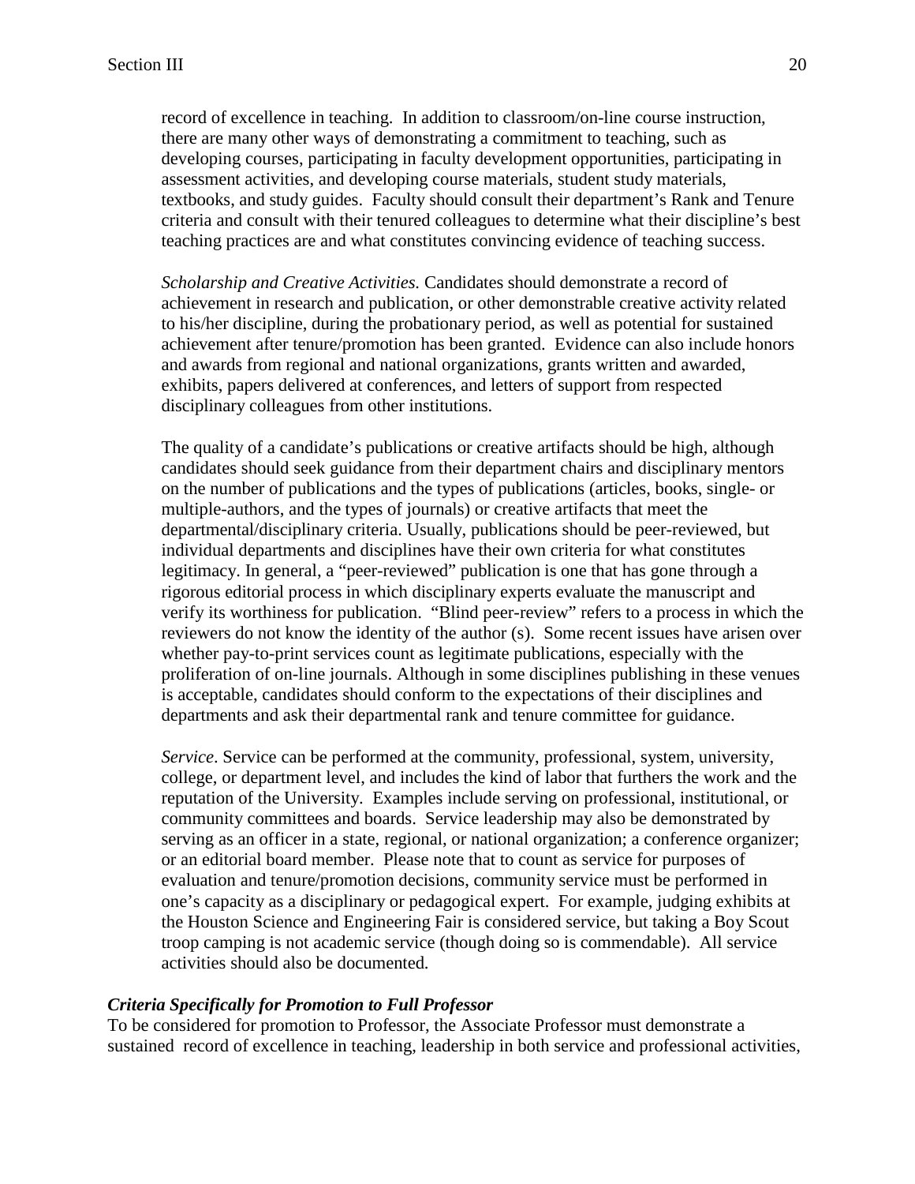record of excellence in teaching. In addition to classroom/on-line course instruction, there are many other ways of demonstrating a commitment to teaching, such as developing courses, participating in faculty development opportunities, participating in assessment activities, and developing course materials, student study materials, textbooks, and study guides. Faculty should consult their department's Rank and Tenure criteria and consult with their tenured colleagues to determine what their discipline's best teaching practices are and what constitutes convincing evidence of teaching success.

*Scholarship and Creative Activities.* Candidates should demonstrate a record of achievement in research and publication, or other demonstrable creative activity related to his/her discipline, during the probationary period, as well as potential for sustained achievement after tenure/promotion has been granted. Evidence can also include honors and awards from regional and national organizations, grants written and awarded, exhibits, papers delivered at conferences, and letters of support from respected disciplinary colleagues from other institutions.

The quality of a candidate's publications or creative artifacts should be high, although candidates should seek guidance from their department chairs and disciplinary mentors on the number of publications and the types of publications (articles, books, single- or multiple-authors, and the types of journals) or creative artifacts that meet the departmental/disciplinary criteria. Usually, publications should be peer-reviewed, but individual departments and disciplines have their own criteria for what constitutes legitimacy. In general, a "peer-reviewed" publication is one that has gone through a rigorous editorial process in which disciplinary experts evaluate the manuscript and verify its worthiness for publication. "Blind peer-review" refers to a process in which the reviewers do not know the identity of the author (s). Some recent issues have arisen over whether pay-to-print services count as legitimate publications, especially with the proliferation of on-line journals. Although in some disciplines publishing in these venues is acceptable, candidates should conform to the expectations of their disciplines and departments and ask their departmental rank and tenure committee for guidance.

*Service*. Service can be performed at the community, professional, system, university, college, or department level, and includes the kind of labor that furthers the work and the reputation of the University. Examples include serving on professional, institutional, or community committees and boards. Service leadership may also be demonstrated by serving as an officer in a state, regional, or national organization; a conference organizer; or an editorial board member. Please note that to count as service for purposes of evaluation and tenure/promotion decisions, community service must be performed in one's capacity as a disciplinary or pedagogical expert. For example, judging exhibits at the Houston Science and Engineering Fair is considered service, but taking a Boy Scout troop camping is not academic service (though doing so is commendable). All service activities should also be documented.

***Criteria Specifically for Promotion to Full Professor***

To be considered for promotion to Professor, the Associate Professor must demonstrate a sustained record of excellence in teaching, leadership in both service and professional activities,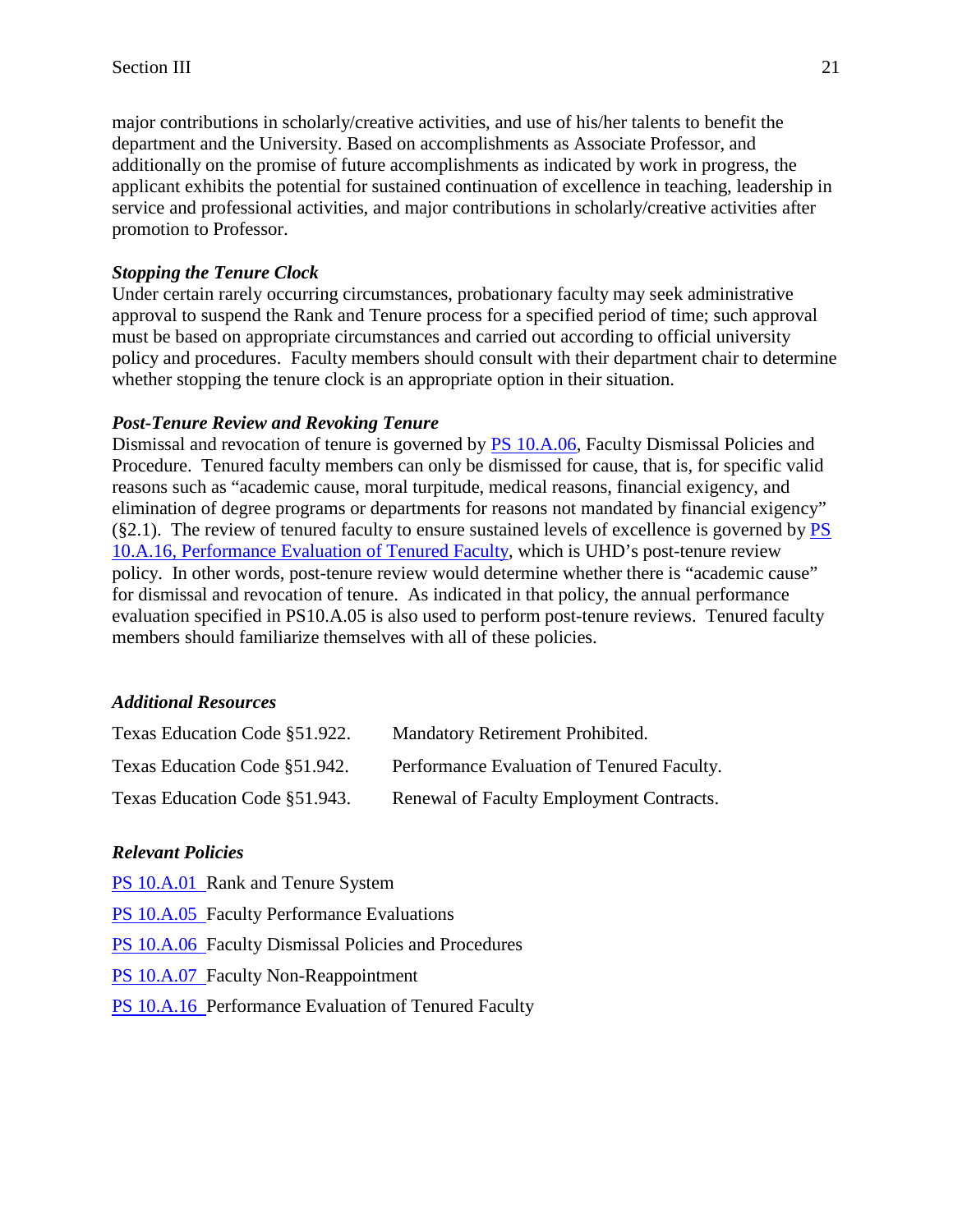major contributions in scholarly/creative activities, and use of his/her talents to benefit the department and the University. Based on accomplishments as Associate Professor, and additionally on the promise of future accomplishments as indicated by work in progress, the applicant exhibits the potential for sustained continuation of excellence in teaching, leadership in service and professional activities, and major contributions in scholarly/creative activities after promotion to Professor.

### ***Stopping the Tenure Clock***

Under certain rarely occurring circumstances, probationary faculty may seek administrative approval to suspend the Rank and Tenure process for a specified period of time; such approval must be based on appropriate circumstances and carried out according to official university policy and procedures. Faculty members should consult with their department chair to determine whether stopping the tenure clock is an appropriate option in their situation.

### ***Post-Tenure Review and Revoking Tenure***

Dismissal and revocation of tenure is governed by PS 10.A.06, Faculty Dismissal Policies and Procedure. Tenured faculty members can only be dismissed for cause, that is, for specific valid reasons such as "academic cause, moral turpitude, medical reasons, financial exigency, and elimination of degree programs or departments for reasons not mandated by financial exigency" (§2.1). The review of tenured faculty to ensure sustained levels of excellence is governed by PS 10.A.16, Performance Evaluation of Tenured Faculty, which is UHD's post-tenure review policy. In other words, post-tenure review would determine whether there is "academic cause" for dismissal and revocation of tenure. As indicated in that policy, the annual performance evaluation specified in PS10.A.05 is also used to perform post-tenure reviews. Tenured faculty members should familiarize themselves with all of these policies.

### ***Additional Resources***

| | |
|---|---|
| Texas Education Code §51.922. | Mandatory Retirement Prohibited. |
| Texas Education Code §51.942. | Performance Evaluation of Tenured Faculty. |
| Texas Education Code §51.943. | Renewal of Faculty Employment Contracts. |

### ***Relevant Policies***

PS 10.A.01 Rank and Tenure System

PS 10.A.05 Faculty Performance Evaluations

PS 10.A.06 Faculty Dismissal Policies and Procedures

PS 10.A.07 Faculty Non-Reappointment

PS 10.A.16 Performance Evaluation of Tenured Faculty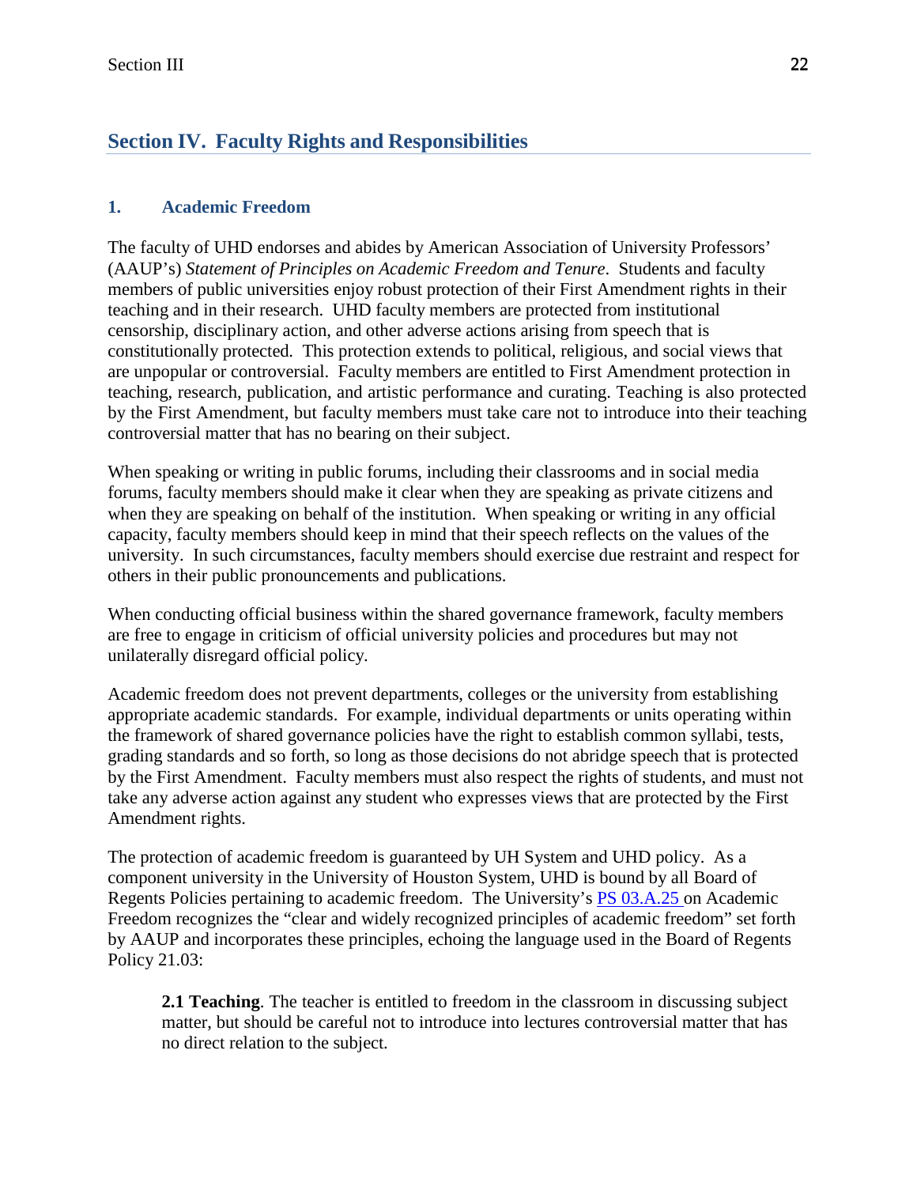## Section IV. Faculty Rights and Responsibilities

### 1. Academic Freedom

The faculty of UHD endorses and abides by American Association of University Professors' (AAUP's) *Statement of Principles on Academic Freedom and Tenure*. Students and faculty members of public universities enjoy robust protection of their First Amendment rights in their teaching and in their research. UHD faculty members are protected from institutional censorship, disciplinary action, and other adverse actions arising from speech that is constitutionally protected. This protection extends to political, religious, and social views that are unpopular or controversial. Faculty members are entitled to First Amendment protection in teaching, research, publication, and artistic performance and curating. Teaching is also protected by the First Amendment, but faculty members must take care not to introduce into their teaching controversial matter that has no bearing on their subject.

When speaking or writing in public forums, including their classrooms and in social media forums, faculty members should make it clear when they are speaking as private citizens and when they are speaking on behalf of the institution. When speaking or writing in any official capacity, faculty members should keep in mind that their speech reflects on the values of the university. In such circumstances, faculty members should exercise due restraint and respect for others in their public pronouncements and publications.

When conducting official business within the shared governance framework, faculty members are free to engage in criticism of official university policies and procedures but may not unilaterally disregard official policy.

Academic freedom does not prevent departments, colleges or the university from establishing appropriate academic standards. For example, individual departments or units operating within the framework of shared governance policies have the right to establish common syllabi, tests, grading standards and so forth, so long as those decisions do not abridge speech that is protected by the First Amendment. Faculty members must also respect the rights of students, and must not take any adverse action against any student who expresses views that are protected by the First Amendment rights.

The protection of academic freedom is guaranteed by UH System and UHD policy. As a component university in the University of Houston System, UHD is bound by all Board of Regents Policies pertaining to academic freedom. The University's PS 03.A.25 on Academic Freedom recognizes the "clear and widely recognized principles of academic freedom" set forth by AAUP and incorporates these principles, echoing the language used in the Board of Regents Policy 21.03:

> **2.1 Teaching**. The teacher is entitled to freedom in the classroom in discussing subject matter, but should be careful not to introduce into lectures controversial matter that has no direct relation to the subject.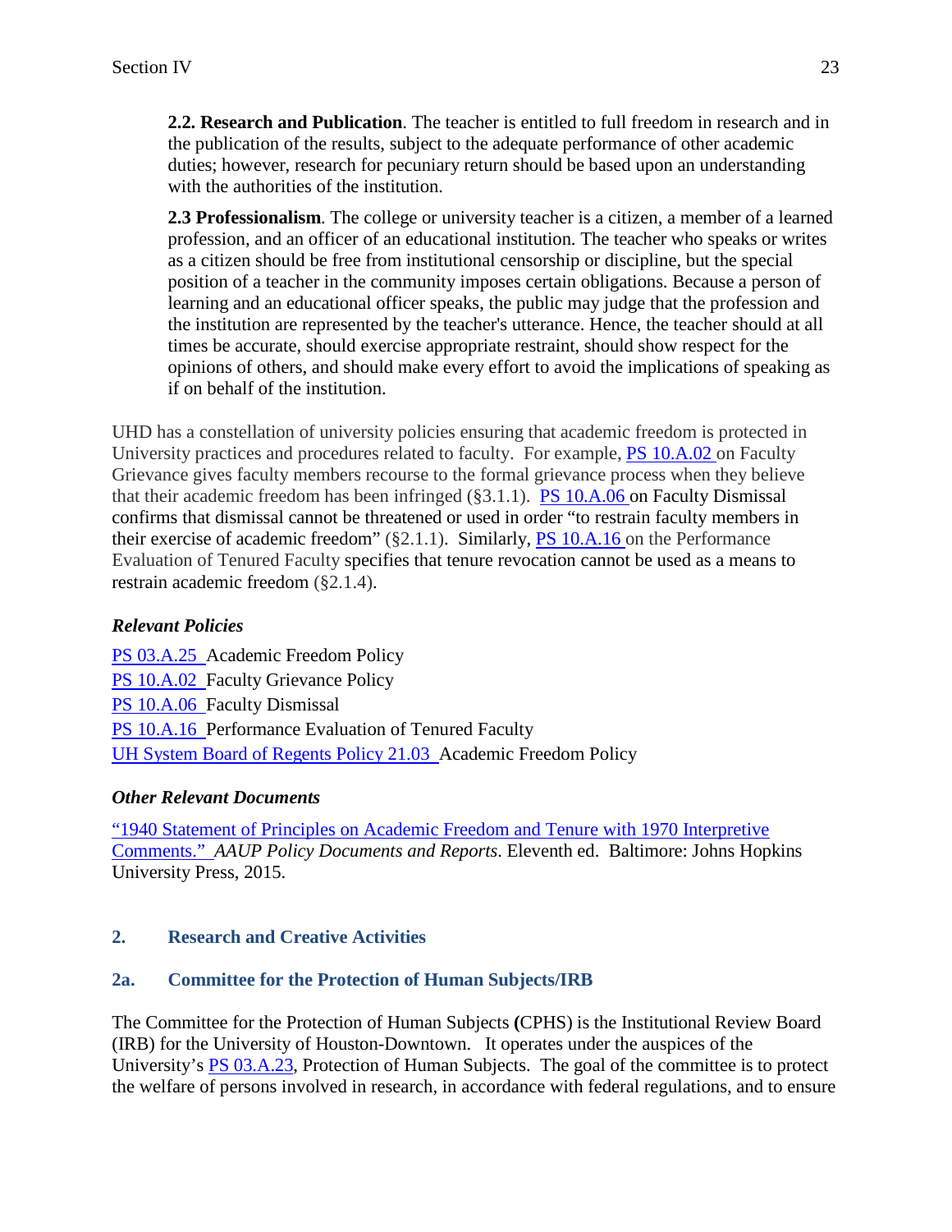> **2.2. Research and Publication**. The teacher is entitled to full freedom in research and in the publication of the results, subject to the adequate performance of other academic duties; however, research for pecuniary return should be based upon an understanding with the authorities of the institution.
>
> **2.3 Professionalism**. The college or university teacher is a citizen, a member of a learned profession, and an officer of an educational institution. The teacher who speaks or writes as a citizen should be free from institutional censorship or discipline, but the special position of a teacher in the community imposes certain obligations. Because a person of learning and an educational officer speaks, the public may judge that the profession and the institution are represented by the teacher's utterance. Hence, the teacher should at all times be accurate, should exercise appropriate restraint, should show respect for the opinions of others, and should make every effort to avoid the implications of speaking as if on behalf of the institution.

UHD has a constellation of university policies ensuring that academic freedom is protected in University practices and procedures related to faculty. For example, PS 10.A.02 on Faculty Grievance gives faculty members recourse to the formal grievance process when they believe that their academic freedom has been infringed (§3.1.1). PS 10.A.06 on Faculty Dismissal confirms that dismissal cannot be threatened or used in order "to restrain faculty members in their exercise of academic freedom" (§2.1.1). Similarly, PS 10.A.16 on the Performance Evaluation of Tenured Faculty specifies that tenure revocation cannot be used as a means to restrain academic freedom (§2.1.4).

***Relevant Policies***

PS 03.A.25 Academic Freedom Policy
PS 10.A.02 Faculty Grievance Policy
PS 10.A.06 Faculty Dismissal
PS 10.A.16 Performance Evaluation of Tenured Faculty
UH System Board of Regents Policy 21.03 Academic Freedom Policy

***Other Relevant Documents***

"1940 Statement of Principles on Academic Freedom and Tenure with 1970 Interpretive Comments." *AAUP Policy Documents and Reports*. Eleventh ed. Baltimore: Johns Hopkins University Press, 2015.

## 2. Research and Creative Activities

### 2a. Committee for the Protection of Human Subjects/IRB

The Committee for the Protection of Human Subjects **(**CPHS) is the Institutional Review Board (IRB) for the University of Houston-Downtown. It operates under the auspices of the University's PS 03.A.23, Protection of Human Subjects. The goal of the committee is to protect the welfare of persons involved in research, in accordance with federal regulations, and to ensure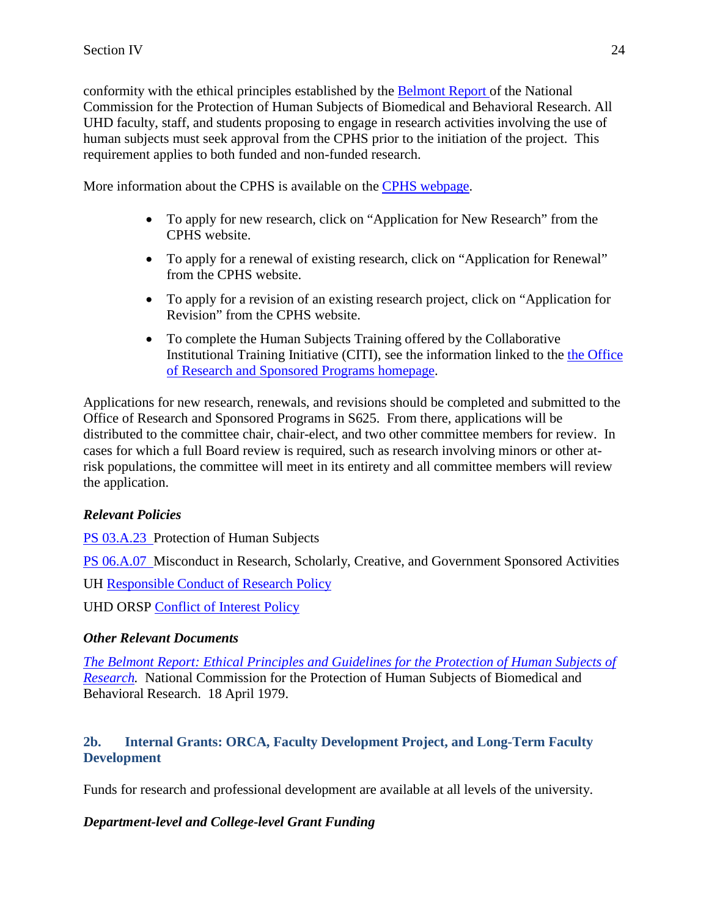conformity with the ethical principles established by the Belmont Report of the National Commission for the Protection of Human Subjects of Biomedical and Behavioral Research. All UHD faculty, staff, and students proposing to engage in research activities involving the use of human subjects must seek approval from the CPHS prior to the initiation of the project. This requirement applies to both funded and non-funded research.

More information about the CPHS is available on the CPHS webpage.

- To apply for new research, click on "Application for New Research" from the CPHS website.
- To apply for a renewal of existing research, click on "Application for Renewal" from the CPHS website.
- To apply for a revision of an existing research project, click on "Application for Revision" from the CPHS website.
- To complete the Human Subjects Training offered by the Collaborative Institutional Training Initiative (CITI), see the information linked to the the Office of Research and Sponsored Programs homepage.

Applications for new research, renewals, and revisions should be completed and submitted to the Office of Research and Sponsored Programs in S625. From there, applications will be distributed to the committee chair, chair-elect, and two other committee members for review. In cases for which a full Board review is required, such as research involving minors or other at-risk populations, the committee will meet in its entirety and all committee members will review the application.

***Relevant Policies***

PS 03.A.23 Protection of Human Subjects

PS 06.A.07 Misconduct in Research, Scholarly, Creative, and Government Sponsored Activities

UH Responsible Conduct of Research Policy

UHD ORSP Conflict of Interest Policy

***Other Relevant Documents***

*The Belmont Report: Ethical Principles and Guidelines for the Protection of Human Subjects of Research.* National Commission for the Protection of Human Subjects of Biomedical and Behavioral Research. 18 April 1979.

### 2b. Internal Grants: ORCA, Faculty Development Project, and Long-Term Faculty Development

Funds for research and professional development are available at all levels of the university.

***Department-level and College-level Grant Funding***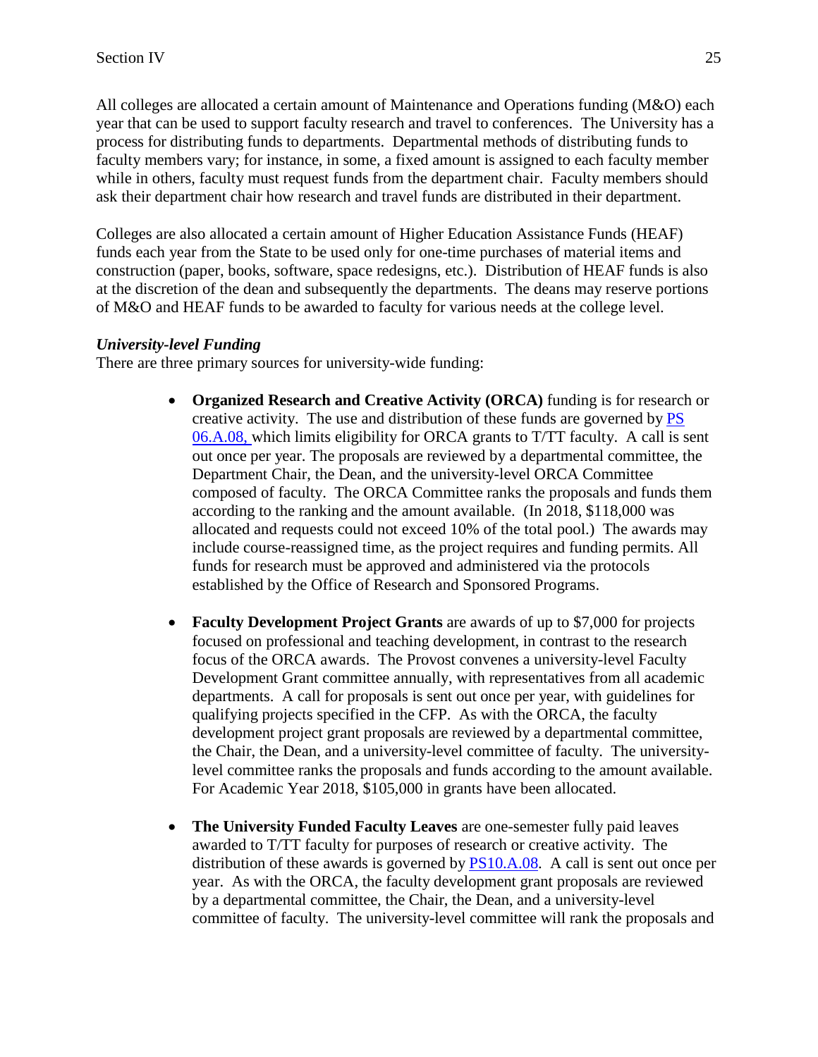All colleges are allocated a certain amount of Maintenance and Operations funding (M&O) each year that can be used to support faculty research and travel to conferences. The University has a process for distributing funds to departments. Departmental methods of distributing funds to faculty members vary; for instance, in some, a fixed amount is assigned to each faculty member while in others, faculty must request funds from the department chair. Faculty members should ask their department chair how research and travel funds are distributed in their department.

Colleges are also allocated a certain amount of Higher Education Assistance Funds (HEAF) funds each year from the State to be used only for one-time purchases of material items and construction (paper, books, software, space redesigns, etc.). Distribution of HEAF funds is also at the discretion of the dean and subsequently the departments. The deans may reserve portions of M&O and HEAF funds to be awarded to faculty for various needs at the college level.

***University-level Funding***

There are three primary sources for university-wide funding:

- **Organized Research and Creative Activity (ORCA)** funding is for research or creative activity. The use and distribution of these funds are governed by PS 06.A.08, which limits eligibility for ORCA grants to T/TT faculty. A call is sent out once per year. The proposals are reviewed by a departmental committee, the Department Chair, the Dean, and the university-level ORCA Committee composed of faculty. The ORCA Committee ranks the proposals and funds them according to the ranking and the amount available. (In 2018, $118,000 was allocated and requests could not exceed 10% of the total pool.) The awards may include course-reassigned time, as the project requires and funding permits. All funds for research must be approved and administered via the protocols established by the Office of Research and Sponsored Programs.

- **Faculty Development Project Grants** are awards of up to $7,000 for projects focused on professional and teaching development, in contrast to the research focus of the ORCA awards. The Provost convenes a university-level Faculty Development Grant committee annually, with representatives from all academic departments. A call for proposals is sent out once per year, with guidelines for qualifying projects specified in the CFP. As with the ORCA, the faculty development project grant proposals are reviewed by a departmental committee, the Chair, the Dean, and a university-level committee of faculty. The university-level committee ranks the proposals and funds according to the amount available. For Academic Year 2018, $105,000 in grants have been allocated.

- **The University Funded Faculty Leaves** are one-semester fully paid leaves awarded to T/TT faculty for purposes of research or creative activity. The distribution of these awards is governed by PS10.A.08. A call is sent out once per year. As with the ORCA, the faculty development grant proposals are reviewed by a departmental committee, the Chair, the Dean, and a university-level committee of faculty. The university-level committee will rank the proposals and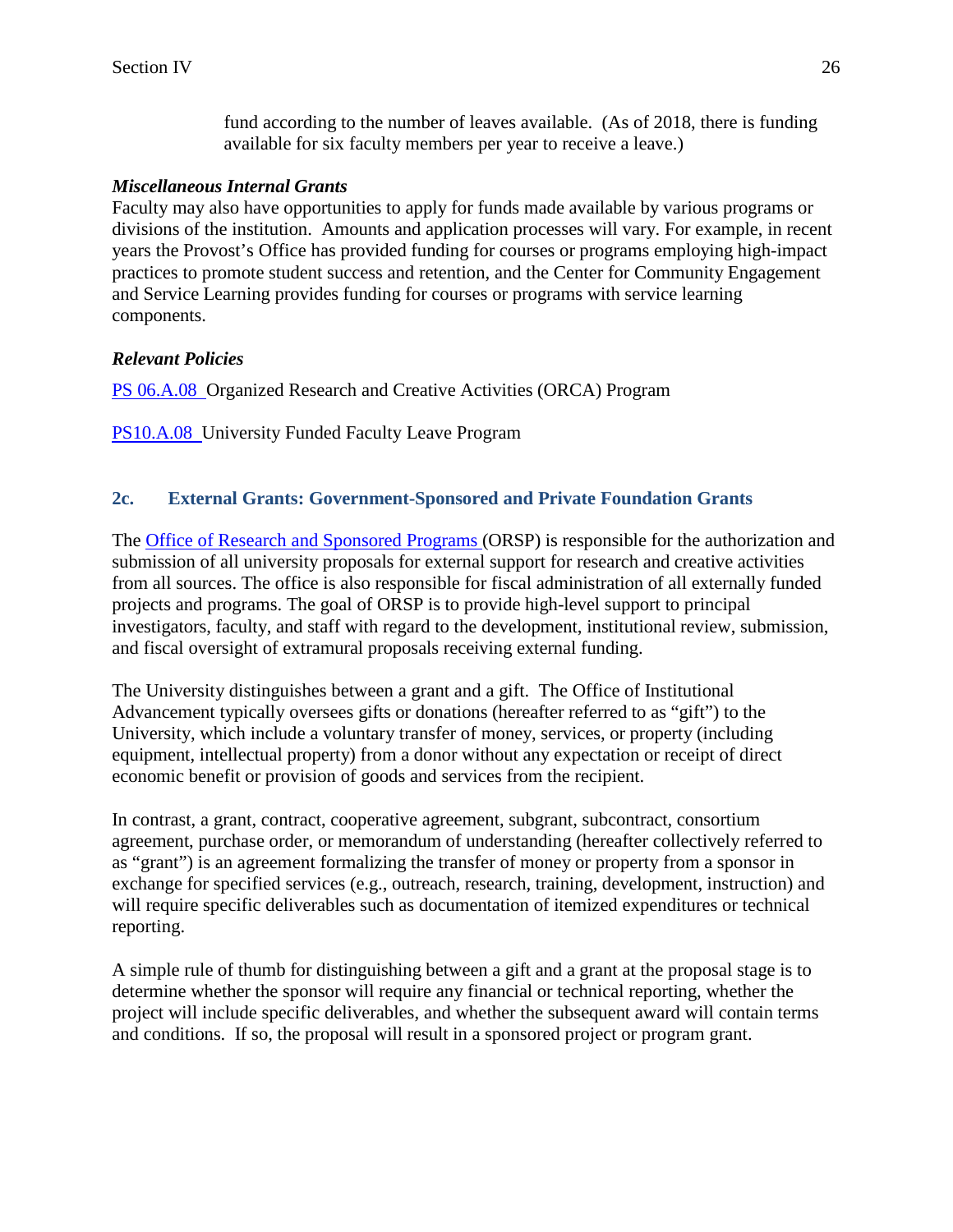fund according to the number of leaves available. (As of 2018, there is funding available for six faculty members per year to receive a leave.)

***Miscellaneous Internal Grants***

Faculty may also have opportunities to apply for funds made available by various programs or divisions of the institution. Amounts and application processes will vary. For example, in recent years the Provost's Office has provided funding for courses or programs employing high-impact practices to promote student success and retention, and the Center for Community Engagement and Service Learning provides funding for courses or programs with service learning components.

***Relevant Policies***

PS 06.A.08 Organized Research and Creative Activities (ORCA) Program

PS10.A.08 University Funded Faculty Leave Program

### 2c. External Grants: Government-Sponsored and Private Foundation Grants

The Office of Research and Sponsored Programs (ORSP) is responsible for the authorization and submission of all university proposals for external support for research and creative activities from all sources. The office is also responsible for fiscal administration of all externally funded projects and programs. The goal of ORSP is to provide high-level support to principal investigators, faculty, and staff with regard to the development, institutional review, submission, and fiscal oversight of extramural proposals receiving external funding.

The University distinguishes between a grant and a gift. The Office of Institutional Advancement typically oversees gifts or donations (hereafter referred to as "gift") to the University, which include a voluntary transfer of money, services, or property (including equipment, intellectual property) from a donor without any expectation or receipt of direct economic benefit or provision of goods and services from the recipient.

In contrast, a grant, contract, cooperative agreement, subgrant, subcontract, consortium agreement, purchase order, or memorandum of understanding (hereafter collectively referred to as "grant") is an agreement formalizing the transfer of money or property from a sponsor in exchange for specified services (e.g., outreach, research, training, development, instruction) and will require specific deliverables such as documentation of itemized expenditures or technical reporting.

A simple rule of thumb for distinguishing between a gift and a grant at the proposal stage is to determine whether the sponsor will require any financial or technical reporting, whether the project will include specific deliverables, and whether the subsequent award will contain terms and conditions. If so, the proposal will result in a sponsored project or program grant.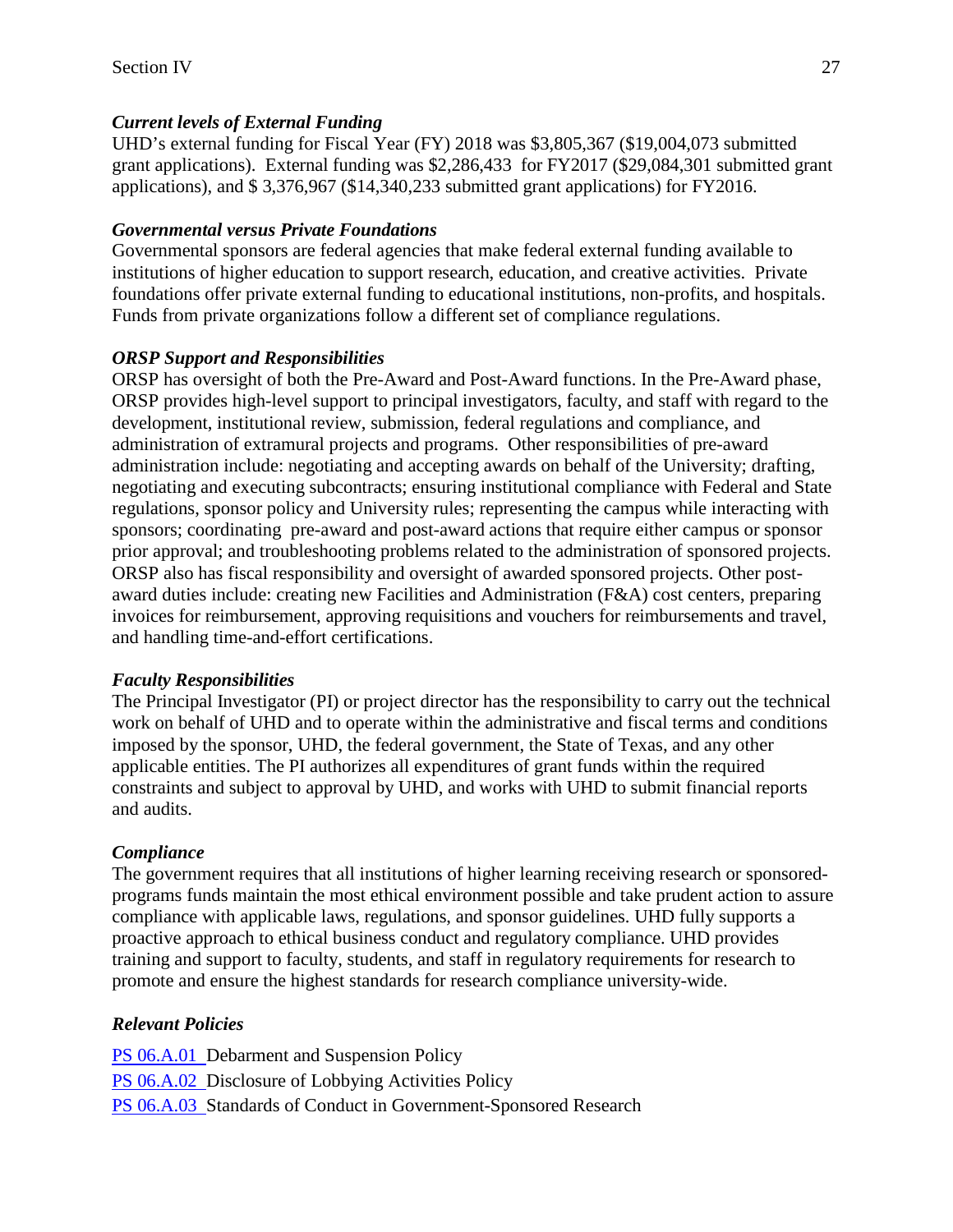### *Current levels of External Funding*

UHD's external funding for Fiscal Year (FY) 2018 was $3,805,367 ($19,004,073 submitted grant applications). External funding was $2,286,433 for FY2017 ($29,084,301 submitted grant applications), and $ 3,376,967 ($14,340,233 submitted grant applications) for FY2016.

### *Governmental versus Private Foundations*

Governmental sponsors are federal agencies that make federal external funding available to institutions of higher education to support research, education, and creative activities. Private foundations offer private external funding to educational institutions, non-profits, and hospitals. Funds from private organizations follow a different set of compliance regulations.

### *ORSP Support and Responsibilities*

ORSP has oversight of both the Pre-Award and Post-Award functions. In the Pre-Award phase, ORSP provides high-level support to principal investigators, faculty, and staff with regard to the development, institutional review, submission, federal regulations and compliance, and administration of extramural projects and programs. Other responsibilities of pre-award administration include: negotiating and accepting awards on behalf of the University; drafting, negotiating and executing subcontracts; ensuring institutional compliance with Federal and State regulations, sponsor policy and University rules; representing the campus while interacting with sponsors; coordinating pre-award and post-award actions that require either campus or sponsor prior approval; and troubleshooting problems related to the administration of sponsored projects. ORSP also has fiscal responsibility and oversight of awarded sponsored projects. Other post-award duties include: creating new Facilities and Administration (F&A) cost centers, preparing invoices for reimbursement, approving requisitions and vouchers for reimbursements and travel, and handling time-and-effort certifications.

### *Faculty Responsibilities*

The Principal Investigator (PI) or project director has the responsibility to carry out the technical work on behalf of UHD and to operate within the administrative and fiscal terms and conditions imposed by the sponsor, UHD, the federal government, the State of Texas, and any other applicable entities. The PI authorizes all expenditures of grant funds within the required constraints and subject to approval by UHD, and works with UHD to submit financial reports and audits.

### *Compliance*

The government requires that all institutions of higher learning receiving research or sponsored-programs funds maintain the most ethical environment possible and take prudent action to assure compliance with applicable laws, regulations, and sponsor guidelines. UHD fully supports a proactive approach to ethical business conduct and regulatory compliance. UHD provides training and support to faculty, students, and staff in regulatory requirements for research to promote and ensure the highest standards for research compliance university-wide.

### *Relevant Policies*

PS 06.A.01 Debarment and Suspension Policy

PS 06.A.02 Disclosure of Lobbying Activities Policy

PS 06.A.03 Standards of Conduct in Government-Sponsored Research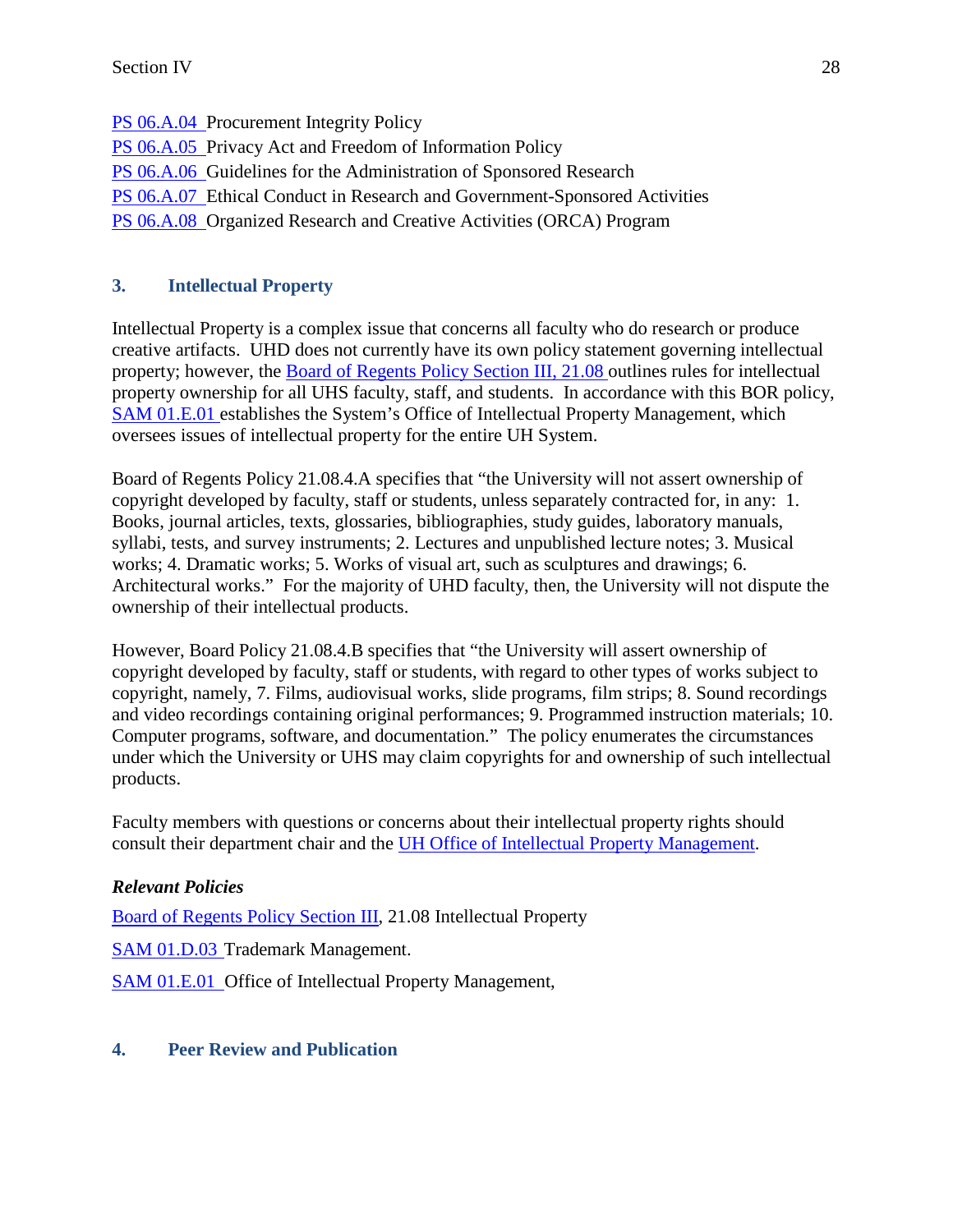PS 06.A.04 Procurement Integrity Policy

PS 06.A.05 Privacy Act and Freedom of Information Policy

PS 06.A.06 Guidelines for the Administration of Sponsored Research

PS 06.A.07 Ethical Conduct in Research and Government-Sponsored Activities

PS 06.A.08 Organized Research and Creative Activities (ORCA) Program

## 3. Intellectual Property

Intellectual Property is a complex issue that concerns all faculty who do research or produce creative artifacts. UHD does not currently have its own policy statement governing intellectual property; however, the Board of Regents Policy Section III, 21.08 outlines rules for intellectual property ownership for all UHS faculty, staff, and students. In accordance with this BOR policy, SAM 01.E.01 establishes the System's Office of Intellectual Property Management, which oversees issues of intellectual property for the entire UH System.

Board of Regents Policy 21.08.4.A specifies that "the University will not assert ownership of copyright developed by faculty, staff or students, unless separately contracted for, in any: 1. Books, journal articles, texts, glossaries, bibliographies, study guides, laboratory manuals, syllabi, tests, and survey instruments; 2. Lectures and unpublished lecture notes; 3. Musical works; 4. Dramatic works; 5. Works of visual art, such as sculptures and drawings; 6. Architectural works." For the majority of UHD faculty, then, the University will not dispute the ownership of their intellectual products.

However, Board Policy 21.08.4.B specifies that "the University will assert ownership of copyright developed by faculty, staff or students, with regard to other types of works subject to copyright, namely, 7. Films, audiovisual works, slide programs, film strips; 8. Sound recordings and video recordings containing original performances; 9. Programmed instruction materials; 10. Computer programs, software, and documentation." The policy enumerates the circumstances under which the University or UHS may claim copyrights for and ownership of such intellectual products.

Faculty members with questions or concerns about their intellectual property rights should consult their department chair and the UH Office of Intellectual Property Management.

***Relevant Policies***

Board of Regents Policy Section III, 21.08 Intellectual Property

SAM 01.D.03 Trademark Management.

SAM 01.E.01 Office of Intellectual Property Management,

## 4. Peer Review and Publication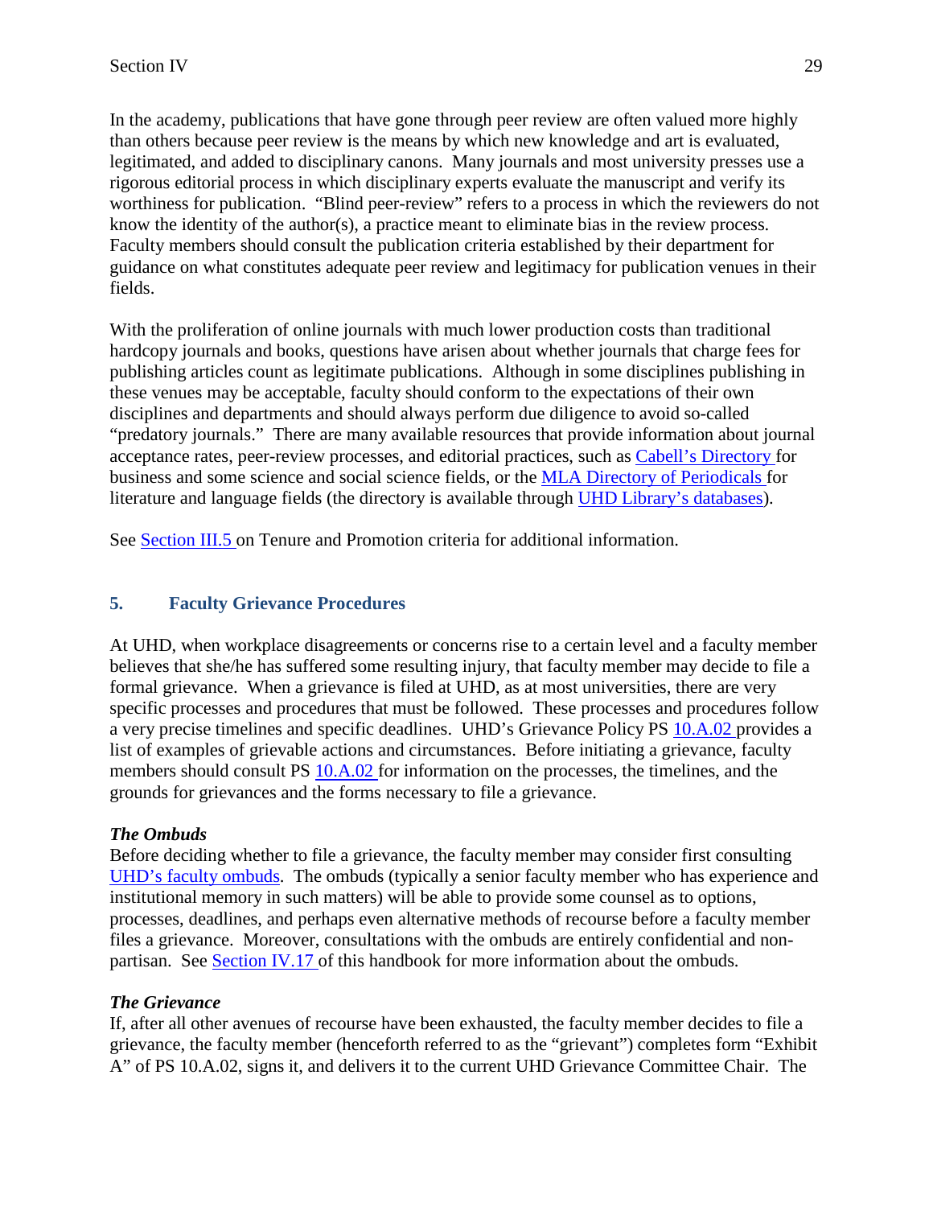In the academy, publications that have gone through peer review are often valued more highly than others because peer review is the means by which new knowledge and art is evaluated, legitimated, and added to disciplinary canons. Many journals and most university presses use a rigorous editorial process in which disciplinary experts evaluate the manuscript and verify its worthiness for publication. "Blind peer-review" refers to a process in which the reviewers do not know the identity of the author(s), a practice meant to eliminate bias in the review process. Faculty members should consult the publication criteria established by their department for guidance on what constitutes adequate peer review and legitimacy for publication venues in their fields.

With the proliferation of online journals with much lower production costs than traditional hardcopy journals and books, questions have arisen about whether journals that charge fees for publishing articles count as legitimate publications. Although in some disciplines publishing in these venues may be acceptable, faculty should conform to the expectations of their own disciplines and departments and should always perform due diligence to avoid so-called "predatory journals." There are many available resources that provide information about journal acceptance rates, peer-review processes, and editorial practices, such as Cabell's Directory for business and some science and social science fields, or the MLA Directory of Periodicals for literature and language fields (the directory is available through UHD Library's databases).

See Section III.5 on Tenure and Promotion criteria for additional information.

## 5. Faculty Grievance Procedures

At UHD, when workplace disagreements or concerns rise to a certain level and a faculty member believes that she/he has suffered some resulting injury, that faculty member may decide to file a formal grievance. When a grievance is filed at UHD, as at most universities, there are very specific processes and procedures that must be followed. These processes and procedures follow a very precise timelines and specific deadlines. UHD's Grievance Policy PS 10.A.02 provides a list of examples of grievable actions and circumstances. Before initiating a grievance, faculty members should consult PS 10.A.02 for information on the processes, the timelines, and the grounds for grievances and the forms necessary to file a grievance.

***The Ombuds***

Before deciding whether to file a grievance, the faculty member may consider first consulting UHD's faculty ombuds. The ombuds (typically a senior faculty member who has experience and institutional memory in such matters) will be able to provide some counsel as to options, processes, deadlines, and perhaps even alternative methods of recourse before a faculty member files a grievance. Moreover, consultations with the ombuds are entirely confidential and non-partisan. See Section IV.17 of this handbook for more information about the ombuds.

***The Grievance***

If, after all other avenues of recourse have been exhausted, the faculty member decides to file a grievance, the faculty member (henceforth referred to as the "grievant") completes form "Exhibit A" of PS 10.A.02, signs it, and delivers it to the current UHD Grievance Committee Chair. The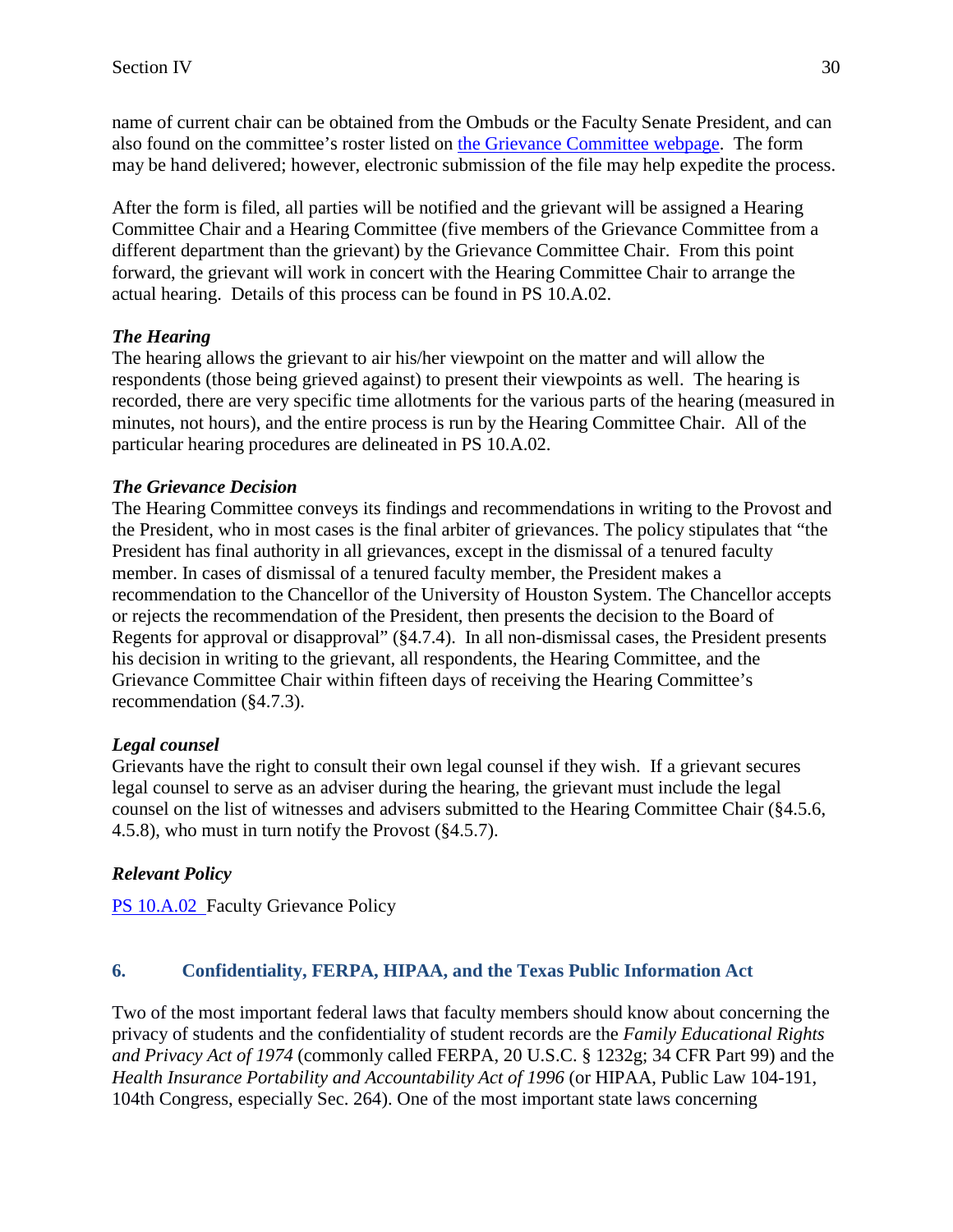name of current chair can be obtained from the Ombuds or the Faculty Senate President, and can also found on the committee's roster listed on [the Grievance Committee webpage](). The form may be hand delivered; however, electronic submission of the file may help expedite the process.

After the form is filed, all parties will be notified and the grievant will be assigned a Hearing Committee Chair and a Hearing Committee (five members of the Grievance Committee from a different department than the grievant) by the Grievance Committee Chair. From this point forward, the grievant will work in concert with the Hearing Committee Chair to arrange the actual hearing. Details of this process can be found in PS 10.A.02.

***The Hearing***

The hearing allows the grievant to air his/her viewpoint on the matter and will allow the respondents (those being grieved against) to present their viewpoints as well. The hearing is recorded, there are very specific time allotments for the various parts of the hearing (measured in minutes, not hours), and the entire process is run by the Hearing Committee Chair. All of the particular hearing procedures are delineated in PS 10.A.02.

***The Grievance Decision***

The Hearing Committee conveys its findings and recommendations in writing to the Provost and the President, who in most cases is the final arbiter of grievances. The policy stipulates that "the President has final authority in all grievances, except in the dismissal of a tenured faculty member. In cases of dismissal of a tenured faculty member, the President makes a recommendation to the Chancellor of the University of Houston System. The Chancellor accepts or rejects the recommendation of the President, then presents the decision to the Board of Regents for approval or disapproval" (§4.7.4). In all non-dismissal cases, the President presents his decision in writing to the grievant, all respondents, the Hearing Committee, and the Grievance Committee Chair within fifteen days of receiving the Hearing Committee's recommendation (§4.7.3).

***Legal counsel***

Grievants have the right to consult their own legal counsel if they wish. If a grievant secures legal counsel to serve as an adviser during the hearing, the grievant must include the legal counsel on the list of witnesses and advisers submitted to the Hearing Committee Chair (§4.5.6, 4.5.8), who must in turn notify the Provost (§4.5.7).

***Relevant Policy***

[PS 10.A.02]() Faculty Grievance Policy

### 6. Confidentiality, FERPA, HIPAA, and the Texas Public Information Act

Two of the most important federal laws that faculty members should know about concerning the privacy of students and the confidentiality of student records are the *Family Educational Rights and Privacy Act of 1974* (commonly called FERPA, 20 U.S.C. § 1232g; 34 CFR Part 99) and the *Health Insurance Portability and Accountability Act of 1996* (or HIPAA, Public Law 104-191, 104th Congress, especially Sec. 264). One of the most important state laws concerning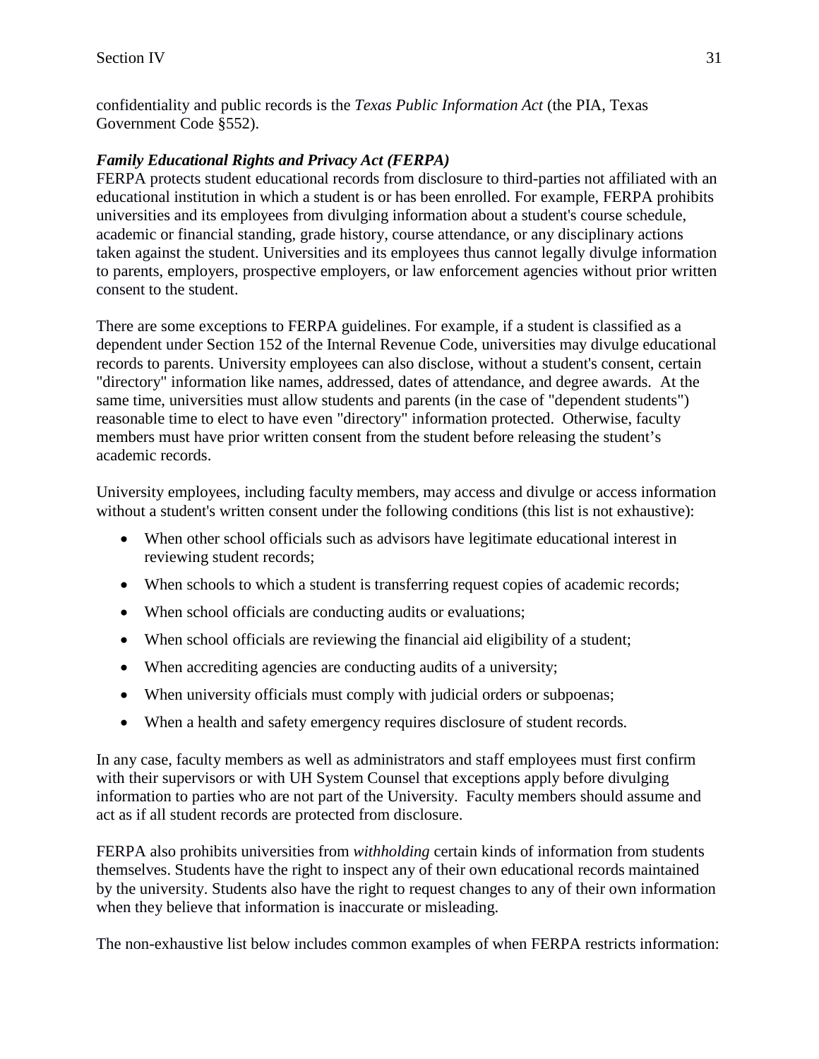confidentiality and public records is the *Texas Public Information Act* (the PIA, Texas Government Code §552).

### *Family Educational Rights and Privacy Act (FERPA)*

FERPA protects student educational records from disclosure to third-parties not affiliated with an educational institution in which a student is or has been enrolled. For example, FERPA prohibits universities and its employees from divulging information about a student's course schedule, academic or financial standing, grade history, course attendance, or any disciplinary actions taken against the student. Universities and its employees thus cannot legally divulge information to parents, employers, prospective employers, or law enforcement agencies without prior written consent to the student.

There are some exceptions to FERPA guidelines. For example, if a student is classified as a dependent under Section 152 of the Internal Revenue Code, universities may divulge educational records to parents. University employees can also disclose, without a student's consent, certain "directory" information like names, addressed, dates of attendance, and degree awards. At the same time, universities must allow students and parents (in the case of "dependent students") reasonable time to elect to have even "directory" information protected. Otherwise, faculty members must have prior written consent from the student before releasing the student's academic records.

University employees, including faculty members, may access and divulge or access information without a student's written consent under the following conditions (this list is not exhaustive):

- When other school officials such as advisors have legitimate educational interest in reviewing student records;
- When schools to which a student is transferring request copies of academic records;
- When school officials are conducting audits or evaluations;
- When school officials are reviewing the financial aid eligibility of a student;
- When accrediting agencies are conducting audits of a university;
- When university officials must comply with judicial orders or subpoenas;
- When a health and safety emergency requires disclosure of student records.

In any case, faculty members as well as administrators and staff employees must first confirm with their supervisors or with UH System Counsel that exceptions apply before divulging information to parties who are not part of the University. Faculty members should assume and act as if all student records are protected from disclosure.

FERPA also prohibits universities from *withholding* certain kinds of information from students themselves. Students have the right to inspect any of their own educational records maintained by the university. Students also have the right to request changes to any of their own information when they believe that information is inaccurate or misleading.

The non-exhaustive list below includes common examples of when FERPA restricts information: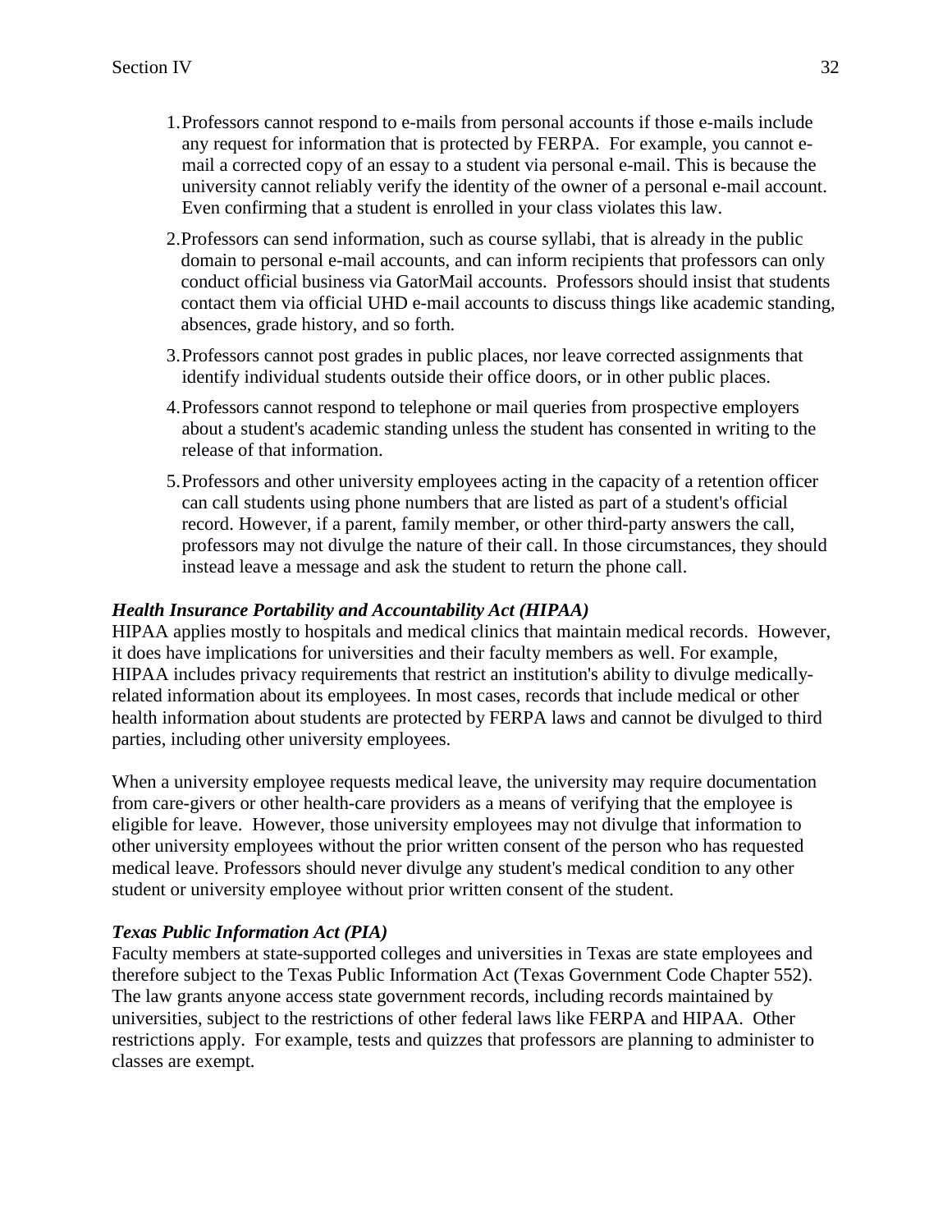1. Professors cannot respond to e-mails from personal accounts if those e-mails include any request for information that is protected by FERPA. For example, you cannot e-mail a corrected copy of an essay to a student via personal e-mail. This is because the university cannot reliably verify the identity of the owner of a personal e-mail account. Even confirming that a student is enrolled in your class violates this law.

2. Professors can send information, such as course syllabi, that is already in the public domain to personal e-mail accounts, and can inform recipients that professors can only conduct official business via GatorMail accounts. Professors should insist that students contact them via official UHD e-mail accounts to discuss things like academic standing, absences, grade history, and so forth.

3. Professors cannot post grades in public places, nor leave corrected assignments that identify individual students outside their office doors, or in other public places.

4. Professors cannot respond to telephone or mail queries from prospective employers about a student's academic standing unless the student has consented in writing to the release of that information.

5. Professors and other university employees acting in the capacity of a retention officer can call students using phone numbers that are listed as part of a student's official record. However, if a parent, family member, or other third-party answers the call, professors may not divulge the nature of their call. In those circumstances, they should instead leave a message and ask the student to return the phone call.

### *Health Insurance Portability and Accountability Act (HIPAA)*

HIPAA applies mostly to hospitals and medical clinics that maintain medical records. However, it does have implications for universities and their faculty members as well. For example, HIPAA includes privacy requirements that restrict an institution's ability to divulge medically-related information about its employees. In most cases, records that include medical or other health information about students are protected by FERPA laws and cannot be divulged to third parties, including other university employees.

When a university employee requests medical leave, the university may require documentation from care-givers or other health-care providers as a means of verifying that the employee is eligible for leave. However, those university employees may not divulge that information to other university employees without the prior written consent of the person who has requested medical leave. Professors should never divulge any student's medical condition to any other student or university employee without prior written consent of the student.

### *Texas Public Information Act (PIA)*

Faculty members at state-supported colleges and universities in Texas are state employees and therefore subject to the Texas Public Information Act (Texas Government Code Chapter 552). The law grants anyone access state government records, including records maintained by universities, subject to the restrictions of other federal laws like FERPA and HIPAA. Other restrictions apply. For example, tests and quizzes that professors are planning to administer to classes are exempt.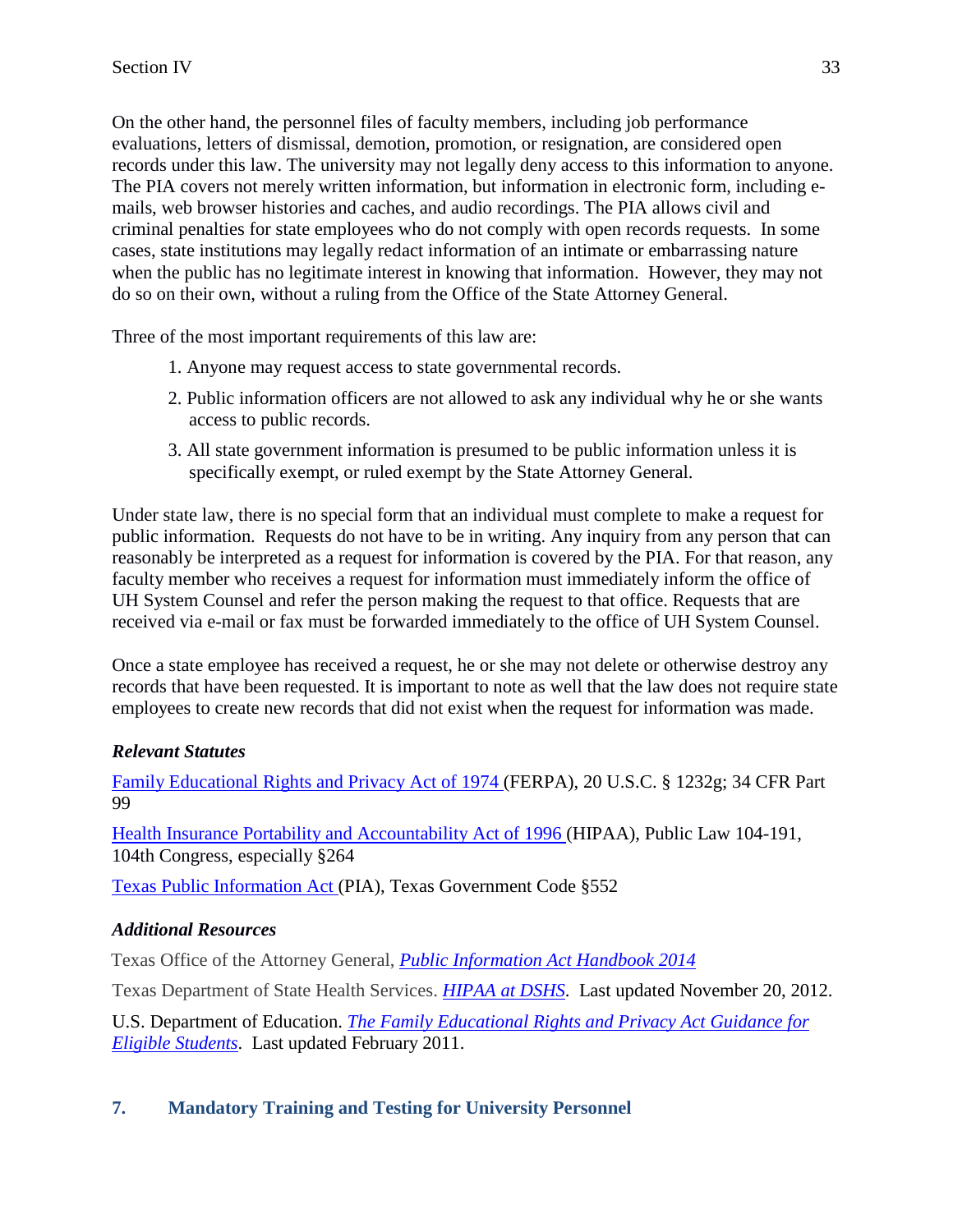On the other hand, the personnel files of faculty members, including job performance evaluations, letters of dismissal, demotion, promotion, or resignation, are considered open records under this law. The university may not legally deny access to this information to anyone. The PIA covers not merely written information, but information in electronic form, including e-mails, web browser histories and caches, and audio recordings. The PIA allows civil and criminal penalties for state employees who do not comply with open records requests. In some cases, state institutions may legally redact information of an intimate or embarrassing nature when the public has no legitimate interest in knowing that information. However, they may not do so on their own, without a ruling from the Office of the State Attorney General.

Three of the most important requirements of this law are:

1. Anyone may request access to state governmental records.
2. Public information officers are not allowed to ask any individual why he or she wants access to public records.
3. All state government information is presumed to be public information unless it is specifically exempt, or ruled exempt by the State Attorney General.

Under state law, there is no special form that an individual must complete to make a request for public information. Requests do not have to be in writing. Any inquiry from any person that can reasonably be interpreted as a request for information is covered by the PIA. For that reason, any faculty member who receives a request for information must immediately inform the office of UH System Counsel and refer the person making the request to that office. Requests that are received via e-mail or fax must be forwarded immediately to the office of UH System Counsel.

Once a state employee has received a request, he or she may not delete or otherwise destroy any records that have been requested. It is important to note as well that the law does not require state employees to create new records that did not exist when the request for information was made.

### *Relevant Statutes*

Family Educational Rights and Privacy Act of 1974 (FERPA), 20 U.S.C. § 1232g; 34 CFR Part 99

Health Insurance Portability and Accountability Act of 1996 (HIPAA), Public Law 104-191, 104th Congress, especially §264

Texas Public Information Act (PIA), Texas Government Code §552

### *Additional Resources*

Texas Office of the Attorney General, *Public Information Act Handbook 2014*

Texas Department of State Health Services. *HIPAA at DSHS*. Last updated November 20, 2012.

U.S. Department of Education. *The Family Educational Rights and Privacy Act Guidance for Eligible Students*. Last updated February 2011.

## 7. Mandatory Training and Testing for University Personnel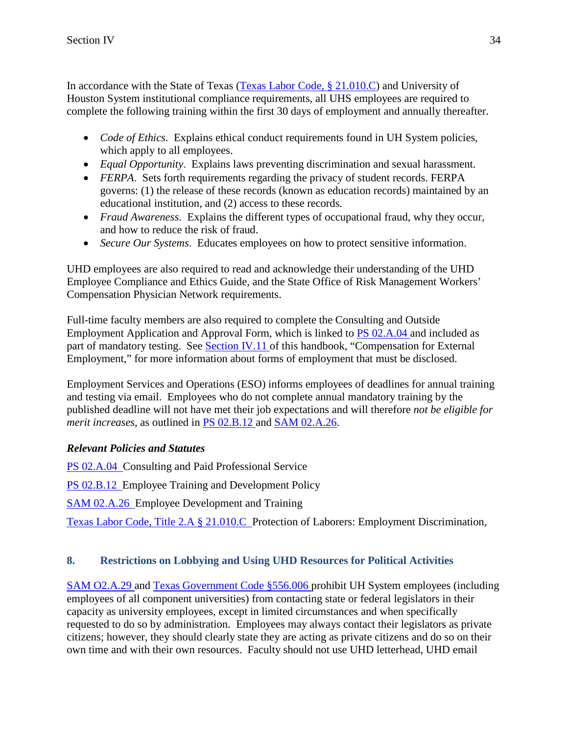In accordance with the State of Texas (Texas Labor Code, § 21.010.C) and University of Houston System institutional compliance requirements, all UHS employees are required to complete the following training within the first 30 days of employment and annually thereafter.

- *Code of Ethics*. Explains ethical conduct requirements found in UH System policies, which apply to all employees.
- *Equal Opportunity*. Explains laws preventing discrimination and sexual harassment.
- *FERPA*. Sets forth requirements regarding the privacy of student records. FERPA governs: (1) the release of these records (known as education records) maintained by an educational institution, and (2) access to these records.
- *Fraud Awareness*. Explains the different types of occupational fraud, why they occur, and how to reduce the risk of fraud.
- *Secure Our Systems*. Educates employees on how to protect sensitive information.

UHD employees are also required to read and acknowledge their understanding of the UHD Employee Compliance and Ethics Guide, and the State Office of Risk Management Workers' Compensation Physician Network requirements.

Full-time faculty members are also required to complete the Consulting and Outside Employment Application and Approval Form, which is linked to PS 02.A.04 and included as part of mandatory testing. See Section IV.11 of this handbook, "Compensation for External Employment," for more information about forms of employment that must be disclosed.

Employment Services and Operations (ESO) informs employees of deadlines for annual training and testing via email. Employees who do not complete annual mandatory training by the published deadline will not have met their job expectations and will therefore *not be eligible for merit increases,* as outlined in PS 02.B.12 and SAM 02.A.26.

***Relevant Policies and Statutes***

PS 02.A.04 Consulting and Paid Professional Service

PS 02.B.12 Employee Training and Development Policy

SAM 02.A.26 Employee Development and Training

Texas Labor Code, Title 2.A § 21.010.C Protection of Laborers: Employment Discrimination,

## 8. Restrictions on Lobbying and Using UHD Resources for Political Activities

SAM O2.A.29 and Texas Government Code §556.006 prohibit UH System employees (including employees of all component universities) from contacting state or federal legislators in their capacity as university employees, except in limited circumstances and when specifically requested to do so by administration. Employees may always contact their legislators as private citizens; however, they should clearly state they are acting as private citizens and do so on their own time and with their own resources. Faculty should not use UHD letterhead, UHD email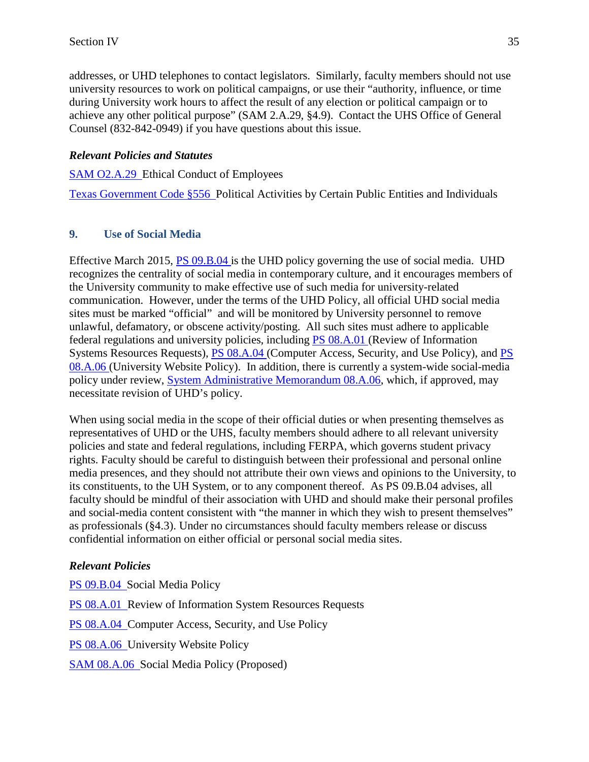addresses, or UHD telephones to contact legislators. Similarly, faculty members should not use university resources to work on political campaigns, or use their "authority, influence, or time during University work hours to affect the result of any election or political campaign or to achieve any other political purpose" (SAM 2.A.29, §4.9). Contact the UHS Office of General Counsel (832-842-0949) if you have questions about this issue.

***Relevant Policies and Statutes***

SAM O2.A.29 Ethical Conduct of Employees

Texas Government Code §556 Political Activities by Certain Public Entities and Individuals

### 9. Use of Social Media

Effective March 2015, PS 09.B.04 is the UHD policy governing the use of social media. UHD recognizes the centrality of social media in contemporary culture, and it encourages members of the University community to make effective use of such media for university-related communication. However, under the terms of the UHD Policy, all official UHD social media sites must be marked "official" and will be monitored by University personnel to remove unlawful, defamatory, or obscene activity/posting. All such sites must adhere to applicable federal regulations and university policies, including PS 08.A.01 (Review of Information Systems Resources Requests), PS 08.A.04 (Computer Access, Security, and Use Policy), and PS 08.A.06 (University Website Policy). In addition, there is currently a system-wide social-media policy under review, System Administrative Memorandum 08.A.06, which, if approved, may necessitate revision of UHD's policy.

When using social media in the scope of their official duties or when presenting themselves as representatives of UHD or the UHS, faculty members should adhere to all relevant university policies and state and federal regulations, including FERPA, which governs student privacy rights. Faculty should be careful to distinguish between their professional and personal online media presences, and they should not attribute their own views and opinions to the University, to its constituents, to the UH System, or to any component thereof. As PS 09.B.04 advises, all faculty should be mindful of their association with UHD and should make their personal profiles and social-media content consistent with "the manner in which they wish to present themselves" as professionals (§4.3). Under no circumstances should faculty members release or discuss confidential information on either official or personal social media sites.

***Relevant Policies***

PS 09.B.04 Social Media Policy

PS 08.A.01 Review of Information System Resources Requests

PS 08.A.04 Computer Access, Security, and Use Policy

PS 08.A.06 University Website Policy

SAM 08.A.06 Social Media Policy (Proposed)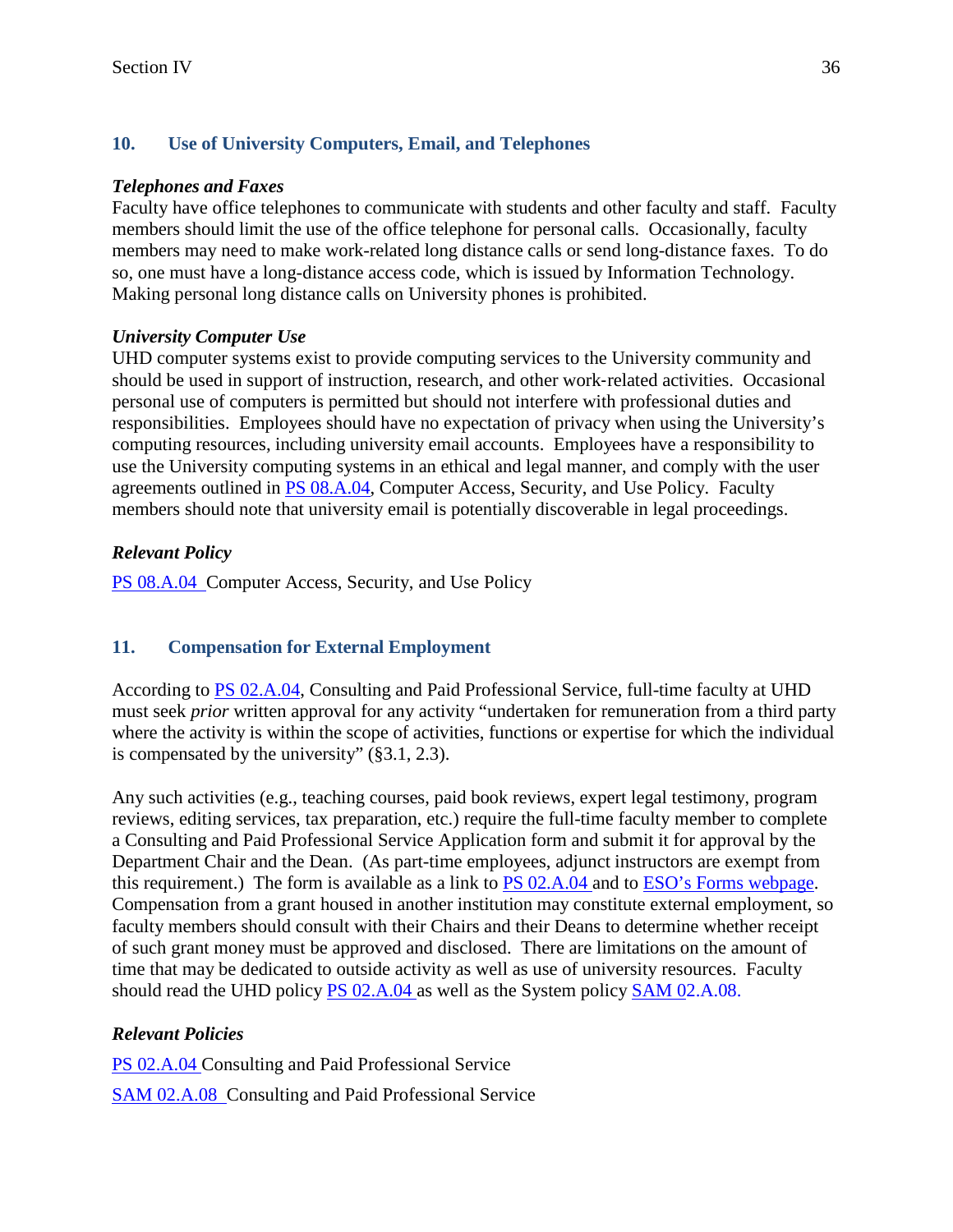## 10. Use of University Computers, Email, and Telephones

***Telephones and Faxes***

Faculty have office telephones to communicate with students and other faculty and staff. Faculty members should limit the use of the office telephone for personal calls. Occasionally, faculty members may need to make work-related long distance calls or send long-distance faxes. To do so, one must have a long-distance access code, which is issued by Information Technology. Making personal long distance calls on University phones is prohibited.

***University Computer Use***

UHD computer systems exist to provide computing services to the University community and should be used in support of instruction, research, and other work-related activities. Occasional personal use of computers is permitted but should not interfere with professional duties and responsibilities. Employees should have no expectation of privacy when using the University's computing resources, including university email accounts. Employees have a responsibility to use the University computing systems in an ethical and legal manner, and comply with the user agreements outlined in PS 08.A.04, Computer Access, Security, and Use Policy. Faculty members should note that university email is potentially discoverable in legal proceedings.

***Relevant Policy***

PS 08.A.04 Computer Access, Security, and Use Policy

## 11. Compensation for External Employment

According to PS 02.A.04, Consulting and Paid Professional Service, full-time faculty at UHD must seek *prior* written approval for any activity "undertaken for remuneration from a third party where the activity is within the scope of activities, functions or expertise for which the individual is compensated by the university" (§3.1, 2.3).

Any such activities (e.g., teaching courses, paid book reviews, expert legal testimony, program reviews, editing services, tax preparation, etc.) require the full-time faculty member to complete a Consulting and Paid Professional Service Application form and submit it for approval by the Department Chair and the Dean. (As part-time employees, adjunct instructors are exempt from this requirement.) The form is available as a link to PS 02.A.04 and to ESO's Forms webpage. Compensation from a grant housed in another institution may constitute external employment, so faculty members should consult with their Chairs and their Deans to determine whether receipt of such grant money must be approved and disclosed. There are limitations on the amount of time that may be dedicated to outside activity as well as use of university resources. Faculty should read the UHD policy PS 02.A.04 as well as the System policy SAM 02.A.08.

***Relevant Policies***

PS 02.A.04 Consulting and Paid Professional Service

SAM 02.A.08 Consulting and Paid Professional Service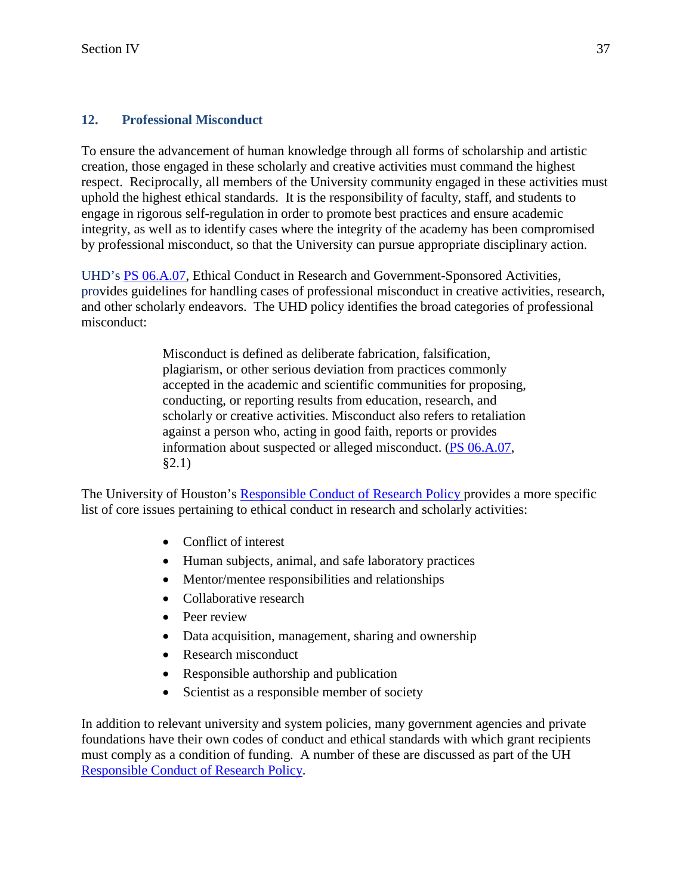## 12. Professional Misconduct

To ensure the advancement of human knowledge through all forms of scholarship and artistic creation, those engaged in these scholarly and creative activities must command the highest respect. Reciprocally, all members of the University community engaged in these activities must uphold the highest ethical standards. It is the responsibility of faculty, staff, and students to engage in rigorous self-regulation in order to promote best practices and ensure academic integrity, as well as to identify cases where the integrity of the academy has been compromised by professional misconduct, so that the University can pursue appropriate disciplinary action.

UHD's PS 06.A.07, Ethical Conduct in Research and Government-Sponsored Activities, provides guidelines for handling cases of professional misconduct in creative activities, research, and other scholarly endeavors. The UHD policy identifies the broad categories of professional misconduct:

> Misconduct is defined as deliberate fabrication, falsification, plagiarism, or other serious deviation from practices commonly accepted in the academic and scientific communities for proposing, conducting, or reporting results from education, research, and scholarly or creative activities. Misconduct also refers to retaliation against a person who, acting in good faith, reports or provides information about suspected or alleged misconduct. (PS 06.A.07, §2.1)

The University of Houston's Responsible Conduct of Research Policy provides a more specific list of core issues pertaining to ethical conduct in research and scholarly activities:

- Conflict of interest
- Human subjects, animal, and safe laboratory practices
- Mentor/mentee responsibilities and relationships
- Collaborative research
- Peer review
- Data acquisition, management, sharing and ownership
- Research misconduct
- Responsible authorship and publication
- Scientist as a responsible member of society

In addition to relevant university and system policies, many government agencies and private foundations have their own codes of conduct and ethical standards with which grant recipients must comply as a condition of funding. A number of these are discussed as part of the UH Responsible Conduct of Research Policy.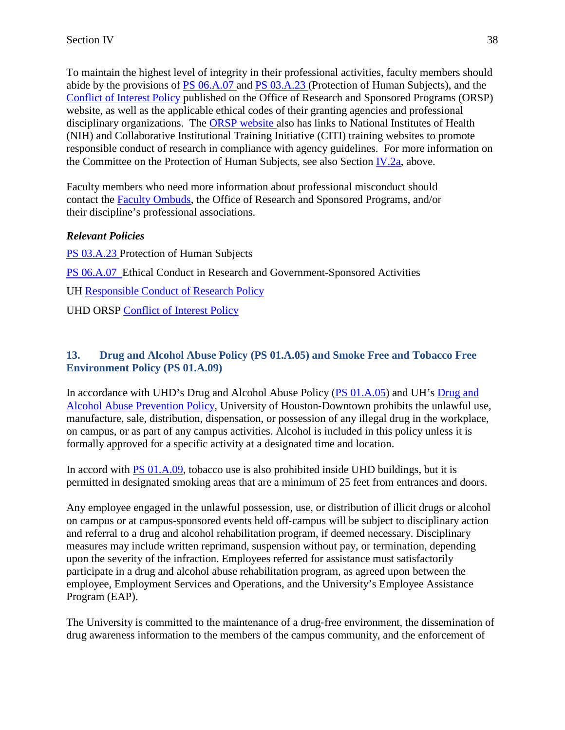To maintain the highest level of integrity in their professional activities, faculty members should abide by the provisions of PS 06.A.07 and PS 03.A.23 (Protection of Human Subjects), and the Conflict of Interest Policy published on the Office of Research and Sponsored Programs (ORSP) website, as well as the applicable ethical codes of their granting agencies and professional disciplinary organizations. The ORSP website also has links to National Institutes of Health (NIH) and Collaborative Institutional Training Initiative (CITI) training websites to promote responsible conduct of research in compliance with agency guidelines. For more information on the Committee on the Protection of Human Subjects, see also Section IV.2a, above.

Faculty members who need more information about professional misconduct should contact the Faculty Ombuds, the Office of Research and Sponsored Programs, and/or their discipline's professional associations.

***Relevant Policies***

PS 03.A.23 Protection of Human Subjects

PS 06.A.07 Ethical Conduct in Research and Government-Sponsored Activities

UH Responsible Conduct of Research Policy

UHD ORSP Conflict of Interest Policy

### 13. Drug and Alcohol Abuse Policy (PS 01.A.05) and Smoke Free and Tobacco Free Environment Policy (PS 01.A.09)

In accordance with UHD's Drug and Alcohol Abuse Policy (PS 01.A.05) and UH's Drug and Alcohol Abuse Prevention Policy, University of Houston-Downtown prohibits the unlawful use, manufacture, sale, distribution, dispensation, or possession of any illegal drug in the workplace, on campus, or as part of any campus activities. Alcohol is included in this policy unless it is formally approved for a specific activity at a designated time and location.

In accord with PS 01.A.09, tobacco use is also prohibited inside UHD buildings, but it is permitted in designated smoking areas that are a minimum of 25 feet from entrances and doors.

Any employee engaged in the unlawful possession, use, or distribution of illicit drugs or alcohol on campus or at campus-sponsored events held off-campus will be subject to disciplinary action and referral to a drug and alcohol rehabilitation program, if deemed necessary. Disciplinary measures may include written reprimand, suspension without pay, or termination, depending upon the severity of the infraction. Employees referred for assistance must satisfactorily participate in a drug and alcohol abuse rehabilitation program, as agreed upon between the employee, Employment Services and Operations, and the University's Employee Assistance Program (EAP).

The University is committed to the maintenance of a drug-free environment, the dissemination of drug awareness information to the members of the campus community, and the enforcement of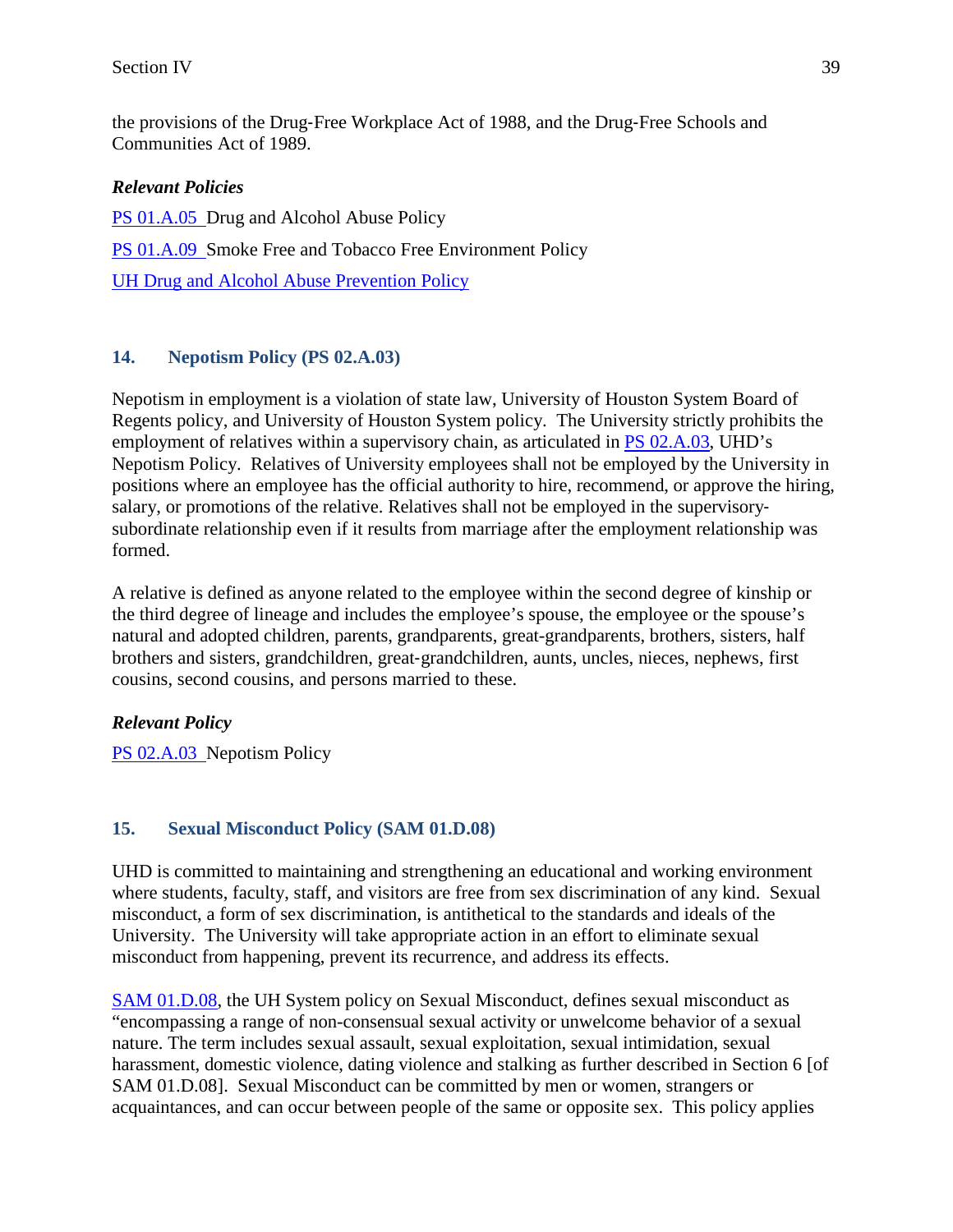the provisions of the Drug-Free Workplace Act of 1988, and the Drug-Free Schools and Communities Act of 1989.

***Relevant Policies***

PS 01.A.05 Drug and Alcohol Abuse Policy

PS 01.A.09 Smoke Free and Tobacco Free Environment Policy

UH Drug and Alcohol Abuse Prevention Policy

## 14. Nepotism Policy (PS 02.A.03)

Nepotism in employment is a violation of state law, University of Houston System Board of Regents policy, and University of Houston System policy. The University strictly prohibits the employment of relatives within a supervisory chain, as articulated in PS 02.A.03, UHD's Nepotism Policy. Relatives of University employees shall not be employed by the University in positions where an employee has the official authority to hire, recommend, or approve the hiring, salary, or promotions of the relative. Relatives shall not be employed in the supervisory-subordinate relationship even if it results from marriage after the employment relationship was formed.

A relative is defined as anyone related to the employee within the second degree of kinship or the third degree of lineage and includes the employee's spouse, the employee or the spouse's natural and adopted children, parents, grandparents, great-grandparents, brothers, sisters, half brothers and sisters, grandchildren, great-grandchildren, aunts, uncles, nieces, nephews, first cousins, second cousins, and persons married to these.

***Relevant Policy***

PS 02.A.03 Nepotism Policy

## 15. Sexual Misconduct Policy (SAM 01.D.08)

UHD is committed to maintaining and strengthening an educational and working environment where students, faculty, staff, and visitors are free from sex discrimination of any kind. Sexual misconduct, a form of sex discrimination, is antithetical to the standards and ideals of the University. The University will take appropriate action in an effort to eliminate sexual misconduct from happening, prevent its recurrence, and address its effects.

SAM 01.D.08, the UH System policy on Sexual Misconduct, defines sexual misconduct as "encompassing a range of non-consensual sexual activity or unwelcome behavior of a sexual nature. The term includes sexual assault, sexual exploitation, sexual intimidation, sexual harassment, domestic violence, dating violence and stalking as further described in Section 6 [of SAM 01.D.08]. Sexual Misconduct can be committed by men or women, strangers or acquaintances, and can occur between people of the same or opposite sex. This policy applies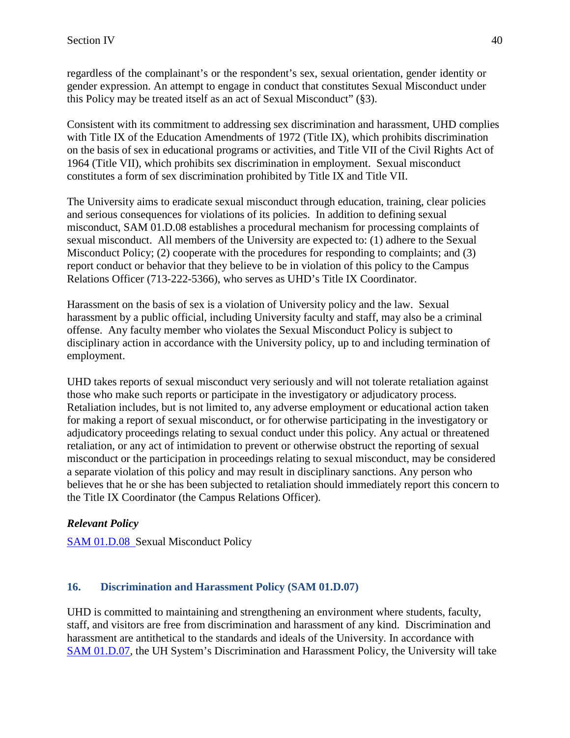regardless of the complainant's or the respondent's sex, sexual orientation, gender identity or gender expression. An attempt to engage in conduct that constitutes Sexual Misconduct under this Policy may be treated itself as an act of Sexual Misconduct" (§3).

Consistent with its commitment to addressing sex discrimination and harassment, UHD complies with Title IX of the Education Amendments of 1972 (Title IX), which prohibits discrimination on the basis of sex in educational programs or activities, and Title VII of the Civil Rights Act of 1964 (Title VII), which prohibits sex discrimination in employment. Sexual misconduct constitutes a form of sex discrimination prohibited by Title IX and Title VII.

The University aims to eradicate sexual misconduct through education, training, clear policies and serious consequences for violations of its policies. In addition to defining sexual misconduct, SAM 01.D.08 establishes a procedural mechanism for processing complaints of sexual misconduct. All members of the University are expected to: (1) adhere to the Sexual Misconduct Policy; (2) cooperate with the procedures for responding to complaints; and (3) report conduct or behavior that they believe to be in violation of this policy to the Campus Relations Officer (713-222-5366), who serves as UHD's Title IX Coordinator.

Harassment on the basis of sex is a violation of University policy and the law. Sexual harassment by a public official, including University faculty and staff, may also be a criminal offense. Any faculty member who violates the Sexual Misconduct Policy is subject to disciplinary action in accordance with the University policy, up to and including termination of employment.

UHD takes reports of sexual misconduct very seriously and will not tolerate retaliation against those who make such reports or participate in the investigatory or adjudicatory process. Retaliation includes, but is not limited to, any adverse employment or educational action taken for making a report of sexual misconduct, or for otherwise participating in the investigatory or adjudicatory proceedings relating to sexual conduct under this policy. Any actual or threatened retaliation, or any act of intimidation to prevent or otherwise obstruct the reporting of sexual misconduct or the participation in proceedings relating to sexual misconduct, may be considered a separate violation of this policy and may result in disciplinary sanctions. Any person who believes that he or she has been subjected to retaliation should immediately report this concern to the Title IX Coordinator (the Campus Relations Officer).

***Relevant Policy***

SAM 01.D.08 Sexual Misconduct Policy

## 16. Discrimination and Harassment Policy (SAM 01.D.07)

UHD is committed to maintaining and strengthening an environment where students, faculty, staff, and visitors are free from discrimination and harassment of any kind. Discrimination and harassment are antithetical to the standards and ideals of the University. In accordance with SAM 01.D.07, the UH System's Discrimination and Harassment Policy, the University will take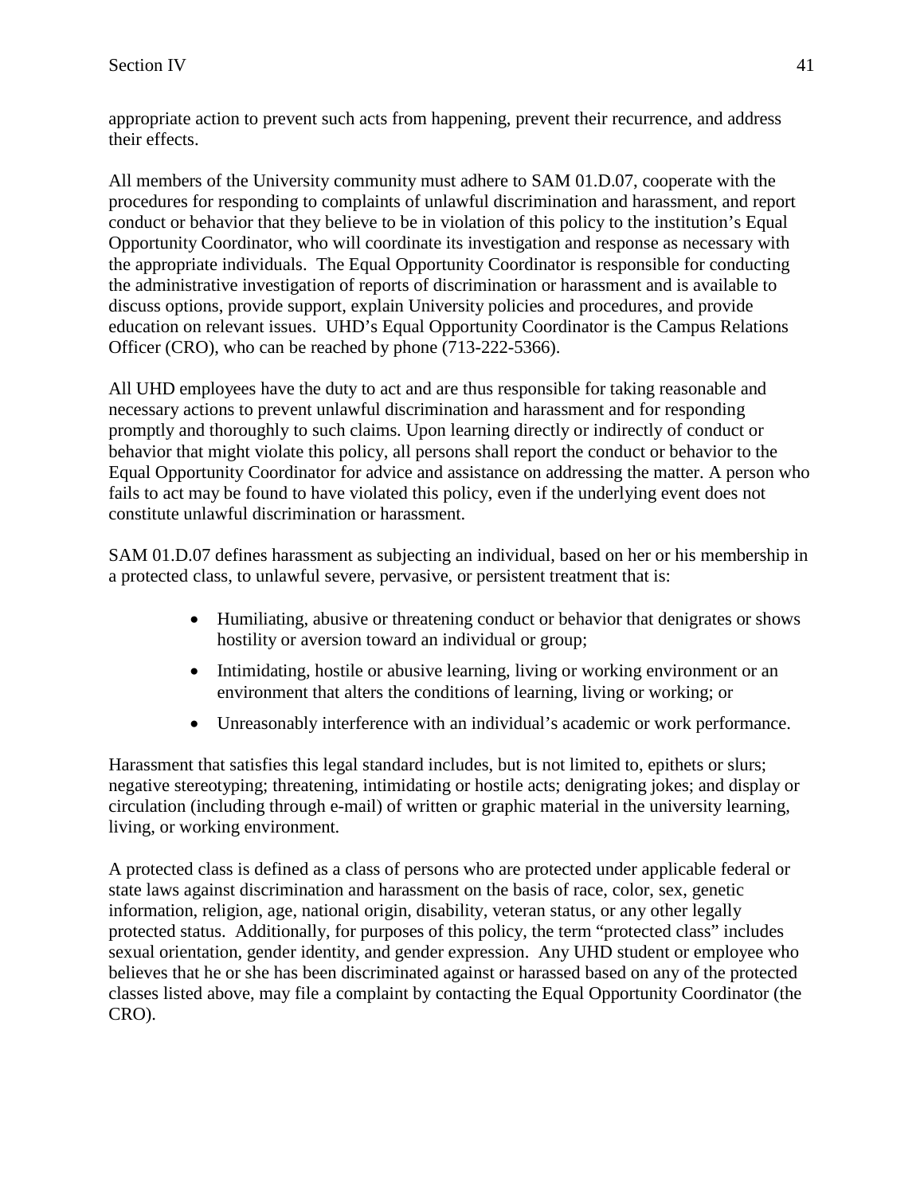appropriate action to prevent such acts from happening, prevent their recurrence, and address their effects.

All members of the University community must adhere to SAM 01.D.07, cooperate with the procedures for responding to complaints of unlawful discrimination and harassment, and report conduct or behavior that they believe to be in violation of this policy to the institution's Equal Opportunity Coordinator, who will coordinate its investigation and response as necessary with the appropriate individuals. The Equal Opportunity Coordinator is responsible for conducting the administrative investigation of reports of discrimination or harassment and is available to discuss options, provide support, explain University policies and procedures, and provide education on relevant issues. UHD's Equal Opportunity Coordinator is the Campus Relations Officer (CRO), who can be reached by phone (713-222-5366).

All UHD employees have the duty to act and are thus responsible for taking reasonable and necessary actions to prevent unlawful discrimination and harassment and for responding promptly and thoroughly to such claims. Upon learning directly or indirectly of conduct or behavior that might violate this policy, all persons shall report the conduct or behavior to the Equal Opportunity Coordinator for advice and assistance on addressing the matter. A person who fails to act may be found to have violated this policy, even if the underlying event does not constitute unlawful discrimination or harassment.

SAM 01.D.07 defines harassment as subjecting an individual, based on her or his membership in a protected class, to unlawful severe, pervasive, or persistent treatment that is:

- Humiliating, abusive or threatening conduct or behavior that denigrates or shows hostility or aversion toward an individual or group;
- Intimidating, hostile or abusive learning, living or working environment or an environment that alters the conditions of learning, living or working; or
- Unreasonably interference with an individual's academic or work performance.

Harassment that satisfies this legal standard includes, but is not limited to, epithets or slurs; negative stereotyping; threatening, intimidating or hostile acts; denigrating jokes; and display or circulation (including through e-mail) of written or graphic material in the university learning, living, or working environment.

A protected class is defined as a class of persons who are protected under applicable federal or state laws against discrimination and harassment on the basis of race, color, sex, genetic information, religion, age, national origin, disability, veteran status, or any other legally protected status. Additionally, for purposes of this policy, the term "protected class" includes sexual orientation, gender identity, and gender expression. Any UHD student or employee who believes that he or she has been discriminated against or harassed based on any of the protected classes listed above, may file a complaint by contacting the Equal Opportunity Coordinator (the CRO).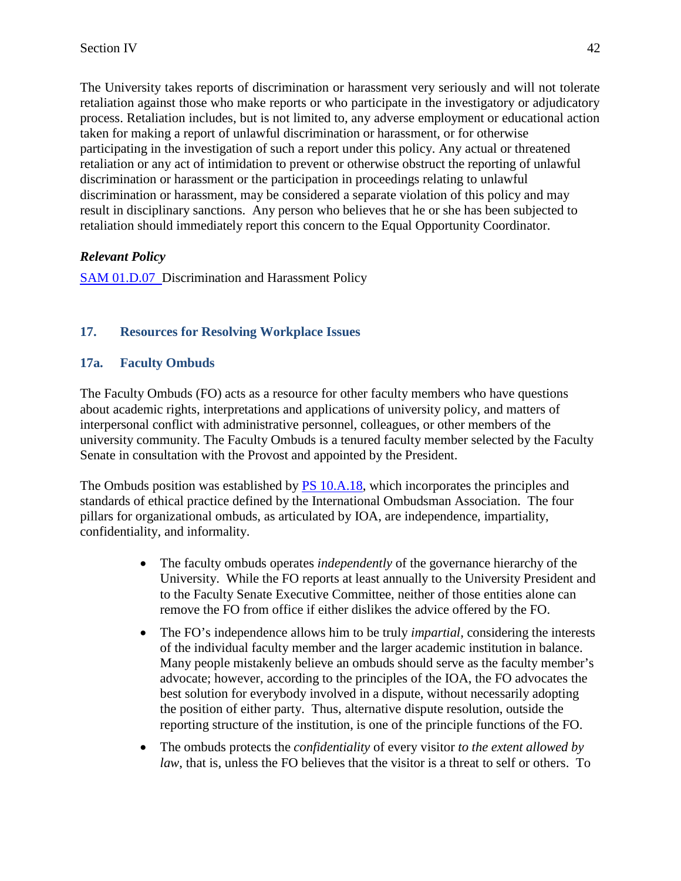The University takes reports of discrimination or harassment very seriously and will not tolerate retaliation against those who make reports or who participate in the investigatory or adjudicatory process. Retaliation includes, but is not limited to, any adverse employment or educational action taken for making a report of unlawful discrimination or harassment, or for otherwise participating in the investigation of such a report under this policy. Any actual or threatened retaliation or any act of intimidation to prevent or otherwise obstruct the reporting of unlawful discrimination or harassment or the participation in proceedings relating to unlawful discrimination or harassment, may be considered a separate violation of this policy and may result in disciplinary sanctions. Any person who believes that he or she has been subjected to retaliation should immediately report this concern to the Equal Opportunity Coordinator.

***Relevant Policy***

SAM 01.D.07 Discrimination and Harassment Policy

## 17. Resources for Resolving Workplace Issues

### 17a. Faculty Ombuds

The Faculty Ombuds (FO) acts as a resource for other faculty members who have questions about academic rights, interpretations and applications of university policy, and matters of interpersonal conflict with administrative personnel, colleagues, or other members of the university community. The Faculty Ombuds is a tenured faculty member selected by the Faculty Senate in consultation with the Provost and appointed by the President.

The Ombuds position was established by PS 10.A.18, which incorporates the principles and standards of ethical practice defined by the International Ombudsman Association. The four pillars for organizational ombuds, as articulated by IOA, are independence, impartiality, confidentiality, and informality.

- The faculty ombuds operates *independently* of the governance hierarchy of the University. While the FO reports at least annually to the University President and to the Faculty Senate Executive Committee, neither of those entities alone can remove the FO from office if either dislikes the advice offered by the FO.
- The FO's independence allows him to be truly *impartial,* considering the interests of the individual faculty member and the larger academic institution in balance. Many people mistakenly believe an ombuds should serve as the faculty member's advocate; however, according to the principles of the IOA, the FO advocates the best solution for everybody involved in a dispute, without necessarily adopting the position of either party. Thus, alternative dispute resolution, outside the reporting structure of the institution, is one of the principle functions of the FO.
- The ombuds protects the *confidentiality* of every visitor *to the extent allowed by law*, that is, unless the FO believes that the visitor is a threat to self or others. To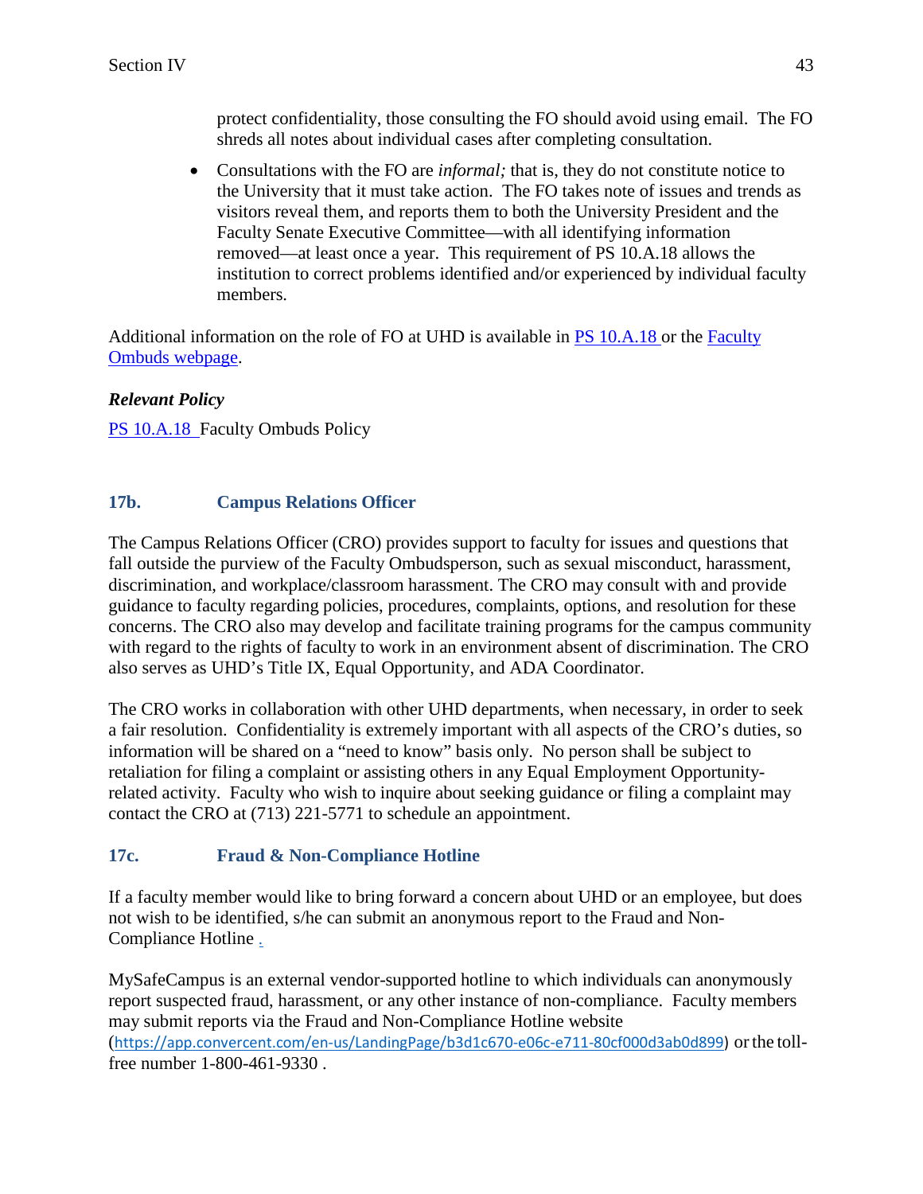protect confidentiality, those consulting the FO should avoid using email. The FO shreds all notes about individual cases after completing consultation.

- Consultations with the FO are *informal;* that is, they do not constitute notice to the University that it must take action. The FO takes note of issues and trends as visitors reveal them, and reports them to both the University President and the Faculty Senate Executive Committee—with all identifying information removed—at least once a year. This requirement of PS 10.A.18 allows the institution to correct problems identified and/or experienced by individual faculty members.

Additional information on the role of FO at UHD is available in PS 10.A.18 or the Faculty Ombuds webpage.

***Relevant Policy***

PS 10.A.18 Faculty Ombuds Policy

### 17b. Campus Relations Officer

The Campus Relations Officer (CRO) provides support to faculty for issues and questions that fall outside the purview of the Faculty Ombudsperson, such as sexual misconduct, harassment, discrimination, and workplace/classroom harassment. The CRO may consult with and provide guidance to faculty regarding policies, procedures, complaints, options, and resolution for these concerns. The CRO also may develop and facilitate training programs for the campus community with regard to the rights of faculty to work in an environment absent of discrimination. The CRO also serves as UHD's Title IX, Equal Opportunity, and ADA Coordinator.

The CRO works in collaboration with other UHD departments, when necessary, in order to seek a fair resolution. Confidentiality is extremely important with all aspects of the CRO's duties, so information will be shared on a "need to know" basis only. No person shall be subject to retaliation for filing a complaint or assisting others in any Equal Employment Opportunity-related activity. Faculty who wish to inquire about seeking guidance or filing a complaint may contact the CRO at (713) 221-5771 to schedule an appointment.

### 17c. Fraud & Non-Compliance Hotline

If a faculty member would like to bring forward a concern about UHD or an employee, but does not wish to be identified, s/he can submit an anonymous report to the Fraud and Non-Compliance Hotline .

MySafeCampus is an external vendor-supported hotline to which individuals can anonymously report suspected fraud, harassment, or any other instance of non-compliance. Faculty members may submit reports via the Fraud and Non-Compliance Hotline website (https://app.convercent.com/en-us/LandingPage/b3d1c670-e06c-e711-80cf000d3ab0d899) or the toll-free number 1-800-461-9330 .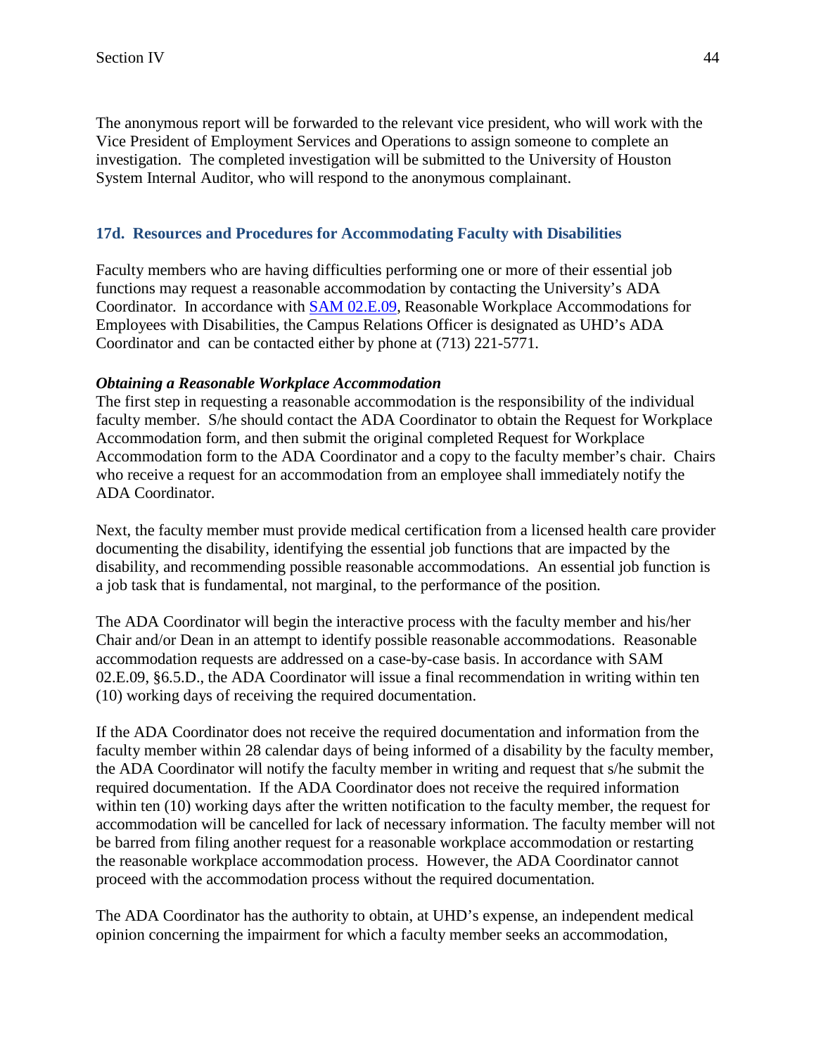The anonymous report will be forwarded to the relevant vice president, who will work with the Vice President of Employment Services and Operations to assign someone to complete an investigation. The completed investigation will be submitted to the University of Houston System Internal Auditor, who will respond to the anonymous complainant.

### 17d. Resources and Procedures for Accommodating Faculty with Disabilities

Faculty members who are having difficulties performing one or more of their essential job functions may request a reasonable accommodation by contacting the University's ADA Coordinator. In accordance with SAM 02.E.09, Reasonable Workplace Accommodations for Employees with Disabilities, the Campus Relations Officer is designated as UHD's ADA Coordinator and can be contacted either by phone at (713) 221-5771.

***Obtaining a Reasonable Workplace Accommodation***

The first step in requesting a reasonable accommodation is the responsibility of the individual faculty member. S/he should contact the ADA Coordinator to obtain the Request for Workplace Accommodation form, and then submit the original completed Request for Workplace Accommodation form to the ADA Coordinator and a copy to the faculty member's chair. Chairs who receive a request for an accommodation from an employee shall immediately notify the ADA Coordinator.

Next, the faculty member must provide medical certification from a licensed health care provider documenting the disability, identifying the essential job functions that are impacted by the disability, and recommending possible reasonable accommodations. An essential job function is a job task that is fundamental, not marginal, to the performance of the position.

The ADA Coordinator will begin the interactive process with the faculty member and his/her Chair and/or Dean in an attempt to identify possible reasonable accommodations. Reasonable accommodation requests are addressed on a case-by-case basis. In accordance with SAM 02.E.09, §6.5.D., the ADA Coordinator will issue a final recommendation in writing within ten (10) working days of receiving the required documentation.

If the ADA Coordinator does not receive the required documentation and information from the faculty member within 28 calendar days of being informed of a disability by the faculty member, the ADA Coordinator will notify the faculty member in writing and request that s/he submit the required documentation. If the ADA Coordinator does not receive the required information within ten (10) working days after the written notification to the faculty member, the request for accommodation will be cancelled for lack of necessary information. The faculty member will not be barred from filing another request for a reasonable workplace accommodation or restarting the reasonable workplace accommodation process. However, the ADA Coordinator cannot proceed with the accommodation process without the required documentation.

The ADA Coordinator has the authority to obtain, at UHD's expense, an independent medical opinion concerning the impairment for which a faculty member seeks an accommodation,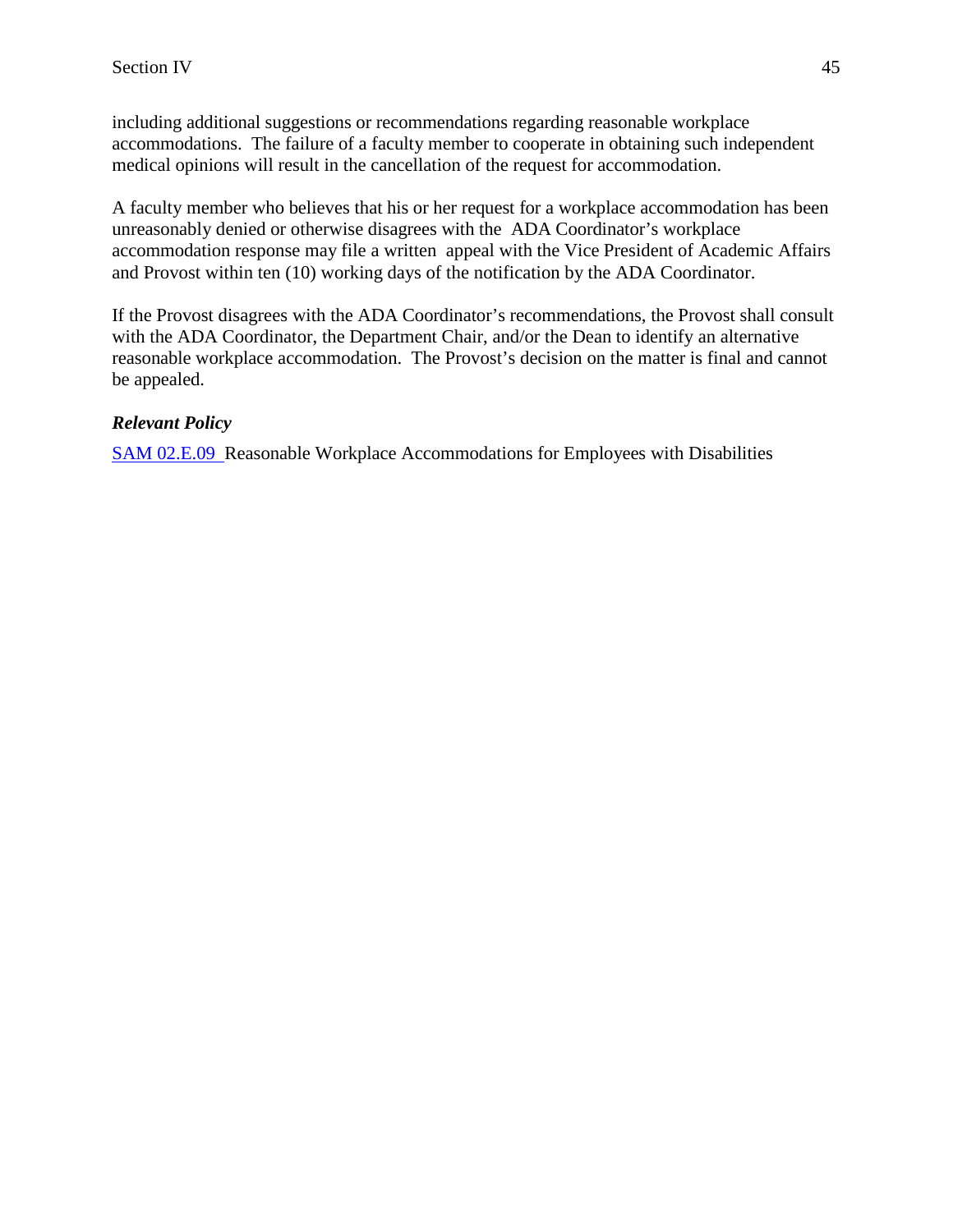including additional suggestions or recommendations regarding reasonable workplace accommodations. The failure of a faculty member to cooperate in obtaining such independent medical opinions will result in the cancellation of the request for accommodation.

A faculty member who believes that his or her request for a workplace accommodation has been unreasonably denied or otherwise disagrees with the ADA Coordinator's workplace accommodation response may file a written appeal with the Vice President of Academic Affairs and Provost within ten (10) working days of the notification by the ADA Coordinator.

If the Provost disagrees with the ADA Coordinator's recommendations, the Provost shall consult with the ADA Coordinator, the Department Chair, and/or the Dean to identify an alternative reasonable workplace accommodation. The Provost's decision on the matter is final and cannot be appealed.

### *Relevant Policy*

SAM 02.E.09 Reasonable Workplace Accommodations for Employees with Disabilities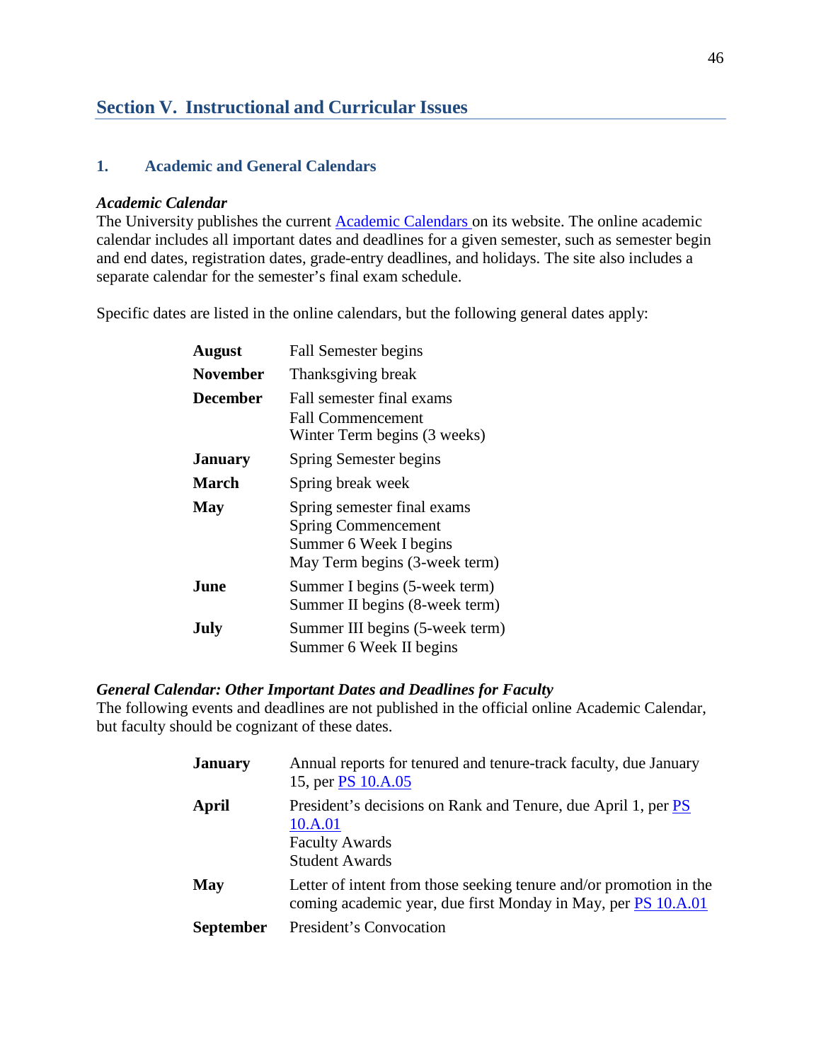## Section V. Instructional and Curricular Issues

### 1. Academic and General Calendars

***Academic Calendar***

The University publishes the current Academic Calendars on its website. The online academic calendar includes all important dates and deadlines for a given semester, such as semester begin and end dates, registration dates, grade-entry deadlines, and holidays. The site also includes a separate calendar for the semester's final exam schedule.

Specific dates are listed in the online calendars, but the following general dates apply:

| | |
|---|---|
| **August** | Fall Semester begins |
| **November** | Thanksgiving break |
| **December** | Fall semester final exams<br>Fall Commencement<br>Winter Term begins (3 weeks) |
| **January** | Spring Semester begins |
| **March** | Spring break week |
| **May** | Spring semester final exams<br>Spring Commencement<br>Summer 6 Week I begins<br>May Term begins (3-week term) |
| **June** | Summer I begins (5-week term)<br>Summer II begins (8-week term) |
| **July** | Summer III begins (5-week term)<br>Summer 6 Week II begins |

***General Calendar: Other Important Dates and Deadlines for Faculty***

The following events and deadlines are not published in the official online Academic Calendar, but faculty should be cognizant of these dates.

| | |
|---|---|
| **January** | Annual reports for tenured and tenure-track faculty, due January 15, per PS 10.A.05 |
| **April** | President's decisions on Rank and Tenure, due April 1, per PS 10.A.01<br>Faculty Awards<br>Student Awards |
| **May** | Letter of intent from those seeking tenure and/or promotion in the coming academic year, due first Monday in May, per PS 10.A.01 |
| **September** | President's Convocation |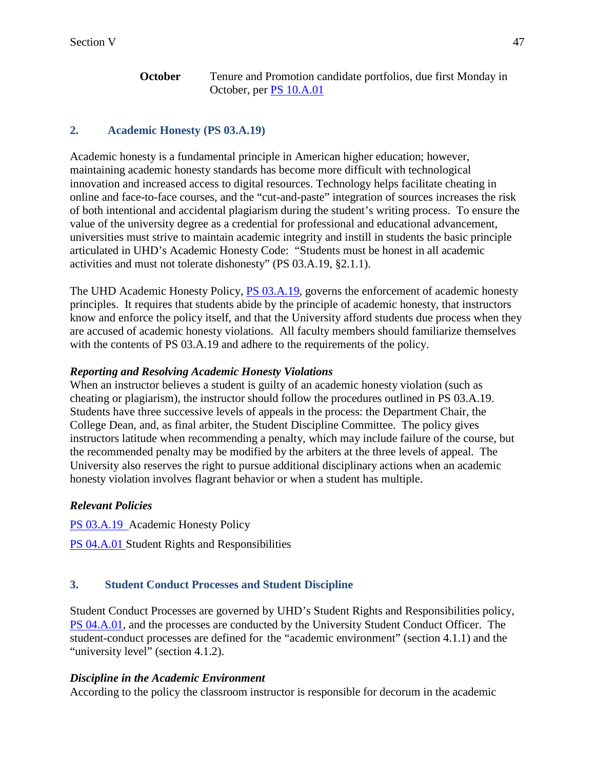**October** Tenure and Promotion candidate portfolios, due first Monday in October, per PS 10.A.01

## 2. Academic Honesty (PS 03.A.19)

Academic honesty is a fundamental principle in American higher education; however, maintaining academic honesty standards has become more difficult with technological innovation and increased access to digital resources. Technology helps facilitate cheating in online and face-to-face courses, and the "cut-and-paste" integration of sources increases the risk of both intentional and accidental plagiarism during the student's writing process. To ensure the value of the university degree as a credential for professional and educational advancement, universities must strive to maintain academic integrity and instill in students the basic principle articulated in UHD's Academic Honesty Code: "Students must be honest in all academic activities and must not tolerate dishonesty" (PS 03.A.19, §2.1.1).

The UHD Academic Honesty Policy, PS 03.A.19, governs the enforcement of academic honesty principles. It requires that students abide by the principle of academic honesty, that instructors know and enforce the policy itself, and that the University afford students due process when they are accused of academic honesty violations. All faculty members should familiarize themselves with the contents of PS 03.A.19 and adhere to the requirements of the policy.

### *Reporting and Resolving Academic Honesty Violations*

When an instructor believes a student is guilty of an academic honesty violation (such as cheating or plagiarism), the instructor should follow the procedures outlined in PS 03.A.19. Students have three successive levels of appeals in the process: the Department Chair, the College Dean, and, as final arbiter, the Student Discipline Committee. The policy gives instructors latitude when recommending a penalty, which may include failure of the course, but the recommended penalty may be modified by the arbiters at the three levels of appeal. The University also reserves the right to pursue additional disciplinary actions when an academic honesty violation involves flagrant behavior or when a student has multiple.

### *Relevant Policies*

PS 03.A.19 Academic Honesty Policy

PS 04.A.01 Student Rights and Responsibilities

## 3. Student Conduct Processes and Student Discipline

Student Conduct Processes are governed by UHD's Student Rights and Responsibilities policy, PS 04.A.01, and the processes are conducted by the University Student Conduct Officer. The student-conduct processes are defined for the "academic environment" (section 4.1.1) and the "university level" (section 4.1.2).

### *Discipline in the Academic Environment*

According to the policy the classroom instructor is responsible for decorum in the academic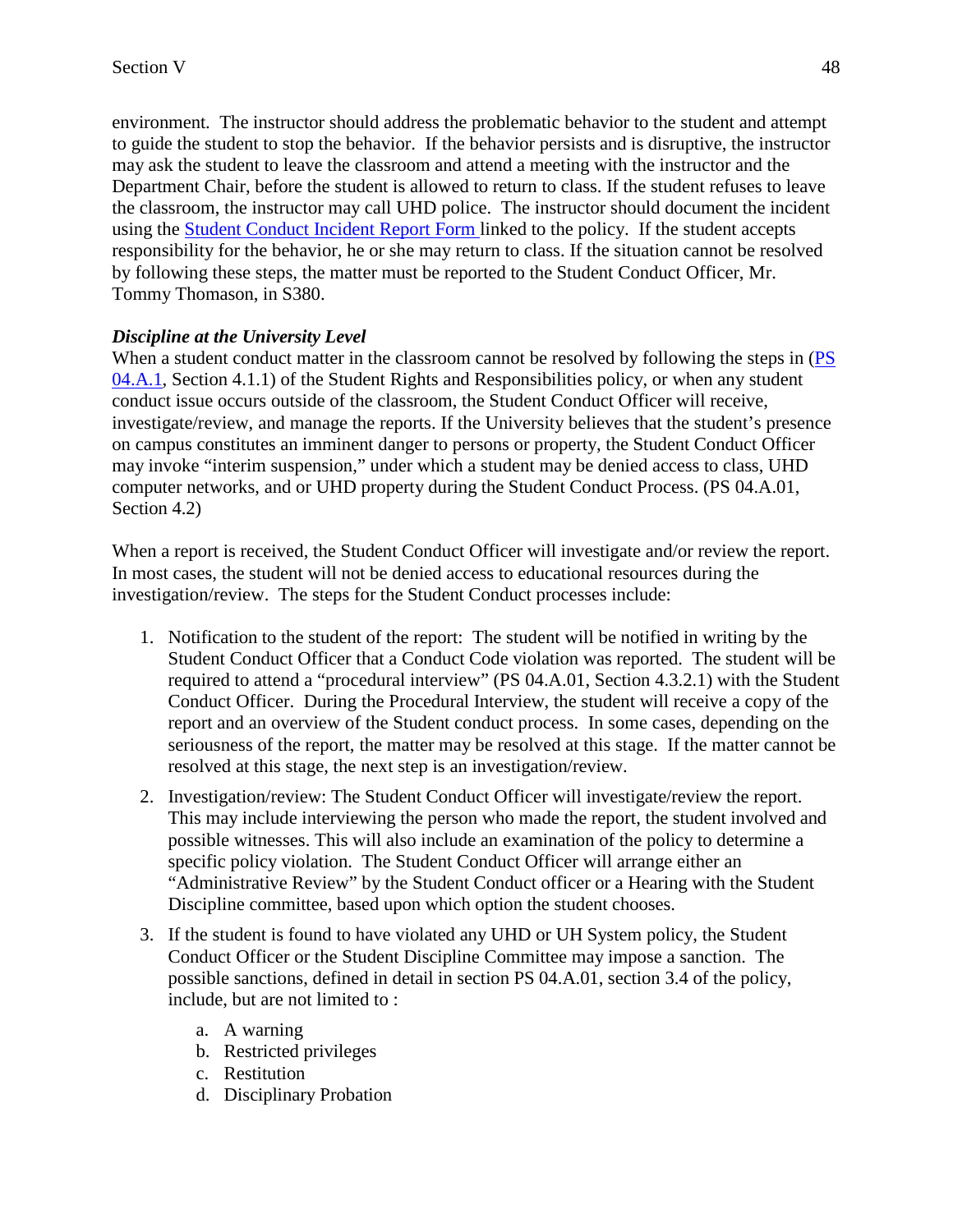environment. The instructor should address the problematic behavior to the student and attempt to guide the student to stop the behavior. If the behavior persists and is disruptive, the instructor may ask the student to leave the classroom and attend a meeting with the instructor and the Department Chair, before the student is allowed to return to class. If the student refuses to leave the classroom, the instructor may call UHD police. The instructor should document the incident using the Student Conduct Incident Report Form linked to the policy. If the student accepts responsibility for the behavior, he or she may return to class. If the situation cannot be resolved by following these steps, the matter must be reported to the Student Conduct Officer, Mr. Tommy Thomason, in S380.

***Discipline at the University Level***

When a student conduct matter in the classroom cannot be resolved by following the steps in (PS 04.A.1, Section 4.1.1) of the Student Rights and Responsibilities policy, or when any student conduct issue occurs outside of the classroom, the Student Conduct Officer will receive, investigate/review, and manage the reports. If the University believes that the student's presence on campus constitutes an imminent danger to persons or property, the Student Conduct Officer may invoke "interim suspension," under which a student may be denied access to class, UHD computer networks, and or UHD property during the Student Conduct Process. (PS 04.A.01, Section 4.2)

When a report is received, the Student Conduct Officer will investigate and/or review the report. In most cases, the student will not be denied access to educational resources during the investigation/review. The steps for the Student Conduct processes include:

1. Notification to the student of the report: The student will be notified in writing by the Student Conduct Officer that a Conduct Code violation was reported. The student will be required to attend a "procedural interview" (PS 04.A.01, Section 4.3.2.1) with the Student Conduct Officer. During the Procedural Interview, the student will receive a copy of the report and an overview of the Student conduct process. In some cases, depending on the seriousness of the report, the matter may be resolved at this stage. If the matter cannot be resolved at this stage, the next step is an investigation/review.

2. Investigation/review: The Student Conduct Officer will investigate/review the report. This may include interviewing the person who made the report, the student involved and possible witnesses. This will also include an examination of the policy to determine a specific policy violation. The Student Conduct Officer will arrange either an "Administrative Review" by the Student Conduct officer or a Hearing with the Student Discipline committee, based upon which option the student chooses.

3. If the student is found to have violated any UHD or UH System policy, the Student Conduct Officer or the Student Discipline Committee may impose a sanction. The possible sanctions, defined in detail in section PS 04.A.01, section 3.4 of the policy, include, but are not limited to :

    a. A warning
    b. Restricted privileges
    c. Restitution
    d. Disciplinary Probation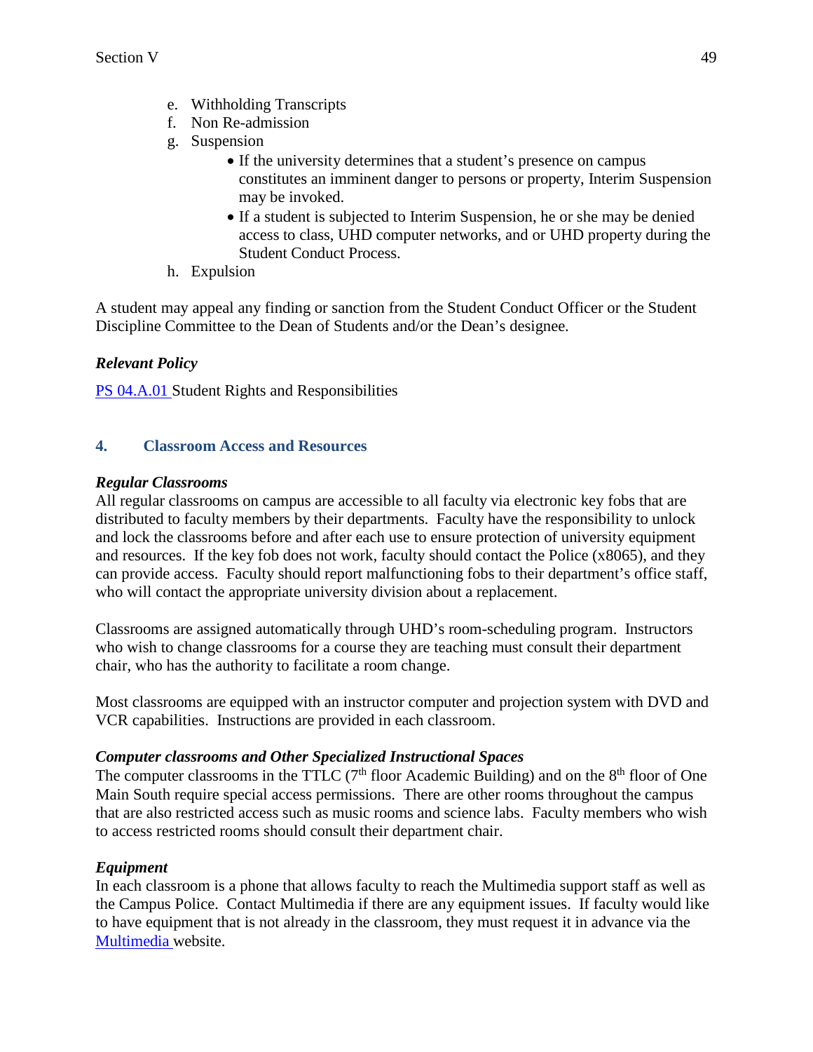e. Withholding Transcripts
f. Non Re-admission
g. Suspension
    - If the university determines that a student's presence on campus constitutes an imminent danger to persons or property, Interim Suspension may be invoked.
    - If a student is subjected to Interim Suspension, he or she may be denied access to class, UHD computer networks, and or UHD property during the Student Conduct Process.
h. Expulsion

A student may appeal any finding or sanction from the Student Conduct Officer or the Student Discipline Committee to the Dean of Students and/or the Dean's designee.

***Relevant Policy***

PS 04.A.01 Student Rights and Responsibilities

## 4. Classroom Access and Resources

***Regular Classrooms***

All regular classrooms on campus are accessible to all faculty via electronic key fobs that are distributed to faculty members by their departments. Faculty have the responsibility to unlock and lock the classrooms before and after each use to ensure protection of university equipment and resources. If the key fob does not work, faculty should contact the Police (x8065), and they can provide access. Faculty should report malfunctioning fobs to their department's office staff, who will contact the appropriate university division about a replacement.

Classrooms are assigned automatically through UHD's room-scheduling program. Instructors who wish to change classrooms for a course they are teaching must consult their department chair, who has the authority to facilitate a room change.

Most classrooms are equipped with an instructor computer and projection system with DVD and VCR capabilities. Instructions are provided in each classroom.

***Computer classrooms and Other Specialized Instructional Spaces***

The computer classrooms in the TTLC (7th floor Academic Building) and on the 8th floor of One Main South require special access permissions. There are other rooms throughout the campus that are also restricted access such as music rooms and science labs. Faculty members who wish to access restricted rooms should consult their department chair.

***Equipment***

In each classroom is a phone that allows faculty to reach the Multimedia support staff as well as the Campus Police. Contact Multimedia if there are any equipment issues. If faculty would like to have equipment that is not already in the classroom, they must request it in advance via the Multimedia website.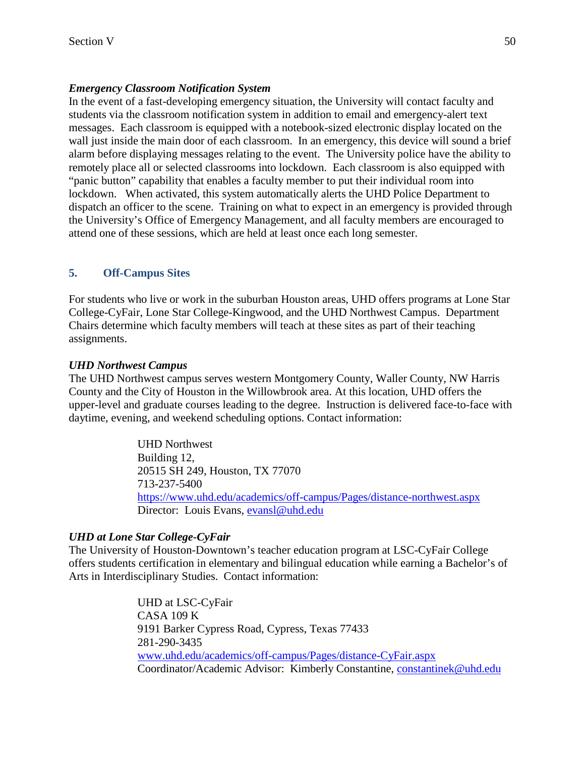***Emergency Classroom Notification System***

In the event of a fast-developing emergency situation, the University will contact faculty and students via the classroom notification system in addition to email and emergency-alert text messages. Each classroom is equipped with a notebook-sized electronic display located on the wall just inside the main door of each classroom. In an emergency, this device will sound a brief alarm before displaying messages relating to the event. The University police have the ability to remotely place all or selected classrooms into lockdown. Each classroom is also equipped with "panic button" capability that enables a faculty member to put their individual room into lockdown. When activated, this system automatically alerts the UHD Police Department to dispatch an officer to the scene. Training on what to expect in an emergency is provided through the University's Office of Emergency Management, and all faculty members are encouraged to attend one of these sessions, which are held at least once each long semester.

## 5. Off-Campus Sites

For students who live or work in the suburban Houston areas, UHD offers programs at Lone Star College-CyFair, Lone Star College-Kingwood, and the UHD Northwest Campus. Department Chairs determine which faculty members will teach at these sites as part of their teaching assignments.

***UHD Northwest Campus***

The UHD Northwest campus serves western Montgomery County, Waller County, NW Harris County and the City of Houston in the Willowbrook area. At this location, UHD offers the upper-level and graduate courses leading to the degree. Instruction is delivered face-to-face with daytime, evening, and weekend scheduling options. Contact information:

> UHD Northwest
> Building 12,
> 20515 SH 249, Houston, TX 77070
> 713-237-5400
> https://www.uhd.edu/academics/off-campus/Pages/distance-northwest.aspx
> Director: Louis Evans, evansl@uhd.edu

***UHD at Lone Star College-CyFair***

The University of Houston-Downtown's teacher education program at LSC-CyFair College offers students certification in elementary and bilingual education while earning a Bachelor's of Arts in Interdisciplinary Studies. Contact information:

> UHD at LSC-CyFair
> CASA 109 K
> 9191 Barker Cypress Road, Cypress, Texas 77433
> 281-290-3435
> www.uhd.edu/academics/off-campus/Pages/distance-CyFair.aspx
> Coordinator/Academic Advisor: Kimberly Constantine, constantinek@uhd.edu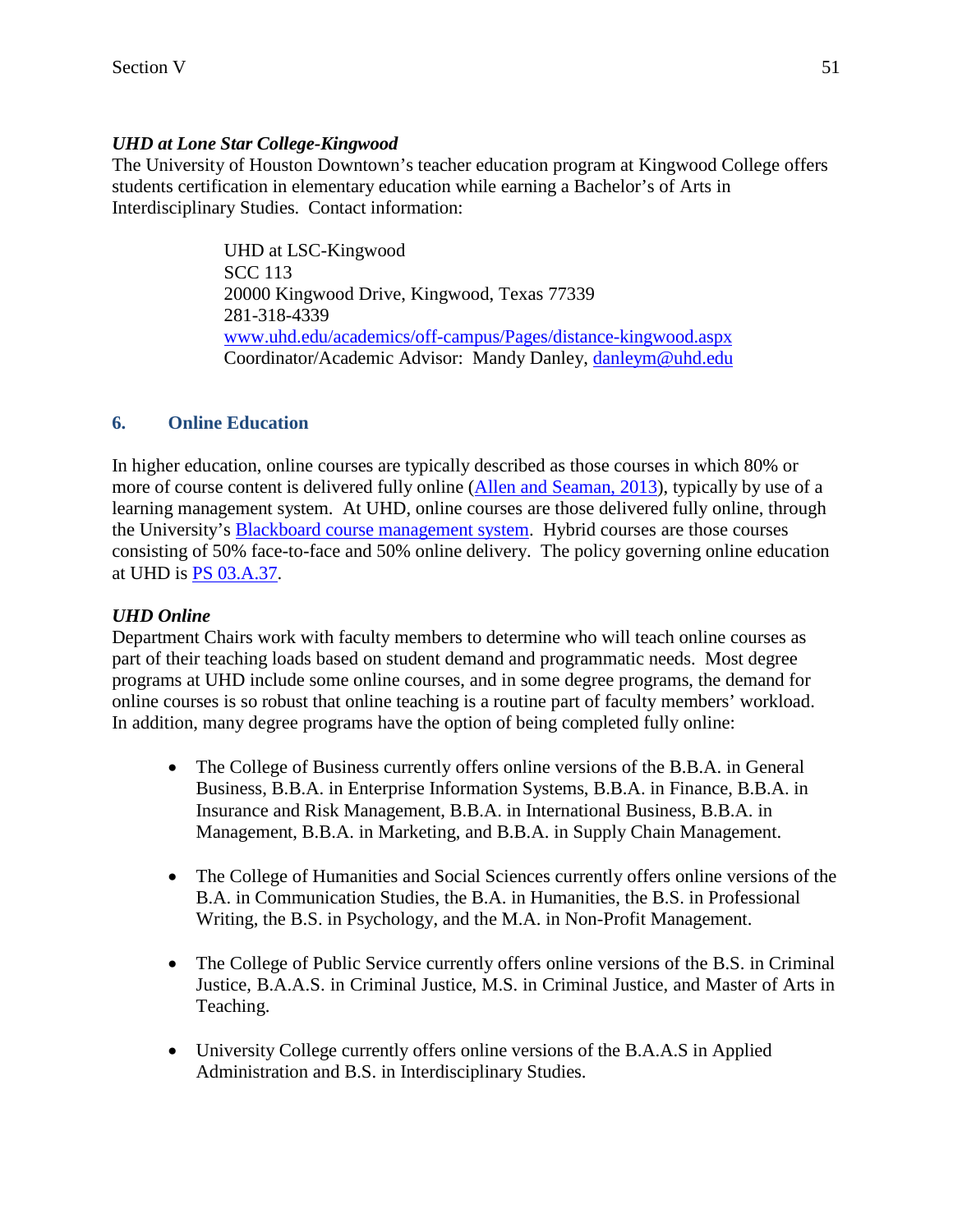### *UHD at Lone Star College-Kingwood*

The University of Houston Downtown's teacher education program at Kingwood College offers students certification in elementary education while earning a Bachelor's of Arts in Interdisciplinary Studies. Contact information:

> UHD at LSC-Kingwood
> SCC 113
> 20000 Kingwood Drive, Kingwood, Texas 77339
> 281-318-4339
> www.uhd.edu/academics/off-campus/Pages/distance-kingwood.aspx
> Coordinator/Academic Advisor: Mandy Danley, danleym@uhd.edu

## 6. Online Education

In higher education, online courses are typically described as those courses in which 80% or more of course content is delivered fully online (Allen and Seaman, 2013), typically by use of a learning management system. At UHD, online courses are those delivered fully online, through the University's Blackboard course management system. Hybrid courses are those courses consisting of 50% face-to-face and 50% online delivery. The policy governing online education at UHD is PS 03.A.37.

### *UHD Online*

Department Chairs work with faculty members to determine who will teach online courses as part of their teaching loads based on student demand and programmatic needs. Most degree programs at UHD include some online courses, and in some degree programs, the demand for online courses is so robust that online teaching is a routine part of faculty members' workload. In addition, many degree programs have the option of being completed fully online:

- The College of Business currently offers online versions of the B.B.A. in General Business, B.B.A. in Enterprise Information Systems, B.B.A. in Finance, B.B.A. in Insurance and Risk Management, B.B.A. in International Business, B.B.A. in Management, B.B.A. in Marketing, and B.B.A. in Supply Chain Management.

- The College of Humanities and Social Sciences currently offers online versions of the B.A. in Communication Studies, the B.A. in Humanities, the B.S. in Professional Writing, the B.S. in Psychology, and the M.A. in Non-Profit Management.

- The College of Public Service currently offers online versions of the B.S. in Criminal Justice, B.A.A.S. in Criminal Justice, M.S. in Criminal Justice, and Master of Arts in Teaching.

- University College currently offers online versions of the B.A.A.S in Applied Administration and B.S. in Interdisciplinary Studies.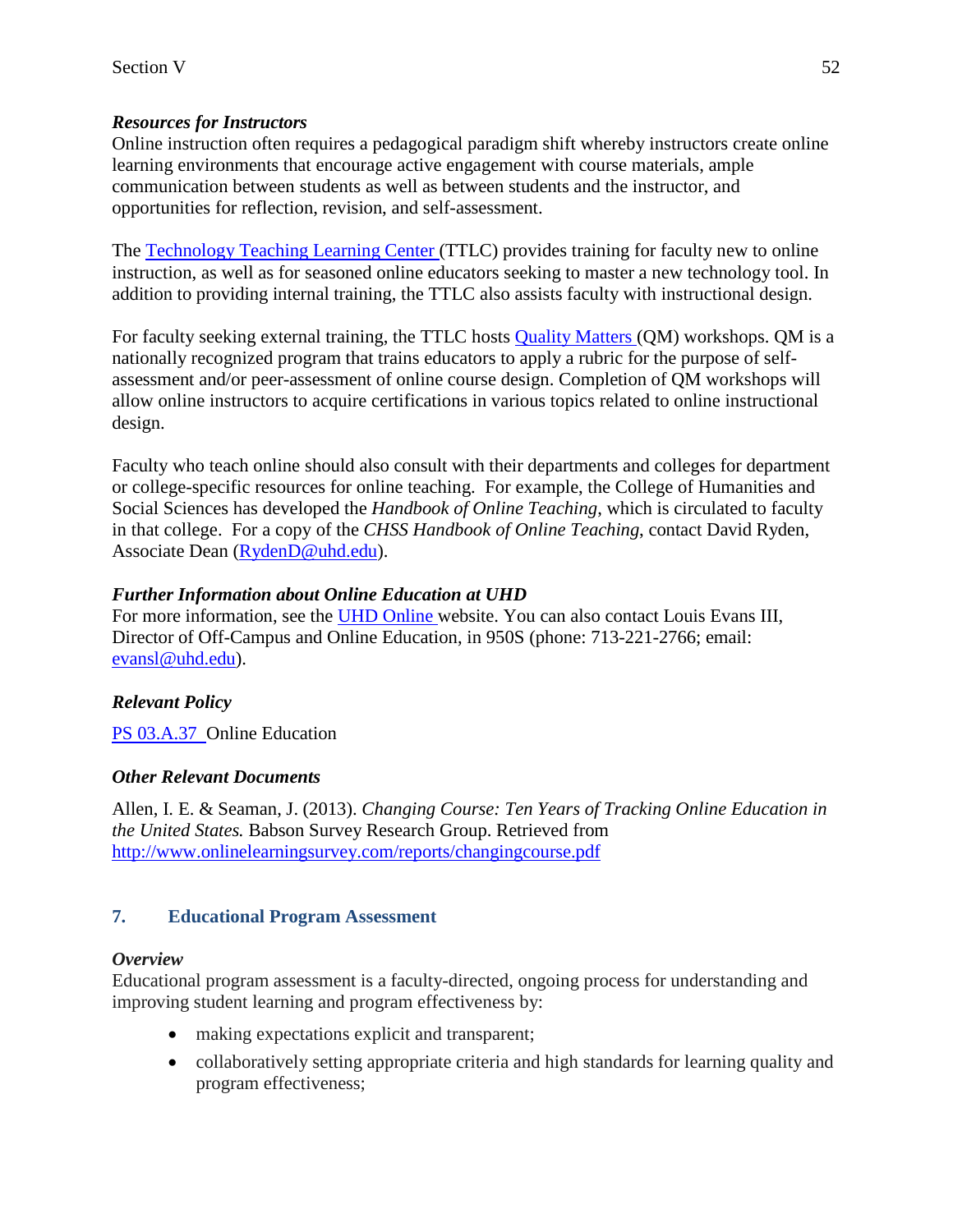### *Resources for Instructors*

Online instruction often requires a pedagogical paradigm shift whereby instructors create online learning environments that encourage active engagement with course materials, ample communication between students as well as between students and the instructor, and opportunities for reflection, revision, and self-assessment.

The Technology Teaching Learning Center (TTLC) provides training for faculty new to online instruction, as well as for seasoned online educators seeking to master a new technology tool. In addition to providing internal training, the TTLC also assists faculty with instructional design.

For faculty seeking external training, the TTLC hosts Quality Matters (QM) workshops. QM is a nationally recognized program that trains educators to apply a rubric for the purpose of self-assessment and/or peer-assessment of online course design. Completion of QM workshops will allow online instructors to acquire certifications in various topics related to online instructional design.

Faculty who teach online should also consult with their departments and colleges for department or college-specific resources for online teaching. For example, the College of Humanities and Social Sciences has developed the *Handbook of Online Teaching*, which is circulated to faculty in that college. For a copy of the *CHSS Handbook of Online Teaching*, contact David Ryden, Associate Dean (RydenD@uhd.edu).

### *Further Information about Online Education at UHD*

For more information, see the UHD Online website. You can also contact Louis Evans III, Director of Off-Campus and Online Education, in 950S (phone: 713-221-2766; email: evansl@uhd.edu).

### *Relevant Policy*

PS 03.A.37 Online Education

### *Other Relevant Documents*

Allen, I. E. & Seaman, J. (2013). *Changing Course: Ten Years of Tracking Online Education in the United States.* Babson Survey Research Group. Retrieved from http://www.onlinelearningsurvey.com/reports/changingcourse.pdf

## 7. Educational Program Assessment

### *Overview*

Educational program assessment is a faculty-directed, ongoing process for understanding and improving student learning and program effectiveness by:

- making expectations explicit and transparent;
- collaboratively setting appropriate criteria and high standards for learning quality and program effectiveness;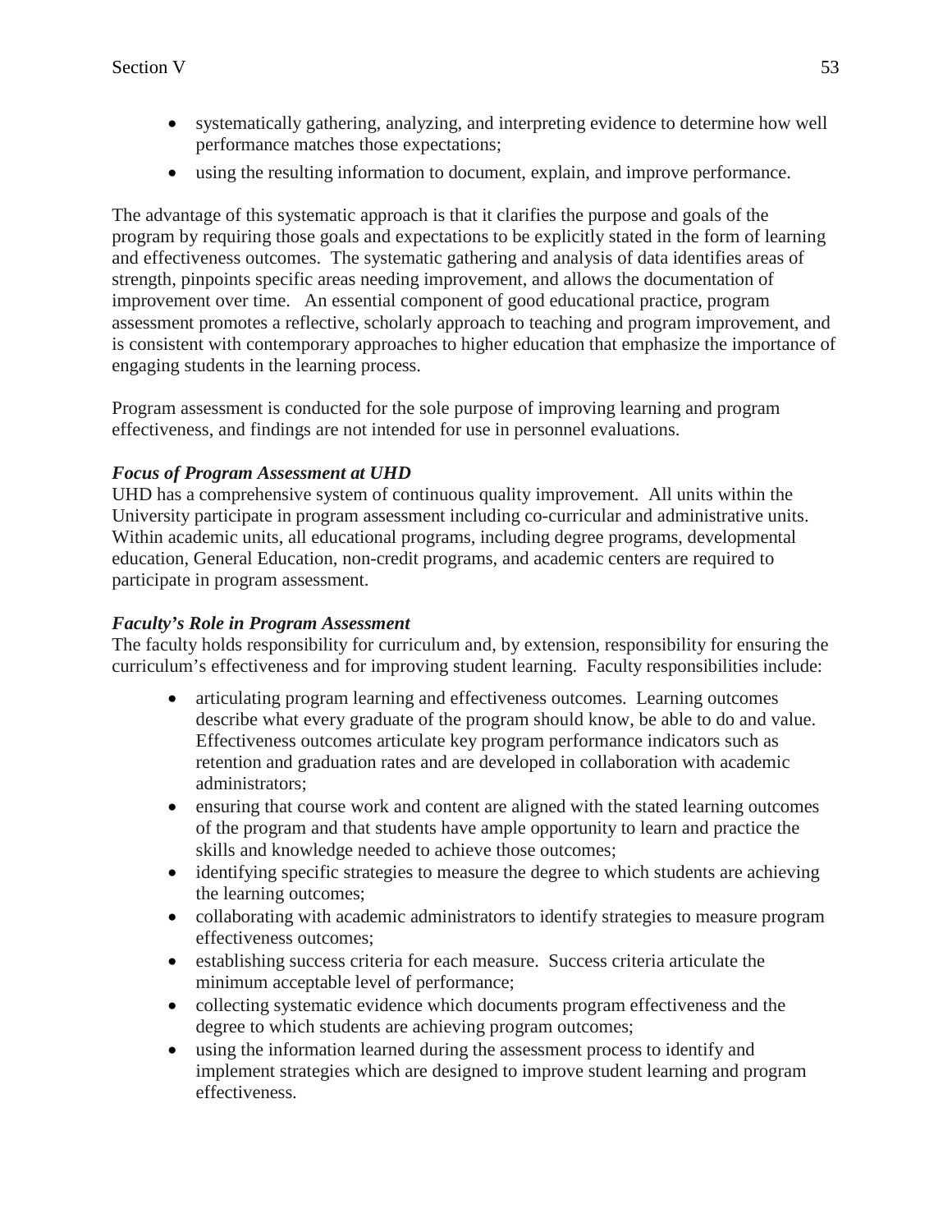- systematically gathering, analyzing, and interpreting evidence to determine how well performance matches those expectations;
- using the resulting information to document, explain, and improve performance.

The advantage of this systematic approach is that it clarifies the purpose and goals of the program by requiring those goals and expectations to be explicitly stated in the form of learning and effectiveness outcomes. The systematic gathering and analysis of data identifies areas of strength, pinpoints specific areas needing improvement, and allows the documentation of improvement over time. An essential component of good educational practice, program assessment promotes a reflective, scholarly approach to teaching and program improvement, and is consistent with contemporary approaches to higher education that emphasize the importance of engaging students in the learning process.

Program assessment is conducted for the sole purpose of improving learning and program effectiveness, and findings are not intended for use in personnel evaluations.

***Focus of Program Assessment at UHD***

UHD has a comprehensive system of continuous quality improvement. All units within the University participate in program assessment including co-curricular and administrative units. Within academic units, all educational programs, including degree programs, developmental education, General Education, non-credit programs, and academic centers are required to participate in program assessment.

***Faculty's Role in Program Assessment***

The faculty holds responsibility for curriculum and, by extension, responsibility for ensuring the curriculum's effectiveness and for improving student learning. Faculty responsibilities include:

- articulating program learning and effectiveness outcomes. Learning outcomes describe what every graduate of the program should know, be able to do and value. Effectiveness outcomes articulate key program performance indicators such as retention and graduation rates and are developed in collaboration with academic administrators;
- ensuring that course work and content are aligned with the stated learning outcomes of the program and that students have ample opportunity to learn and practice the skills and knowledge needed to achieve those outcomes;
- identifying specific strategies to measure the degree to which students are achieving the learning outcomes;
- collaborating with academic administrators to identify strategies to measure program effectiveness outcomes;
- establishing success criteria for each measure. Success criteria articulate the minimum acceptable level of performance;
- collecting systematic evidence which documents program effectiveness and the degree to which students are achieving program outcomes;
- using the information learned during the assessment process to identify and implement strategies which are designed to improve student learning and program effectiveness.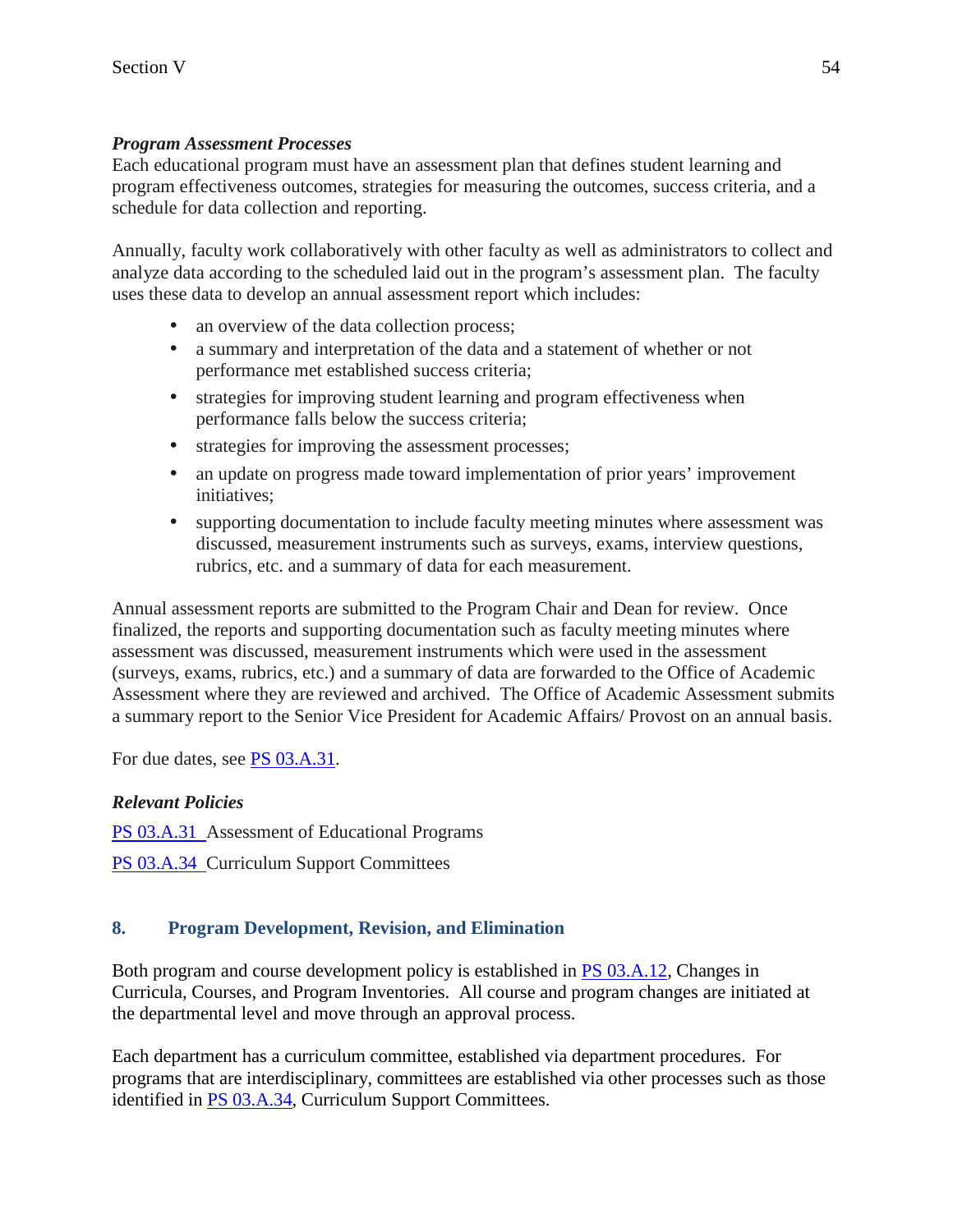***Program Assessment Processes***

Each educational program must have an assessment plan that defines student learning and program effectiveness outcomes, strategies for measuring the outcomes, success criteria, and a schedule for data collection and reporting.

Annually, faculty work collaboratively with other faculty as well as administrators to collect and analyze data according to the scheduled laid out in the program's assessment plan. The faculty uses these data to develop an annual assessment report which includes:

- an overview of the data collection process;
- a summary and interpretation of the data and a statement of whether or not performance met established success criteria;
- strategies for improving student learning and program effectiveness when performance falls below the success criteria;
- strategies for improving the assessment processes;
- an update on progress made toward implementation of prior years' improvement initiatives;
- supporting documentation to include faculty meeting minutes where assessment was discussed, measurement instruments such as surveys, exams, interview questions, rubrics, etc. and a summary of data for each measurement.

Annual assessment reports are submitted to the Program Chair and Dean for review. Once finalized, the reports and supporting documentation such as faculty meeting minutes where assessment was discussed, measurement instruments which were used in the assessment (surveys, exams, rubrics, etc.) and a summary of data are forwarded to the Office of Academic Assessment where they are reviewed and archived. The Office of Academic Assessment submits a summary report to the Senior Vice President for Academic Affairs/ Provost on an annual basis.

For due dates, see PS 03.A.31.

***Relevant Policies***

PS 03.A.31 Assessment of Educational Programs

PS 03.A.34 Curriculum Support Committees

## 8. Program Development, Revision, and Elimination

Both program and course development policy is established in PS 03.A.12, Changes in Curricula, Courses, and Program Inventories. All course and program changes are initiated at the departmental level and move through an approval process.

Each department has a curriculum committee, established via department procedures. For programs that are interdisciplinary, committees are established via other processes such as those identified in PS 03.A.34, Curriculum Support Committees.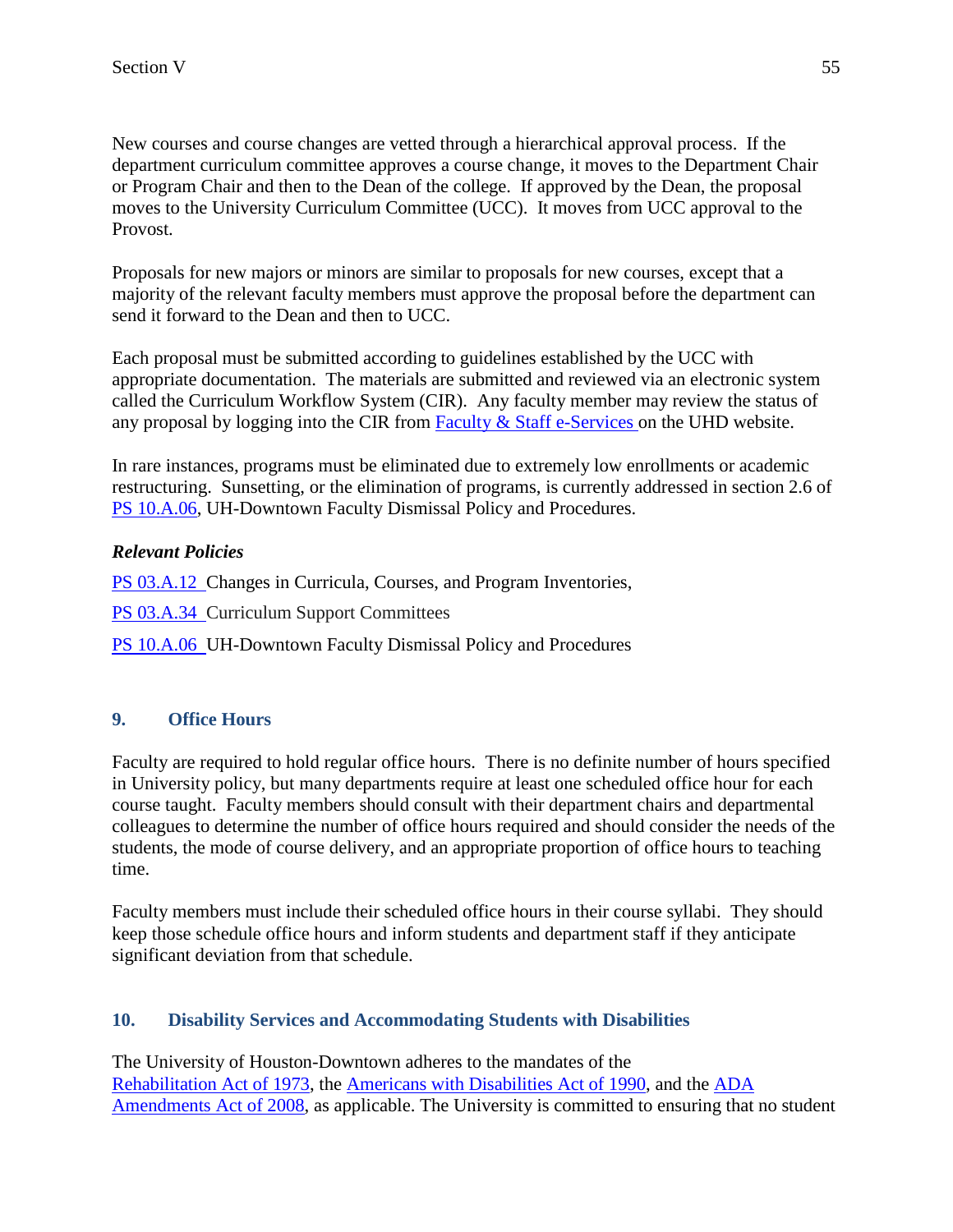New courses and course changes are vetted through a hierarchical approval process. If the department curriculum committee approves a course change, it moves to the Department Chair or Program Chair and then to the Dean of the college. If approved by the Dean, the proposal moves to the University Curriculum Committee (UCC). It moves from UCC approval to the Provost.

Proposals for new majors or minors are similar to proposals for new courses, except that a majority of the relevant faculty members must approve the proposal before the department can send it forward to the Dean and then to UCC.

Each proposal must be submitted according to guidelines established by the UCC with appropriate documentation. The materials are submitted and reviewed via an electronic system called the Curriculum Workflow System (CIR). Any faculty member may review the status of any proposal by logging into the CIR from Faculty & Staff e-Services on the UHD website.

In rare instances, programs must be eliminated due to extremely low enrollments or academic restructuring. Sunsetting, or the elimination of programs, is currently addressed in section 2.6 of PS 10.A.06, UH-Downtown Faculty Dismissal Policy and Procedures.

***Relevant Policies***

PS 03.A.12 Changes in Curricula, Courses, and Program Inventories,

PS 03.A.34 Curriculum Support Committees

PS 10.A.06 UH-Downtown Faculty Dismissal Policy and Procedures

## 9. Office Hours

Faculty are required to hold regular office hours. There is no definite number of hours specified in University policy, but many departments require at least one scheduled office hour for each course taught. Faculty members should consult with their department chairs and departmental colleagues to determine the number of office hours required and should consider the needs of the students, the mode of course delivery, and an appropriate proportion of office hours to teaching time.

Faculty members must include their scheduled office hours in their course syllabi. They should keep those schedule office hours and inform students and department staff if they anticipate significant deviation from that schedule.

## 10. Disability Services and Accommodating Students with Disabilities

The University of Houston-Downtown adheres to the mandates of the Rehabilitation Act of 1973, the Americans with Disabilities Act of 1990, and the ADA Amendments Act of 2008, as applicable. The University is committed to ensuring that no student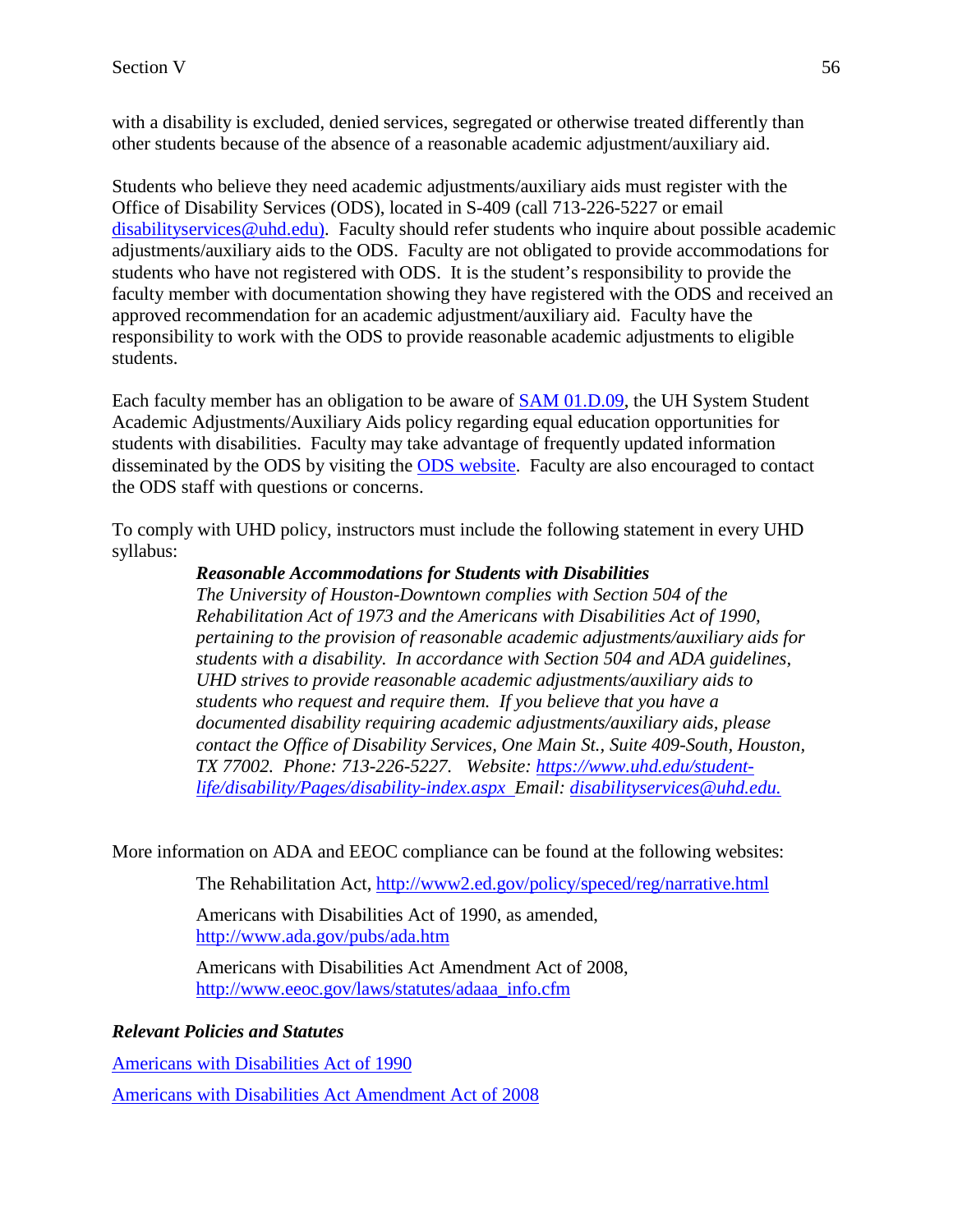with a disability is excluded, denied services, segregated or otherwise treated differently than other students because of the absence of a reasonable academic adjustment/auxiliary aid.

Students who believe they need academic adjustments/auxiliary aids must register with the Office of Disability Services (ODS), located in S-409 (call 713-226-5227 or email disabilityservices@uhd.edu). Faculty should refer students who inquire about possible academic adjustments/auxiliary aids to the ODS. Faculty are not obligated to provide accommodations for students who have not registered with ODS. It is the student's responsibility to provide the faculty member with documentation showing they have registered with the ODS and received an approved recommendation for an academic adjustment/auxiliary aid. Faculty have the responsibility to work with the ODS to provide reasonable academic adjustments to eligible students.

Each faculty member has an obligation to be aware of SAM 01.D.09, the UH System Student Academic Adjustments/Auxiliary Aids policy regarding equal education opportunities for students with disabilities. Faculty may take advantage of frequently updated information disseminated by the ODS by visiting the ODS website. Faculty are also encouraged to contact the ODS staff with questions or concerns.

To comply with UHD policy, instructors must include the following statement in every UHD syllabus:

> ***Reasonable Accommodations for Students with Disabilities***
> *The University of Houston-Downtown complies with Section 504 of the Rehabilitation Act of 1973 and the Americans with Disabilities Act of 1990, pertaining to the provision of reasonable academic adjustments/auxiliary aids for students with a disability. In accordance with Section 504 and ADA guidelines, UHD strives to provide reasonable academic adjustments/auxiliary aids to students who request and require them. If you believe that you have a documented disability requiring academic adjustments/auxiliary aids, please contact the Office of Disability Services, One Main St., Suite 409-South, Houston, TX 77002. Phone: 713-226-5227. Website: https://www.uhd.edu/student-life/disability/Pages/disability-index.aspx Email: disabilityservices@uhd.edu.*

More information on ADA and EEOC compliance can be found at the following websites:

The Rehabilitation Act, http://www2.ed.gov/policy/speced/reg/narrative.html

Americans with Disabilities Act of 1990, as amended, http://www.ada.gov/pubs/ada.htm

Americans with Disabilities Act Amendment Act of 2008, http://www.eeoc.gov/laws/statutes/adaaa_info.cfm

***Relevant Policies and Statutes***

Americans with Disabilities Act of 1990

Americans with Disabilities Act Amendment Act of 2008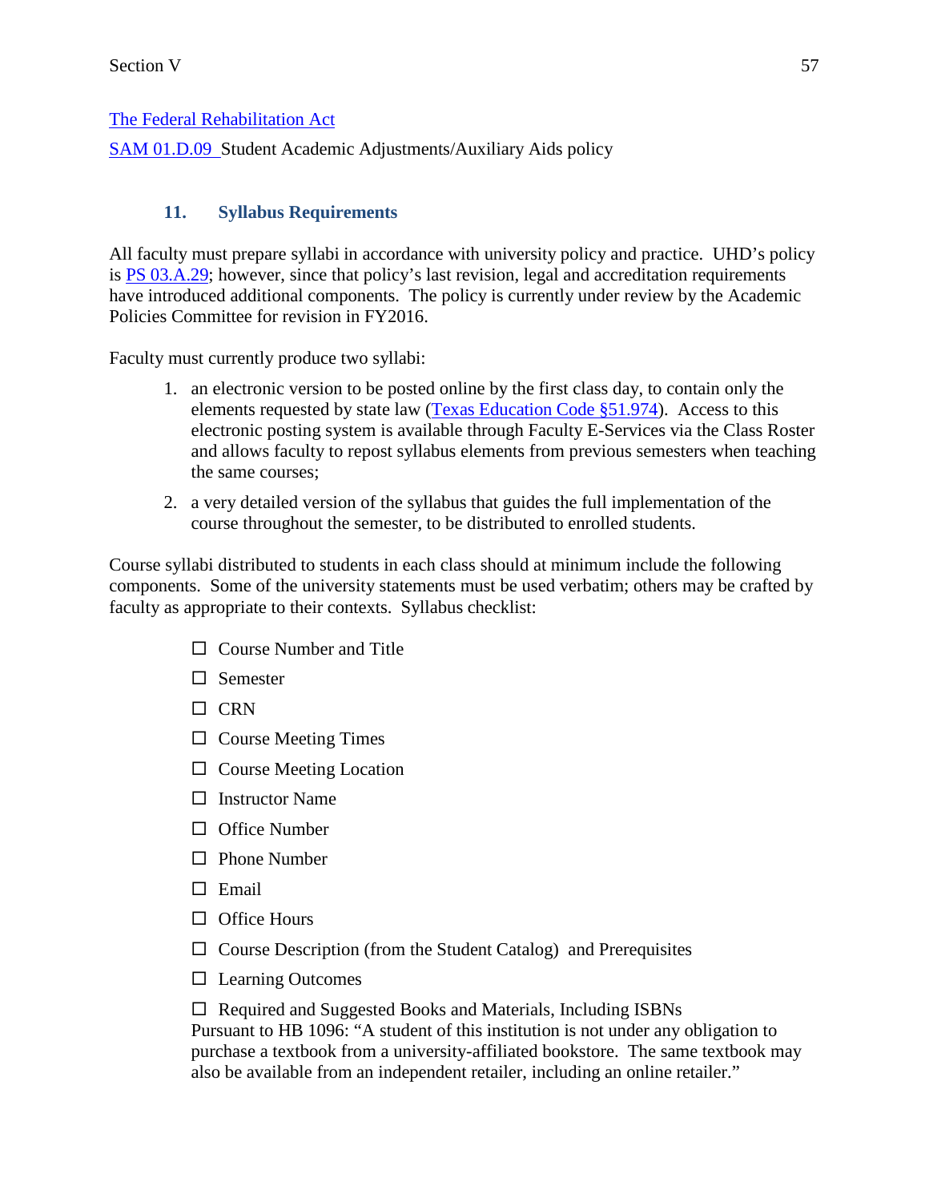[The Federal Rehabilitation Act](#)

[SAM 01.D.09](#) Student Academic Adjustments/Auxiliary Aids policy

### 11. Syllabus Requirements

All faculty must prepare syllabi in accordance with university policy and practice. UHD's policy is [PS 03.A.29](#); however, since that policy's last revision, legal and accreditation requirements have introduced additional components. The policy is currently under review by the Academic Policies Committee for revision in FY2016.

Faculty must currently produce two syllabi:

1. an electronic version to be posted online by the first class day, to contain only the elements requested by state law ([Texas Education Code §51.974](#)). Access to this electronic posting system is available through Faculty E-Services via the Class Roster and allows faculty to repost syllabus elements from previous semesters when teaching the same courses;
2. a very detailed version of the syllabus that guides the full implementation of the course throughout the semester, to be distributed to enrolled students.

Course syllabi distributed to students in each class should at minimum include the following components. Some of the university statements must be used verbatim; others may be crafted by faculty as appropriate to their contexts. Syllabus checklist:

- ☐ Course Number and Title
- ☐ Semester
- ☐ CRN
- ☐ Course Meeting Times
- ☐ Course Meeting Location
- ☐ Instructor Name
- ☐ Office Number
- ☐ Phone Number
- ☐ Email
- ☐ Office Hours
- ☐ Course Description (from the Student Catalog) and Prerequisites
- ☐ Learning Outcomes
- ☐ Required and Suggested Books and Materials, Including ISBNs
  Pursuant to HB 1096: "A student of this institution is not under any obligation to purchase a textbook from a university-affiliated bookstore. The same textbook may also be available from an independent retailer, including an online retailer."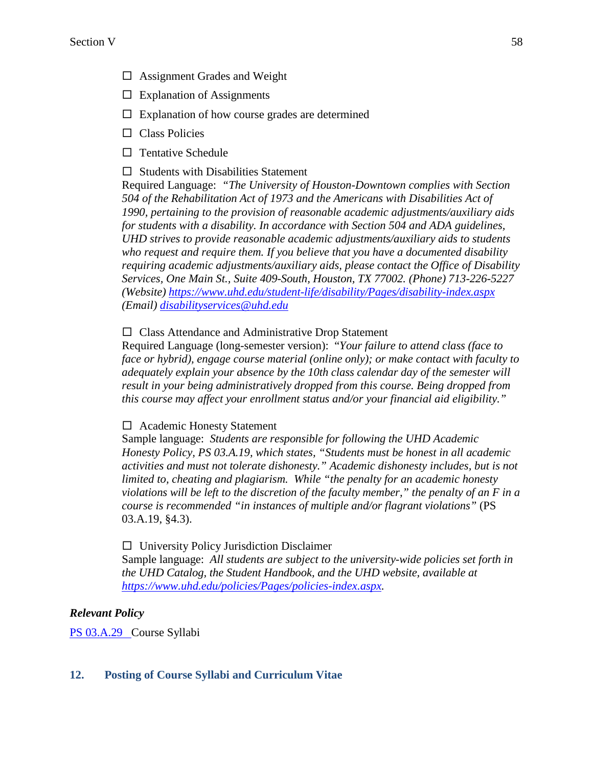- ☐ Assignment Grades and Weight
- ☐ Explanation of Assignments
- ☐ Explanation of how course grades are determined
- ☐ Class Policies
- ☐ Tentative Schedule
- ☐ Students with Disabilities Statement
  Required Language: *"The University of Houston-Downtown complies with Section 504 of the Rehabilitation Act of 1973 and the Americans with Disabilities Act of 1990, pertaining to the provision of reasonable academic adjustments/auxiliary aids for students with a disability. In accordance with Section 504 and ADA guidelines, UHD strives to provide reasonable academic adjustments/auxiliary aids to students who request and require them. If you believe that you have a documented disability requiring academic adjustments/auxiliary aids, please contact the Office of Disability Services, One Main St., Suite 409-South, Houston, TX 77002. (Phone) 713-226-5227 (Website) [https://www.uhd.edu/student-life/disability/Pages/disability-index.aspx](https://www.uhd.edu/student-life/disability/Pages/disability-index.aspx) (Email) [disabilityservices@uhd.edu](mailto:disabilityservices@uhd.edu)*

- ☐ Class Attendance and Administrative Drop Statement
  Required Language (long-semester version): *"Your failure to attend class (face to face or hybrid), engage course material (online only); or make contact with faculty to adequately explain your absence by the 10th class calendar day of the semester will result in your being administratively dropped from this course. Being dropped from this course may affect your enrollment status and/or your financial aid eligibility."*

- ☐ Academic Honesty Statement
  Sample language: *Students are responsible for following the UHD Academic Honesty Policy, PS 03.A.19, which states, "Students must be honest in all academic activities and must not tolerate dishonesty." Academic dishonesty includes, but is not limited to, cheating and plagiarism. While "the penalty for an academic honesty violations will be left to the discretion of the faculty member," the penalty of an F in a course is recommended "in instances of multiple and/or flagrant violations"* (PS 03.A.19, §4.3).

- ☐ University Policy Jurisdiction Disclaimer
  Sample language: *All students are subject to the university-wide policies set forth in the UHD Catalog, the Student Handbook, and the UHD website, available at [https://www.uhd.edu/policies/Pages/policies-index.aspx](https://www.uhd.edu/policies/Pages/policies-index.aspx).*

***Relevant Policy***

PS 03.A.29 Course Syllabi

### 12. Posting of Course Syllabi and Curriculum Vitae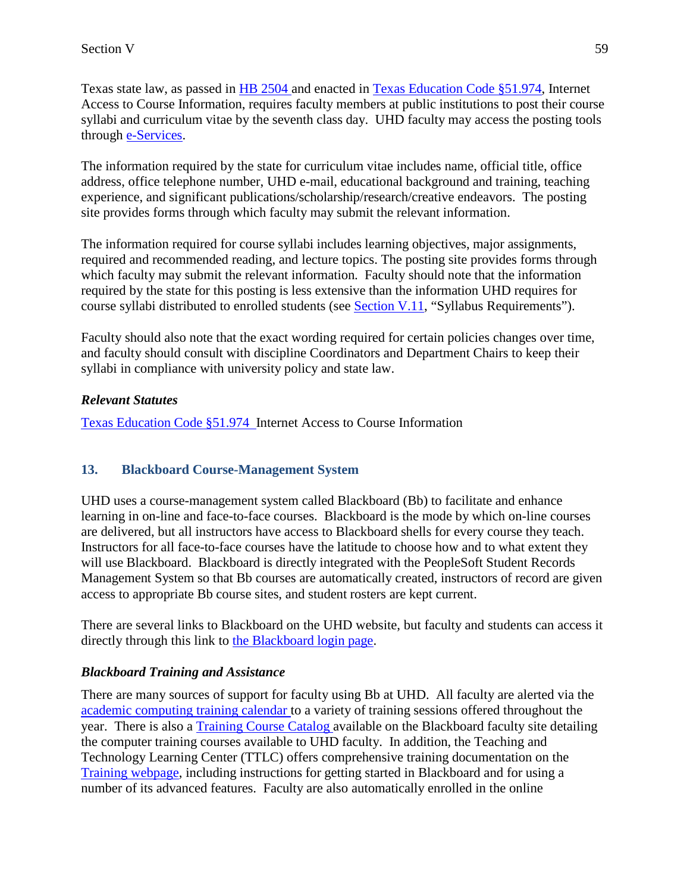Texas state law, as passed in HB 2504 and enacted in Texas Education Code §51.974, Internet Access to Course Information, requires faculty members at public institutions to post their course syllabi and curriculum vitae by the seventh class day. UHD faculty may access the posting tools through e-Services.

The information required by the state for curriculum vitae includes name, official title, office address, office telephone number, UHD e-mail, educational background and training, teaching experience, and significant publications/scholarship/research/creative endeavors. The posting site provides forms through which faculty may submit the relevant information.

The information required for course syllabi includes learning objectives, major assignments, required and recommended reading, and lecture topics. The posting site provides forms through which faculty may submit the relevant information. Faculty should note that the information required by the state for this posting is less extensive than the information UHD requires for course syllabi distributed to enrolled students (see Section V.11, "Syllabus Requirements").

Faculty should also note that the exact wording required for certain policies changes over time, and faculty should consult with discipline Coordinators and Department Chairs to keep their syllabi in compliance with university policy and state law.

***Relevant Statutes***

Texas Education Code §51.974 Internet Access to Course Information

## 13. Blackboard Course-Management System

UHD uses a course-management system called Blackboard (Bb) to facilitate and enhance learning in on-line and face-to-face courses. Blackboard is the mode by which on-line courses are delivered, but all instructors have access to Blackboard shells for every course they teach. Instructors for all face-to-face courses have the latitude to choose how and to what extent they will use Blackboard. Blackboard is directly integrated with the PeopleSoft Student Records Management System so that Bb courses are automatically created, instructors of record are given access to appropriate Bb course sites, and student rosters are kept current.

There are several links to Blackboard on the UHD website, but faculty and students can access it directly through this link to the Blackboard login page.

***Blackboard Training and Assistance***

There are many sources of support for faculty using Bb at UHD. All faculty are alerted via the academic computing training calendar to a variety of training sessions offered throughout the year. There is also a Training Course Catalog available on the Blackboard faculty site detailing the computer training courses available to UHD faculty. In addition, the Teaching and Technology Learning Center (TTLC) offers comprehensive training documentation on the Training webpage, including instructions for getting started in Blackboard and for using a number of its advanced features. Faculty are also automatically enrolled in the online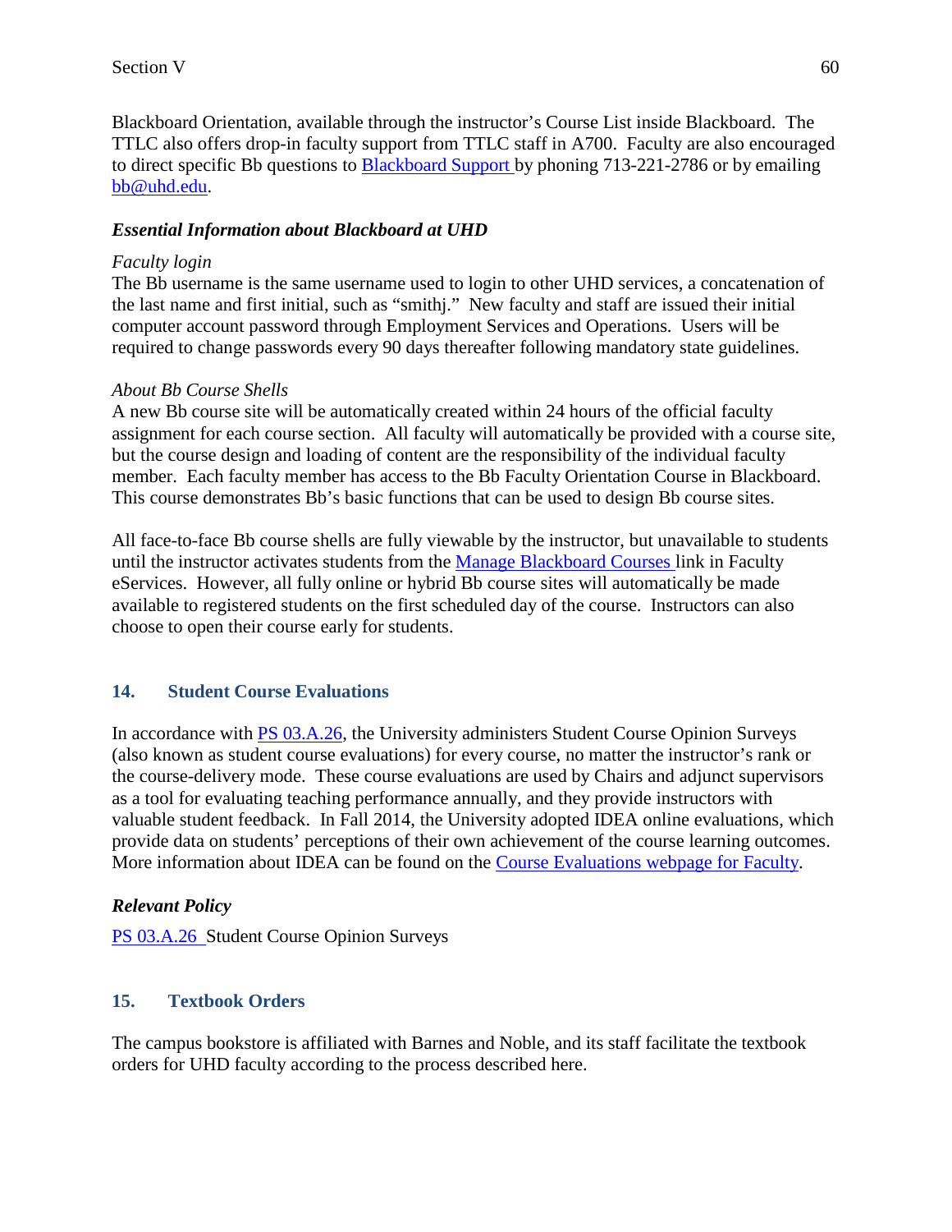Blackboard Orientation, available through the instructor's Course List inside Blackboard. The TTLC also offers drop-in faculty support from TTLC staff in A700. Faculty are also encouraged to direct specific Bb questions to Blackboard Support by phoning 713-221-2786 or by emailing bb@uhd.edu.

### *Essential Information about Blackboard at UHD*

*Faculty login*

The Bb username is the same username used to login to other UHD services, a concatenation of the last name and first initial, such as "smithj." New faculty and staff are issued their initial computer account password through Employment Services and Operations. Users will be required to change passwords every 90 days thereafter following mandatory state guidelines.

*About Bb Course Shells*

A new Bb course site will be automatically created within 24 hours of the official faculty assignment for each course section. All faculty will automatically be provided with a course site, but the course design and loading of content are the responsibility of the individual faculty member. Each faculty member has access to the Bb Faculty Orientation Course in Blackboard. This course demonstrates Bb's basic functions that can be used to design Bb course sites.

All face-to-face Bb course shells are fully viewable by the instructor, but unavailable to students until the instructor activates students from the Manage Blackboard Courses link in Faculty eServices. However, all fully online or hybrid Bb course sites will automatically be made available to registered students on the first scheduled day of the course. Instructors can also choose to open their course early for students.

## 14. Student Course Evaluations

In accordance with PS 03.A.26, the University administers Student Course Opinion Surveys (also known as student course evaluations) for every course, no matter the instructor's rank or the course-delivery mode. These course evaluations are used by Chairs and adjunct supervisors as a tool for evaluating teaching performance annually, and they provide instructors with valuable student feedback. In Fall 2014, the University adopted IDEA online evaluations, which provide data on students' perceptions of their own achievement of the course learning outcomes. More information about IDEA can be found on the Course Evaluations webpage for Faculty.

### *Relevant Policy*

PS 03.A.26 Student Course Opinion Surveys

## 15. Textbook Orders

The campus bookstore is affiliated with Barnes and Noble, and its staff facilitate the textbook orders for UHD faculty according to the process described here.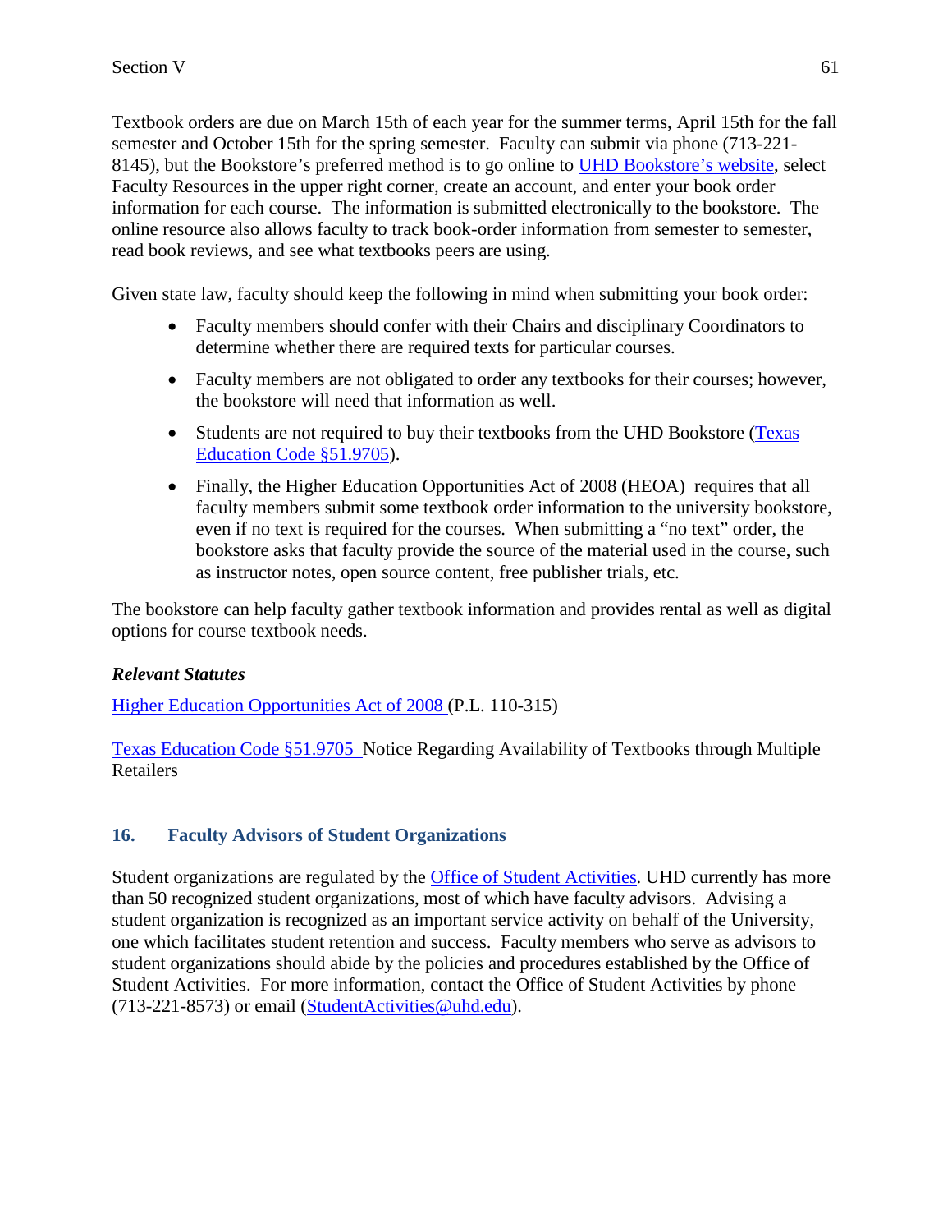Textbook orders are due on March 15th of each year for the summer terms, April 15th for the fall semester and October 15th for the spring semester. Faculty can submit via phone (713-221-8145), but the Bookstore's preferred method is to go online to [UHD Bookstore's website](), select Faculty Resources in the upper right corner, create an account, and enter your book order information for each course. The information is submitted electronically to the bookstore. The online resource also allows faculty to track book-order information from semester to semester, read book reviews, and see what textbooks peers are using.

Given state law, faculty should keep the following in mind when submitting your book order:

- Faculty members should confer with their Chairs and disciplinary Coordinators to determine whether there are required texts for particular courses.
- Faculty members are not obligated to order any textbooks for their courses; however, the bookstore will need that information as well.
- Students are not required to buy their textbooks from the UHD Bookstore (Texas Education Code §51.9705).
- Finally, the Higher Education Opportunities Act of 2008 (HEOA) requires that all faculty members submit some textbook order information to the university bookstore, even if no text is required for the courses. When submitting a "no text" order, the bookstore asks that faculty provide the source of the material used in the course, such as instructor notes, open source content, free publisher trials, etc.

The bookstore can help faculty gather textbook information and provides rental as well as digital options for course textbook needs.

***Relevant Statutes***

Higher Education Opportunities Act of 2008 (P.L. 110-315)

Texas Education Code §51.9705 Notice Regarding Availability of Textbooks through Multiple Retailers

## 16. Faculty Advisors of Student Organizations

Student organizations are regulated by the Office of Student Activities. UHD currently has more than 50 recognized student organizations, most of which have faculty advisors. Advising a student organization is recognized as an important service activity on behalf of the University, one which facilitates student retention and success. Faculty members who serve as advisors to student organizations should abide by the policies and procedures established by the Office of Student Activities. For more information, contact the Office of Student Activities by phone (713-221-8573) or email (StudentActivities@uhd.edu).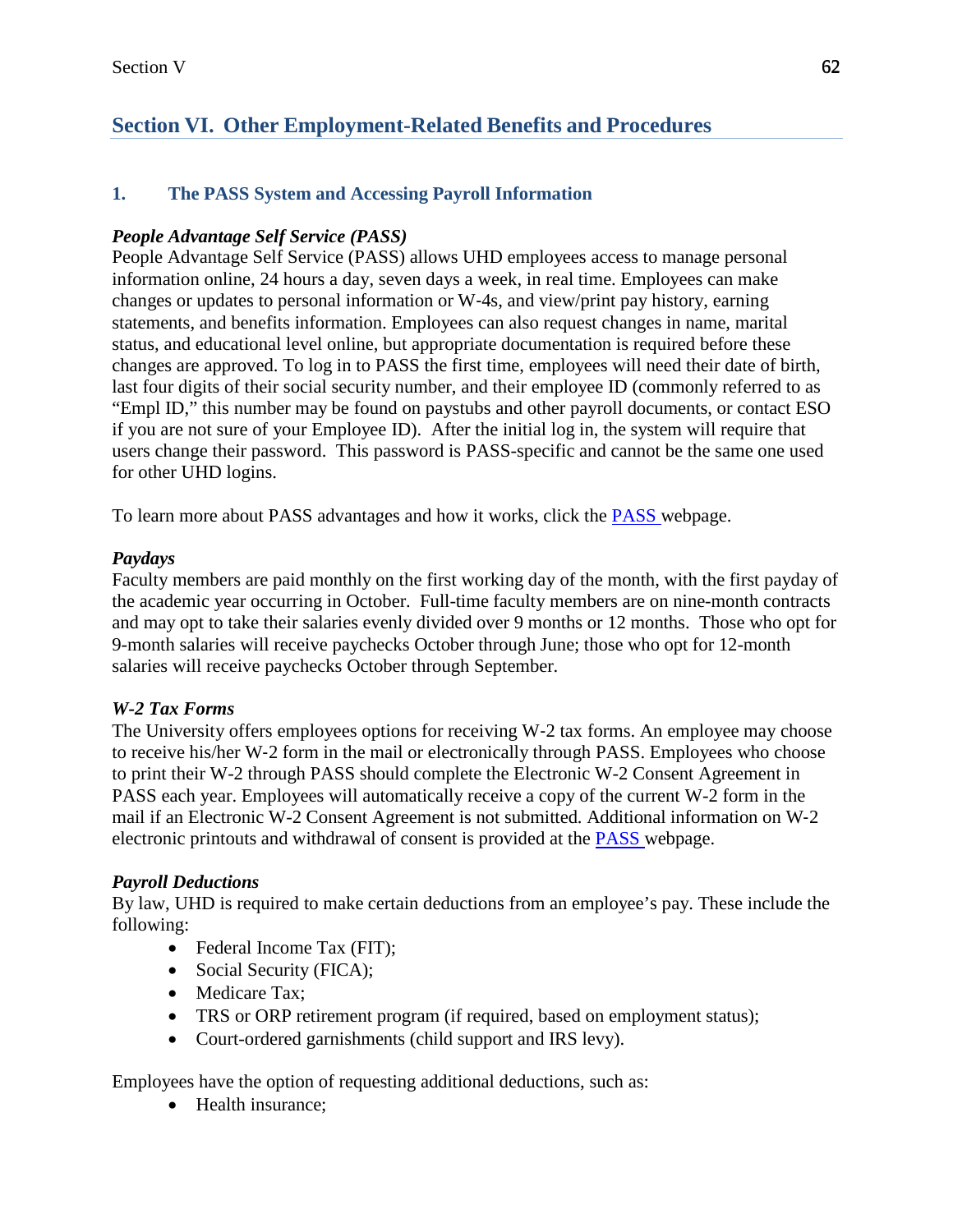# Section VI. Other Employment-Related Benefits and Procedures

## 1. The PASS System and Accessing Payroll Information

***People Advantage Self Service (PASS)***

People Advantage Self Service (PASS) allows UHD employees access to manage personal information online, 24 hours a day, seven days a week, in real time. Employees can make changes or updates to personal information or W-4s, and view/print pay history, earning statements, and benefits information. Employees can also request changes in name, marital status, and educational level online, but appropriate documentation is required before these changes are approved. To log in to PASS the first time, employees will need their date of birth, last four digits of their social security number, and their employee ID (commonly referred to as "Empl ID," this number may be found on paystubs and other payroll documents, or contact ESO if you are not sure of your Employee ID). After the initial log in, the system will require that users change their password. This password is PASS-specific and cannot be the same one used for other UHD logins.

To learn more about PASS advantages and how it works, click the PASS webpage.

***Paydays***

Faculty members are paid monthly on the first working day of the month, with the first payday of the academic year occurring in October. Full-time faculty members are on nine-month contracts and may opt to take their salaries evenly divided over 9 months or 12 months. Those who opt for 9-month salaries will receive paychecks October through June; those who opt for 12-month salaries will receive paychecks October through September.

***W-2 Tax Forms***

The University offers employees options for receiving W-2 tax forms. An employee may choose to receive his/her W-2 form in the mail or electronically through PASS. Employees who choose to print their W-2 through PASS should complete the Electronic W-2 Consent Agreement in PASS each year. Employees will automatically receive a copy of the current W-2 form in the mail if an Electronic W-2 Consent Agreement is not submitted. Additional information on W-2 electronic printouts and withdrawal of consent is provided at the PASS webpage.

***Payroll Deductions***

By law, UHD is required to make certain deductions from an employee's pay. These include the following:

- Federal Income Tax (FIT);
- Social Security (FICA);
- Medicare Tax;
- TRS or ORP retirement program (if required, based on employment status);
- Court-ordered garnishments (child support and IRS levy).

Employees have the option of requesting additional deductions, such as:

- Health insurance;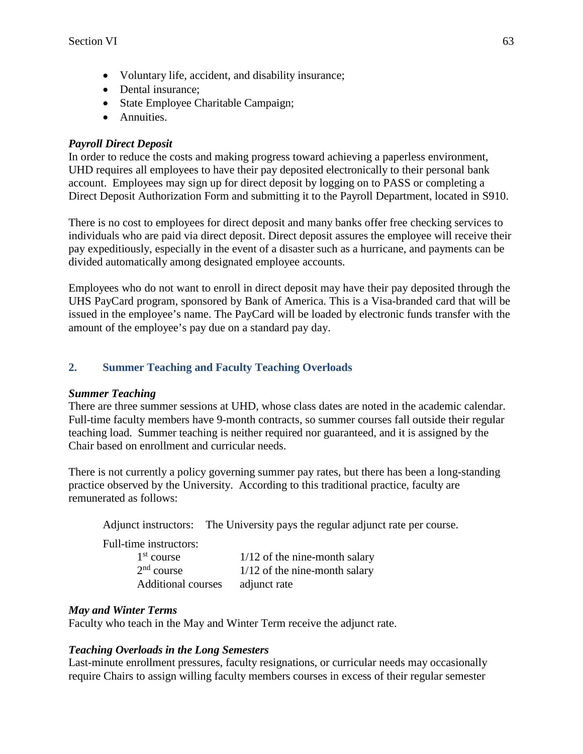- Voluntary life, accident, and disability insurance;
- Dental insurance;
- State Employee Charitable Campaign;
- Annuities.

***Payroll Direct Deposit***

In order to reduce the costs and making progress toward achieving a paperless environment, UHD requires all employees to have their pay deposited electronically to their personal bank account. Employees may sign up for direct deposit by logging on to PASS or completing a Direct Deposit Authorization Form and submitting it to the Payroll Department, located in S910.

There is no cost to employees for direct deposit and many banks offer free checking services to individuals who are paid via direct deposit. Direct deposit assures the employee will receive their pay expeditiously, especially in the event of a disaster such as a hurricane, and payments can be divided automatically among designated employee accounts.

Employees who do not want to enroll in direct deposit may have their pay deposited through the UHS PayCard program, sponsored by Bank of America. This is a Visa-branded card that will be issued in the employee's name. The PayCard will be loaded by electronic funds transfer with the amount of the employee's pay due on a standard pay day.

## 2. Summer Teaching and Faculty Teaching Overloads

***Summer Teaching***

There are three summer sessions at UHD, whose class dates are noted in the academic calendar. Full-time faculty members have 9-month contracts, so summer courses fall outside their regular teaching load. Summer teaching is neither required nor guaranteed, and it is assigned by the Chair based on enrollment and curricular needs.

There is not currently a policy governing summer pay rates, but there has been a long-standing practice observed by the University. According to this traditional practice, faculty are remunerated as follows:

Adjunct instructors: The University pays the regular adjunct rate per course.

Full-time instructors:

| | |
|---|---|
| 1st course | 1/12 of the nine-month salary |
| 2nd course | 1/12 of the nine-month salary |
| Additional courses | adjunct rate |

***May and Winter Terms***

Faculty who teach in the May and Winter Term receive the adjunct rate.

***Teaching Overloads in the Long Semesters***

Last-minute enrollment pressures, faculty resignations, or curricular needs may occasionally require Chairs to assign willing faculty members courses in excess of their regular semester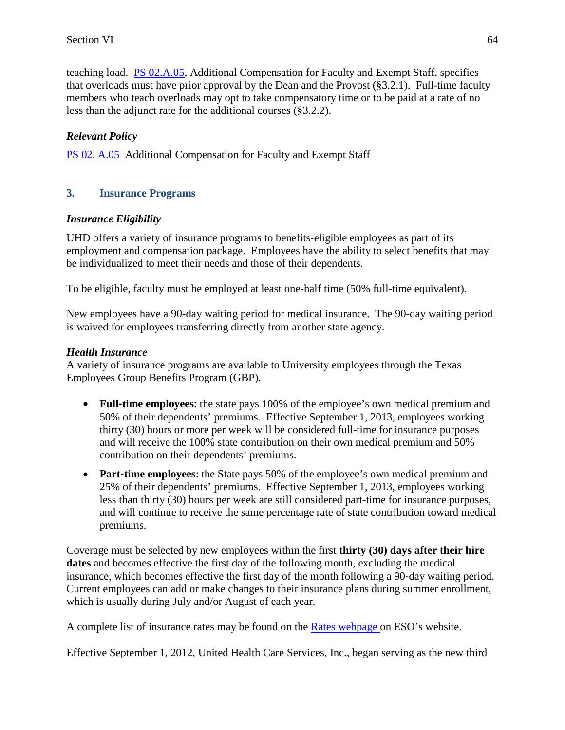teaching load. [PS 02.A.05](), Additional Compensation for Faculty and Exempt Staff, specifies that overloads must have prior approval by the Dean and the Provost (§3.2.1). Full-time faculty members who teach overloads may opt to take compensatory time or to be paid at a rate of no less than the adjunct rate for the additional courses (§3.2.2).

### *Relevant Policy*

[PS 02. A.05]() Additional Compensation for Faculty and Exempt Staff

## 3. Insurance Programs

### *Insurance Eligibility*

UHD offers a variety of insurance programs to benefits-eligible employees as part of its employment and compensation package. Employees have the ability to select benefits that may be individualized to meet their needs and those of their dependents.

To be eligible, faculty must be employed at least one-half time (50% full-time equivalent).

New employees have a 90-day waiting period for medical insurance. The 90-day waiting period is waived for employees transferring directly from another state agency.

### *Health Insurance*

A variety of insurance programs are available to University employees through the Texas Employees Group Benefits Program (GBP).

- **Full-time employees**: the state pays 100% of the employee's own medical premium and 50% of their dependents' premiums. Effective September 1, 2013, employees working thirty (30) hours or more per week will be considered full-time for insurance purposes and will receive the 100% state contribution on their own medical premium and 50% contribution on their dependents' premiums.
- **Part-time employees**: the State pays 50% of the employee's own medical premium and 25% of their dependents' premiums. Effective September 1, 2013, employees working less than thirty (30) hours per week are still considered part-time for insurance purposes, and will continue to receive the same percentage rate of state contribution toward medical premiums.

Coverage must be selected by new employees within the first **thirty (30) days after their hire dates** and becomes effective the first day of the following month, excluding the medical insurance, which becomes effective the first day of the month following a 90-day waiting period. Current employees can add or make changes to their insurance plans during summer enrollment, which is usually during July and/or August of each year.

A complete list of insurance rates may be found on the [Rates webpage]() on ESO's website.

Effective September 1, 2012, United Health Care Services, Inc., began serving as the new third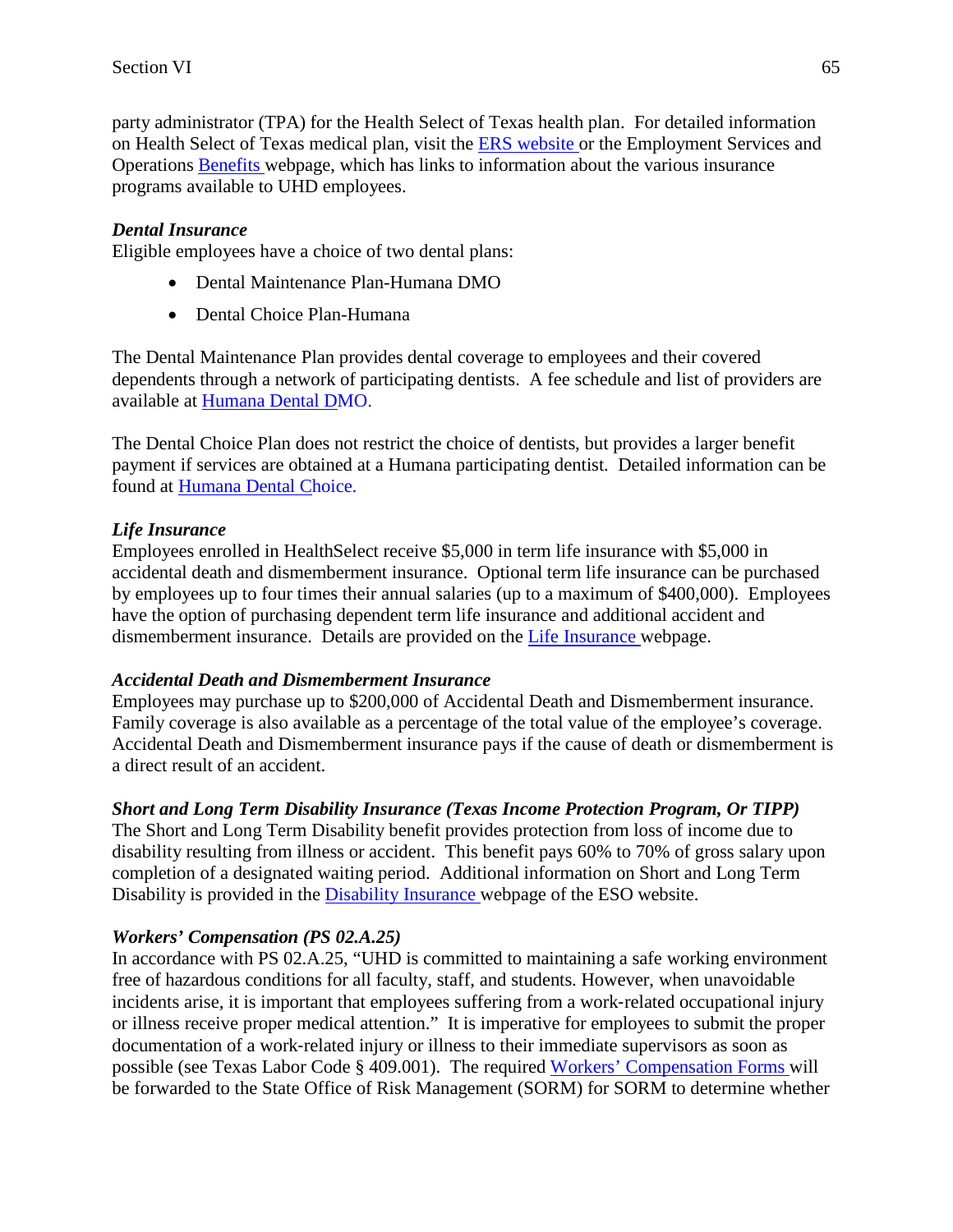party administrator (TPA) for the Health Select of Texas health plan. For detailed information on Health Select of Texas medical plan, visit the ERS website or the Employment Services and Operations Benefits webpage, which has links to information about the various insurance programs available to UHD employees.

### *Dental Insurance*

Eligible employees have a choice of two dental plans:

- Dental Maintenance Plan-Humana DMO
- Dental Choice Plan-Humana

The Dental Maintenance Plan provides dental coverage to employees and their covered dependents through a network of participating dentists. A fee schedule and list of providers are available at Humana Dental DMO.

The Dental Choice Plan does not restrict the choice of dentists, but provides a larger benefit payment if services are obtained at a Humana participating dentist. Detailed information can be found at Humana Dental Choice.

### *Life Insurance*

Employees enrolled in HealthSelect receive $5,000 in term life insurance with $5,000 in accidental death and dismemberment insurance. Optional term life insurance can be purchased by employees up to four times their annual salaries (up to a maximum of $400,000). Employees have the option of purchasing dependent term life insurance and additional accident and dismemberment insurance. Details are provided on the Life Insurance webpage.

### *Accidental Death and Dismemberment Insurance*

Employees may purchase up to $200,000 of Accidental Death and Dismemberment insurance. Family coverage is also available as a percentage of the total value of the employee's coverage. Accidental Death and Dismemberment insurance pays if the cause of death or dismemberment is a direct result of an accident.

### *Short and Long Term Disability Insurance (Texas Income Protection Program, Or TIPP)*

The Short and Long Term Disability benefit provides protection from loss of income due to disability resulting from illness or accident. This benefit pays 60% to 70% of gross salary upon completion of a designated waiting period. Additional information on Short and Long Term Disability is provided in the Disability Insurance webpage of the ESO website.

### *Workers' Compensation (PS 02.A.25)*

In accordance with PS 02.A.25, "UHD is committed to maintaining a safe working environment free of hazardous conditions for all faculty, staff, and students. However, when unavoidable incidents arise, it is important that employees suffering from a work-related occupational injury or illness receive proper medical attention." It is imperative for employees to submit the proper documentation of a work-related injury or illness to their immediate supervisors as soon as possible (see Texas Labor Code § 409.001). The required Workers' Compensation Forms will be forwarded to the State Office of Risk Management (SORM) for SORM to determine whether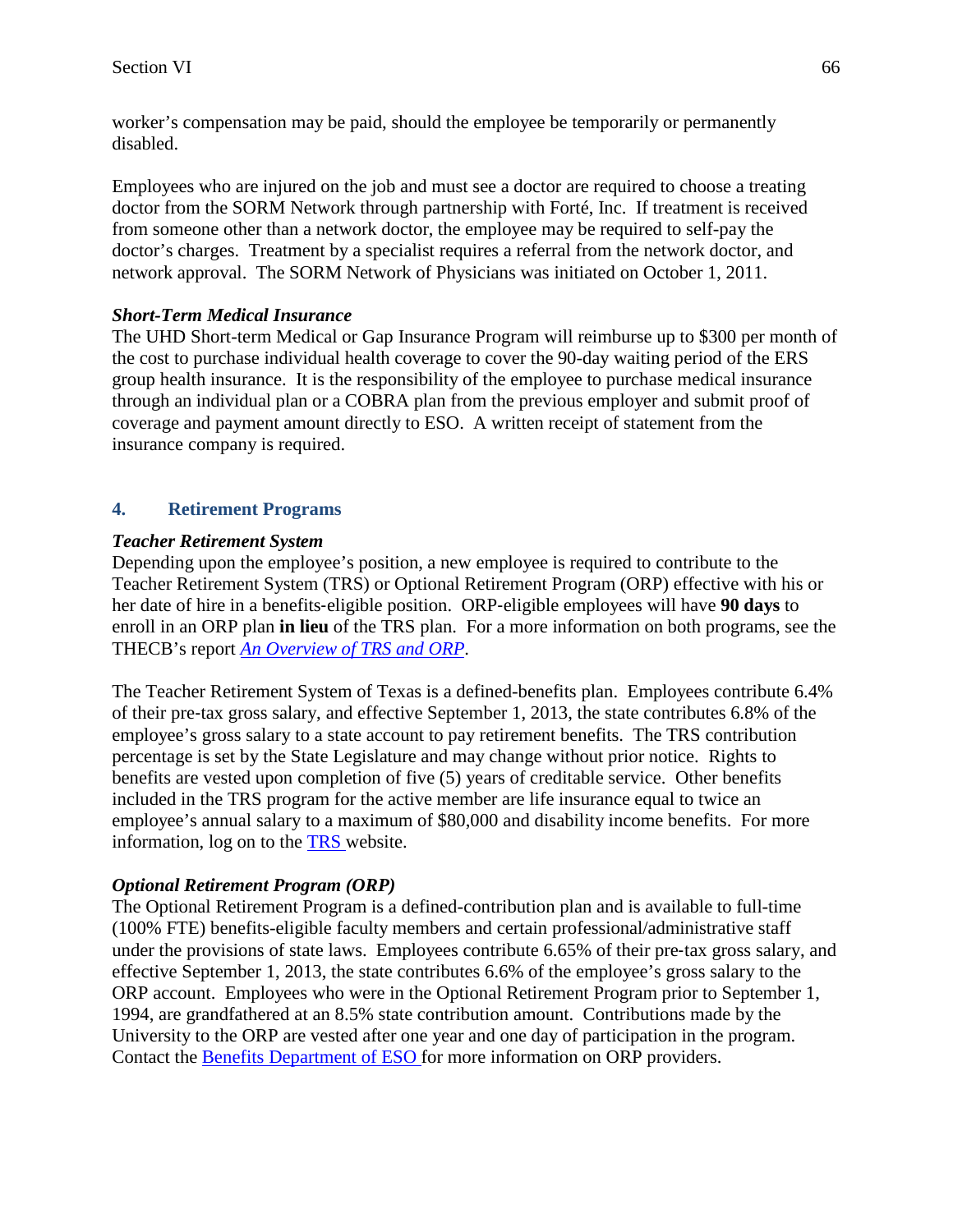worker's compensation may be paid, should the employee be temporarily or permanently disabled.

Employees who are injured on the job and must see a doctor are required to choose a treating doctor from the SORM Network through partnership with Forté, Inc. If treatment is received from someone other than a network doctor, the employee may be required to self-pay the doctor's charges. Treatment by a specialist requires a referral from the network doctor, and network approval. The SORM Network of Physicians was initiated on October 1, 2011.

***Short-Term Medical Insurance***

The UHD Short-term Medical or Gap Insurance Program will reimburse up to $300 per month of the cost to purchase individual health coverage to cover the 90-day waiting period of the ERS group health insurance. It is the responsibility of the employee to purchase medical insurance through an individual plan or a COBRA plan from the previous employer and submit proof of coverage and payment amount directly to ESO. A written receipt of statement from the insurance company is required.

## 4. Retirement Programs

***Teacher Retirement System***

Depending upon the employee's position, a new employee is required to contribute to the Teacher Retirement System (TRS) or Optional Retirement Program (ORP) effective with his or her date of hire in a benefits-eligible position. ORP-eligible employees will have **90 days** to enroll in an ORP plan **in lieu** of the TRS plan. For a more information on both programs, see the THECB's report *An Overview of TRS and ORP*.

The Teacher Retirement System of Texas is a defined-benefits plan. Employees contribute 6.4% of their pre-tax gross salary, and effective September 1, 2013, the state contributes 6.8% of the employee's gross salary to a state account to pay retirement benefits. The TRS contribution percentage is set by the State Legislature and may change without prior notice. Rights to benefits are vested upon completion of five (5) years of creditable service. Other benefits included in the TRS program for the active member are life insurance equal to twice an employee's annual salary to a maximum of $80,000 and disability income benefits. For more information, log on to the TRS website.

***Optional Retirement Program (ORP)***

The Optional Retirement Program is a defined-contribution plan and is available to full-time (100% FTE) benefits-eligible faculty members and certain professional/administrative staff under the provisions of state laws. Employees contribute 6.65% of their pre-tax gross salary, and effective September 1, 2013, the state contributes 6.6% of the employee's gross salary to the ORP account. Employees who were in the Optional Retirement Program prior to September 1, 1994, are grandfathered at an 8.5% state contribution amount. Contributions made by the University to the ORP are vested after one year and one day of participation in the program. Contact the Benefits Department of ESO for more information on ORP providers.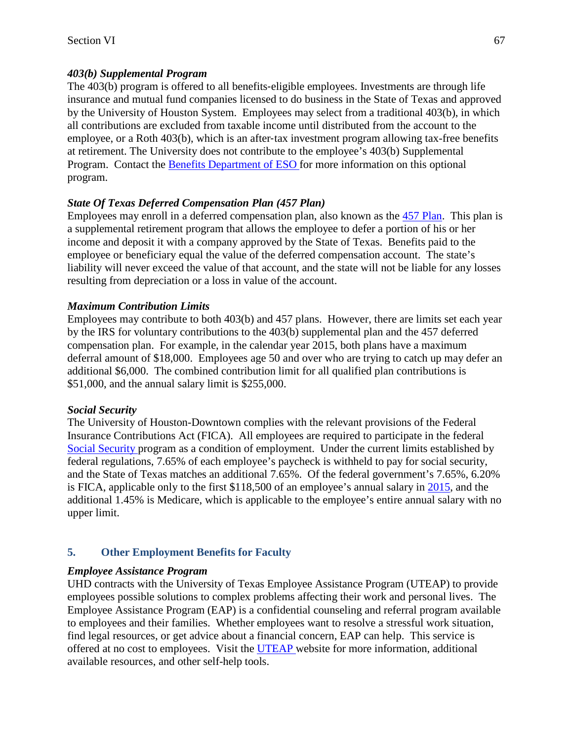***403(b) Supplemental Program***

The 403(b) program is offered to all benefits-eligible employees. Investments are through life insurance and mutual fund companies licensed to do business in the State of Texas and approved by the University of Houston System. Employees may select from a traditional 403(b), in which all contributions are excluded from taxable income until distributed from the account to the employee, or a Roth 403(b), which is an after-tax investment program allowing tax-free benefits at retirement. The University does not contribute to the employee's 403(b) Supplemental Program. Contact the Benefits Department of ESO for more information on this optional program.

***State Of Texas Deferred Compensation Plan (457 Plan)***

Employees may enroll in a deferred compensation plan, also known as the 457 Plan. This plan is a supplemental retirement program that allows the employee to defer a portion of his or her income and deposit it with a company approved by the State of Texas. Benefits paid to the employee or beneficiary equal the value of the deferred compensation account. The state's liability will never exceed the value of that account, and the state will not be liable for any losses resulting from depreciation or a loss in value of the account.

***Maximum Contribution Limits***

Employees may contribute to both 403(b) and 457 plans. However, there are limits set each year by the IRS for voluntary contributions to the 403(b) supplemental plan and the 457 deferred compensation plan. For example, in the calendar year 2015, both plans have a maximum deferral amount of $18,000. Employees age 50 and over who are trying to catch up may defer an additional $6,000. The combined contribution limit for all qualified plan contributions is $51,000, and the annual salary limit is $255,000.

***Social Security***

The University of Houston-Downtown complies with the relevant provisions of the Federal Insurance Contributions Act (FICA). All employees are required to participate in the federal Social Security program as a condition of employment. Under the current limits established by federal regulations, 7.65% of each employee's paycheck is withheld to pay for social security, and the State of Texas matches an additional 7.65%. Of the federal government's 7.65%, 6.20% is FICA, applicable only to the first $118,500 of an employee's annual salary in 2015, and the additional 1.45% is Medicare, which is applicable to the employee's entire annual salary with no upper limit.

## 5. Other Employment Benefits for Faculty

***Employee Assistance Program***

UHD contracts with the University of Texas Employee Assistance Program (UTEAP) to provide employees possible solutions to complex problems affecting their work and personal lives. The Employee Assistance Program (EAP) is a confidential counseling and referral program available to employees and their families. Whether employees want to resolve a stressful work situation, find legal resources, or get advice about a financial concern, EAP can help. This service is offered at no cost to employees. Visit the UTEAP website for more information, additional available resources, and other self-help tools.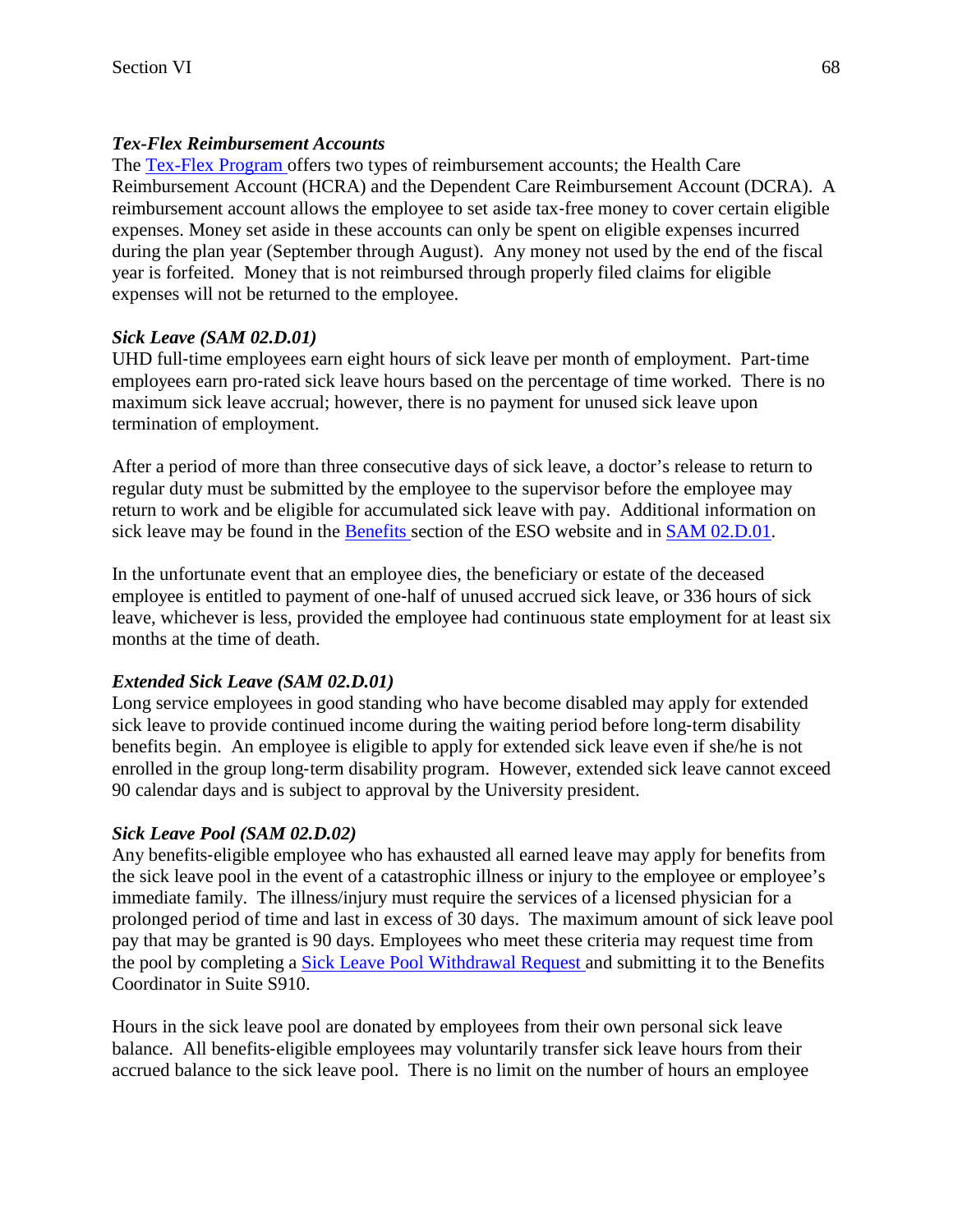### *Tex-Flex Reimbursement Accounts*

The Tex-Flex Program offers two types of reimbursement accounts; the Health Care Reimbursement Account (HCRA) and the Dependent Care Reimbursement Account (DCRA). A reimbursement account allows the employee to set aside tax-free money to cover certain eligible expenses. Money set aside in these accounts can only be spent on eligible expenses incurred during the plan year (September through August). Any money not used by the end of the fiscal year is forfeited. Money that is not reimbursed through properly filed claims for eligible expenses will not be returned to the employee.

### *Sick Leave (SAM 02.D.01)*

UHD full-time employees earn eight hours of sick leave per month of employment. Part-time employees earn pro-rated sick leave hours based on the percentage of time worked. There is no maximum sick leave accrual; however, there is no payment for unused sick leave upon termination of employment.

After a period of more than three consecutive days of sick leave, a doctor's release to return to regular duty must be submitted by the employee to the supervisor before the employee may return to work and be eligible for accumulated sick leave with pay. Additional information on sick leave may be found in the Benefits section of the ESO website and in SAM 02.D.01.

In the unfortunate event that an employee dies, the beneficiary or estate of the deceased employee is entitled to payment of one-half of unused accrued sick leave, or 336 hours of sick leave, whichever is less, provided the employee had continuous state employment for at least six months at the time of death.

### *Extended Sick Leave (SAM 02.D.01)*

Long service employees in good standing who have become disabled may apply for extended sick leave to provide continued income during the waiting period before long-term disability benefits begin. An employee is eligible to apply for extended sick leave even if she/he is not enrolled in the group long-term disability program. However, extended sick leave cannot exceed 90 calendar days and is subject to approval by the University president.

### *Sick Leave Pool (SAM 02.D.02)*

Any benefits-eligible employee who has exhausted all earned leave may apply for benefits from the sick leave pool in the event of a catastrophic illness or injury to the employee or employee's immediate family. The illness/injury must require the services of a licensed physician for a prolonged period of time and last in excess of 30 days. The maximum amount of sick leave pool pay that may be granted is 90 days. Employees who meet these criteria may request time from the pool by completing a Sick Leave Pool Withdrawal Request and submitting it to the Benefits Coordinator in Suite S910.

Hours in the sick leave pool are donated by employees from their own personal sick leave balance. All benefits-eligible employees may voluntarily transfer sick leave hours from their accrued balance to the sick leave pool. There is no limit on the number of hours an employee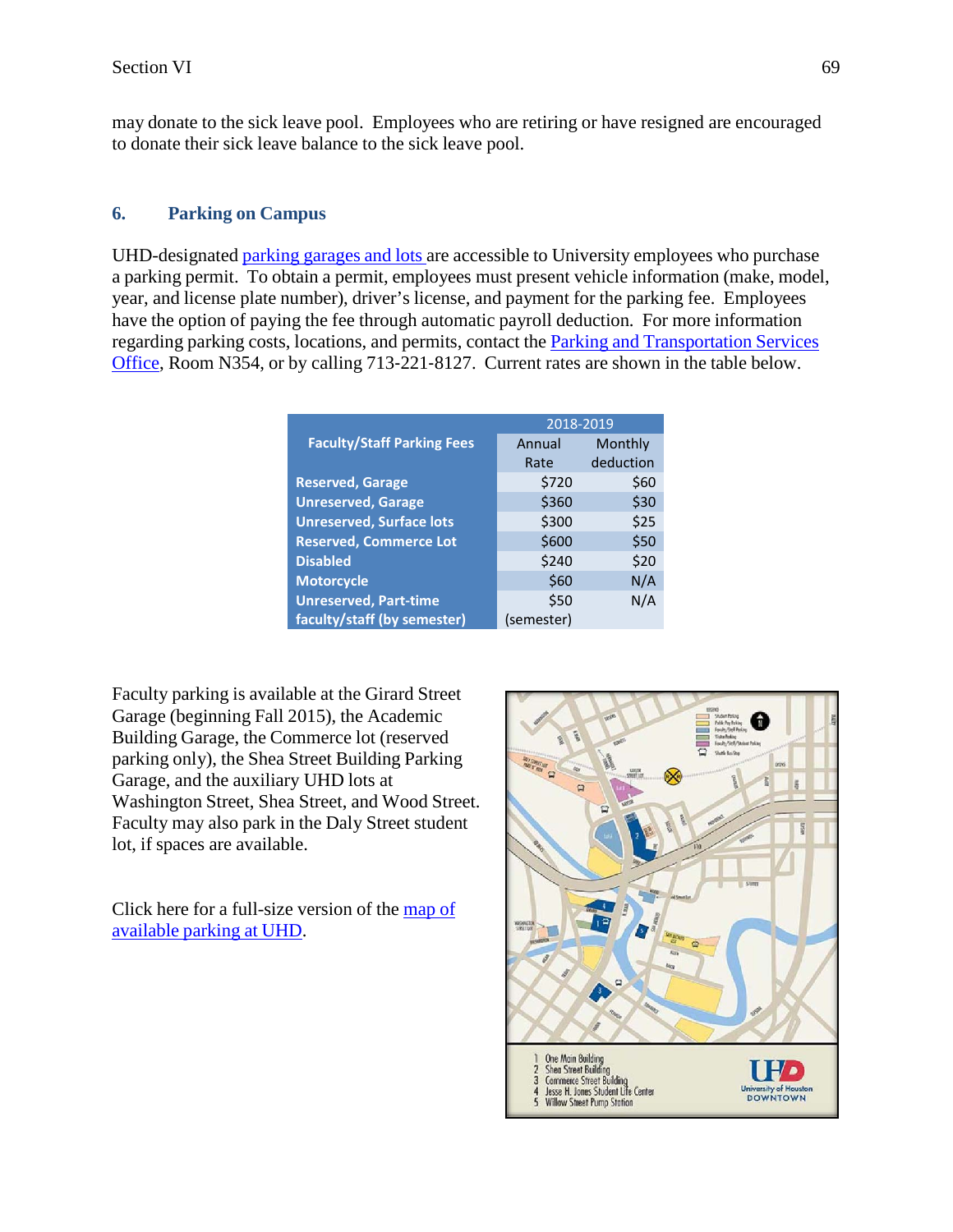may donate to the sick leave pool. Employees who are retiring or have resigned are encouraged to donate their sick leave balance to the sick leave pool.

## 6. Parking on Campus

UHD-designated parking garages and lots are accessible to University employees who purchase a parking permit. To obtain a permit, employees must present vehicle information (make, model, year, and license plate number), driver's license, and payment for the parking fee. Employees have the option of paying the fee through automatic payroll deduction. For more information regarding parking costs, locations, and permits, contact the Parking and Transportation Services Office, Room N354, or by calling 713-221-8127. Current rates are shown in the table below.

| Faculty/Staff Parking Fees | 2018-2019 | |
|---|---|---|
| | Annual Rate | Monthly deduction |
| Reserved, Garage | $720 | $60 |
| Unreserved, Garage | $360 | $30 |
| Unreserved, Surface lots | $300 | $25 |
| Reserved, Commerce Lot | $600 | $50 |
| Disabled | $240 | $20 |
| Motorcycle | $60 | N/A |
| Unreserved, Part-time faculty/staff (by semester) | $50 (semester) | N/A |

Faculty parking is available at the Girard Street Garage (beginning Fall 2015), the Academic Building Garage, the Commerce lot (reserved parking only), the Shea Street Building Parking Garage, and the auxiliary UHD lots at Washington Street, Shea Street, and Wood Street. Faculty may also park in the Daly Street student lot, if spaces are available.

Click here for a full-size version of the map of available parking at UHD.

1 One Main Building
2 Shea Street Building
3 Commerce Street Building
4 Jesse H. Jones Student Life Center
5 Willow Street Pump Station

UHD University of Houston DOWNTOWN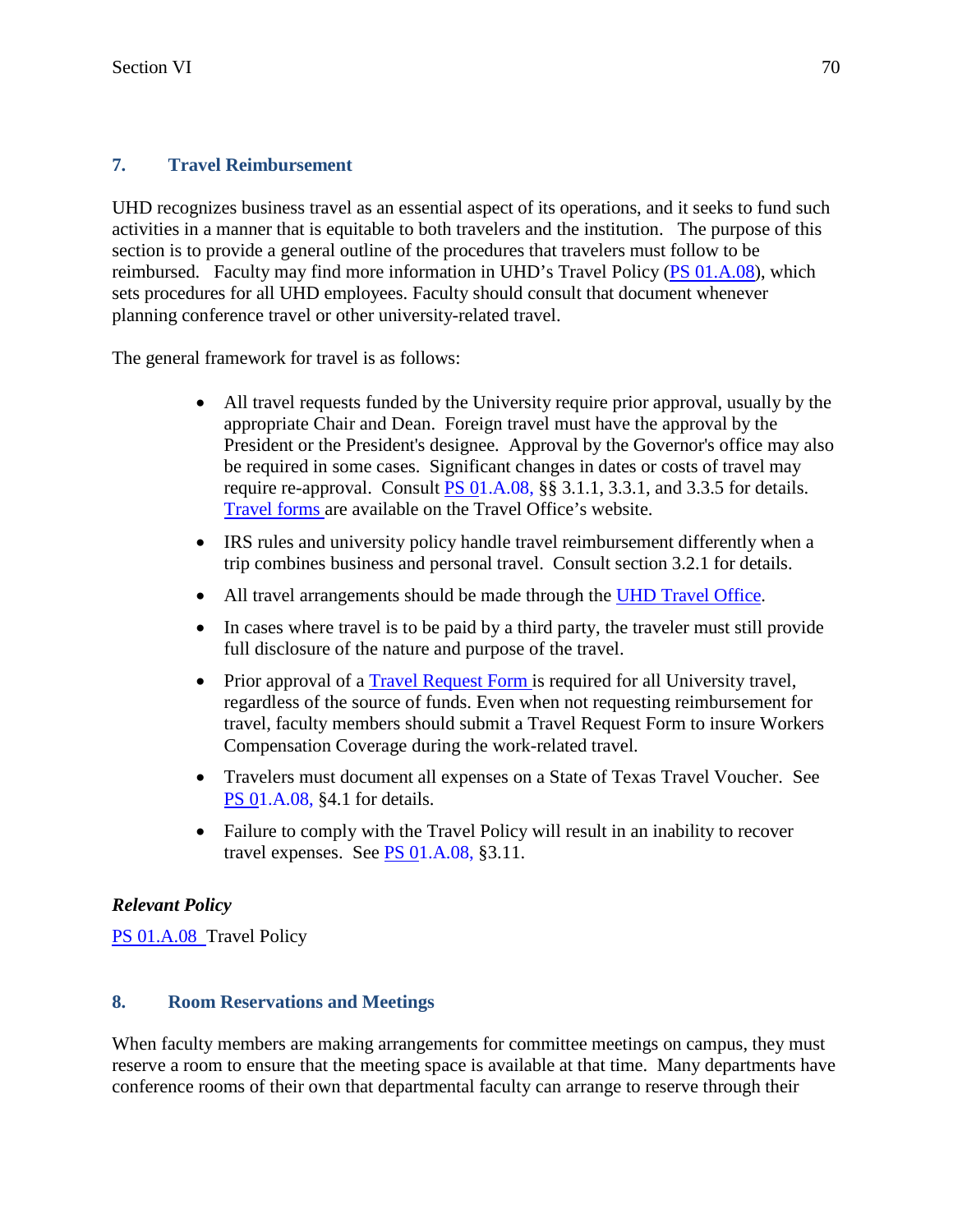## 7. Travel Reimbursement

UHD recognizes business travel as an essential aspect of its operations, and it seeks to fund such activities in a manner that is equitable to both travelers and the institution. The purpose of this section is to provide a general outline of the procedures that travelers must follow to be reimbursed. Faculty may find more information in UHD's Travel Policy (PS 01.A.08), which sets procedures for all UHD employees. Faculty should consult that document whenever planning conference travel or other university-related travel.

The general framework for travel is as follows:

- All travel requests funded by the University require prior approval, usually by the appropriate Chair and Dean. Foreign travel must have the approval by the President or the President's designee. Approval by the Governor's office may also be required in some cases. Significant changes in dates or costs of travel may require re-approval. Consult PS 01.A.08, §§ 3.1.1, 3.3.1, and 3.3.5 for details. Travel forms are available on the Travel Office's website.
- IRS rules and university policy handle travel reimbursement differently when a trip combines business and personal travel. Consult section 3.2.1 for details.
- All travel arrangements should be made through the UHD Travel Office.
- In cases where travel is to be paid by a third party, the traveler must still provide full disclosure of the nature and purpose of the travel.
- Prior approval of a Travel Request Form is required for all University travel, regardless of the source of funds. Even when not requesting reimbursement for travel, faculty members should submit a Travel Request Form to insure Workers Compensation Coverage during the work-related travel.
- Travelers must document all expenses on a State of Texas Travel Voucher. See PS 01.A.08, §4.1 for details.
- Failure to comply with the Travel Policy will result in an inability to recover travel expenses. See PS 01.A.08, §3.11.

***Relevant Policy***

PS 01.A.08 Travel Policy

## 8. Room Reservations and Meetings

When faculty members are making arrangements for committee meetings on campus, they must reserve a room to ensure that the meeting space is available at that time. Many departments have conference rooms of their own that departmental faculty can arrange to reserve through their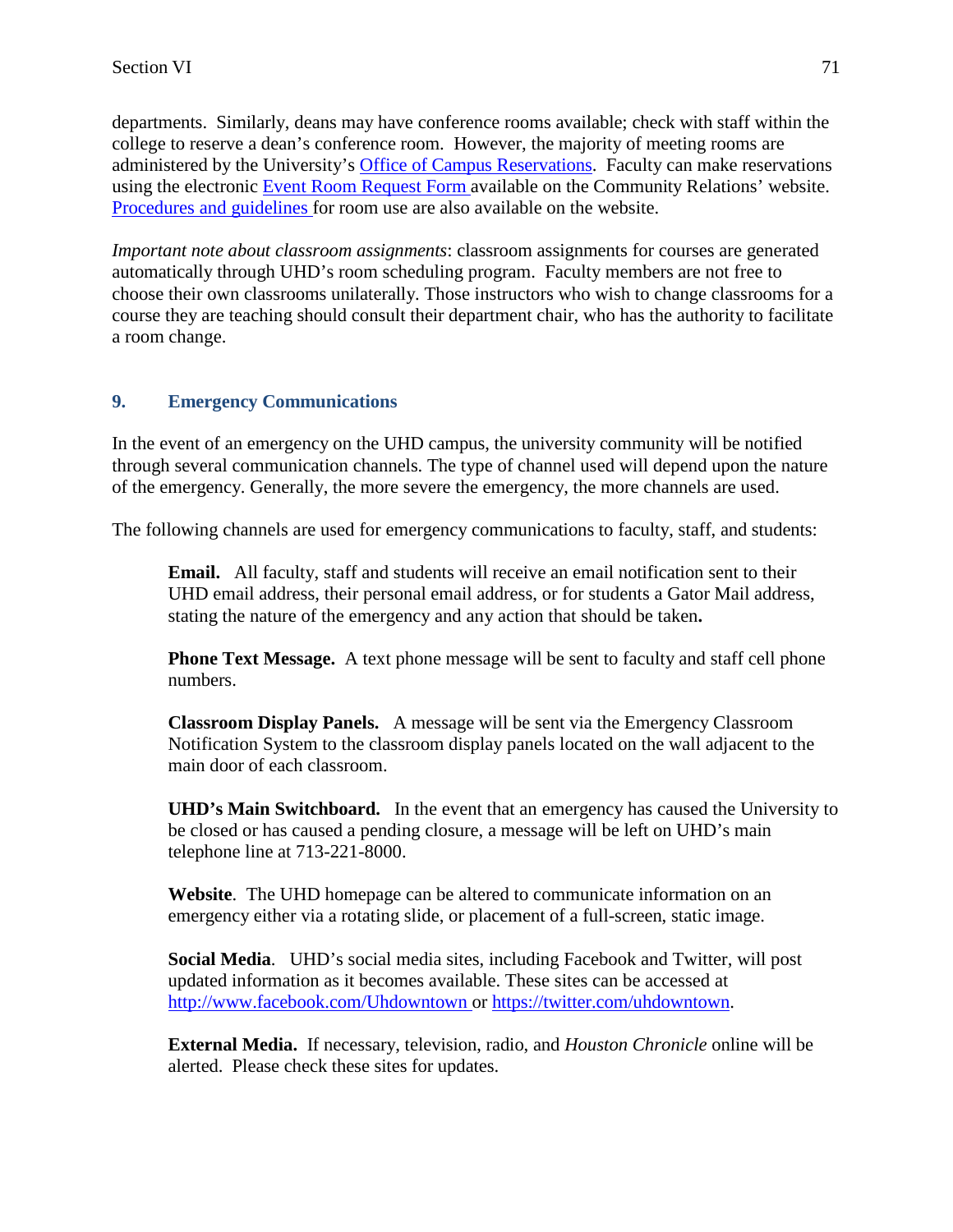departments. Similarly, deans may have conference rooms available; check with staff within the college to reserve a dean's conference room. However, the majority of meeting rooms are administered by the University's Office of Campus Reservations. Faculty can make reservations using the electronic Event Room Request Form available on the Community Relations' website. Procedures and guidelines for room use are also available on the website.

*Important note about classroom assignments*: classroom assignments for courses are generated automatically through UHD's room scheduling program. Faculty members are not free to choose their own classrooms unilaterally. Those instructors who wish to change classrooms for a course they are teaching should consult their department chair, who has the authority to facilitate a room change.

## 9. Emergency Communications

In the event of an emergency on the UHD campus, the university community will be notified through several communication channels. The type of channel used will depend upon the nature of the emergency. Generally, the more severe the emergency, the more channels are used.

The following channels are used for emergency communications to faculty, staff, and students:

**Email.** All faculty, staff and students will receive an email notification sent to their UHD email address, their personal email address, or for students a Gator Mail address, stating the nature of the emergency and any action that should be taken**.**

**Phone Text Message.** A text phone message will be sent to faculty and staff cell phone numbers.

**Classroom Display Panels.** A message will be sent via the Emergency Classroom Notification System to the classroom display panels located on the wall adjacent to the main door of each classroom.

**UHD's Main Switchboard.** In the event that an emergency has caused the University to be closed or has caused a pending closure, a message will be left on UHD's main telephone line at 713-221-8000.

**Website**. The UHD homepage can be altered to communicate information on an emergency either via a rotating slide, or placement of a full-screen, static image.

**Social Media**. UHD's social media sites, including Facebook and Twitter, will post updated information as it becomes available. These sites can be accessed at http://www.facebook.com/Uhdowntown or https://twitter.com/uhdowntown.

**External Media.** If necessary, television, radio, and *Houston Chronicle* online will be alerted. Please check these sites for updates.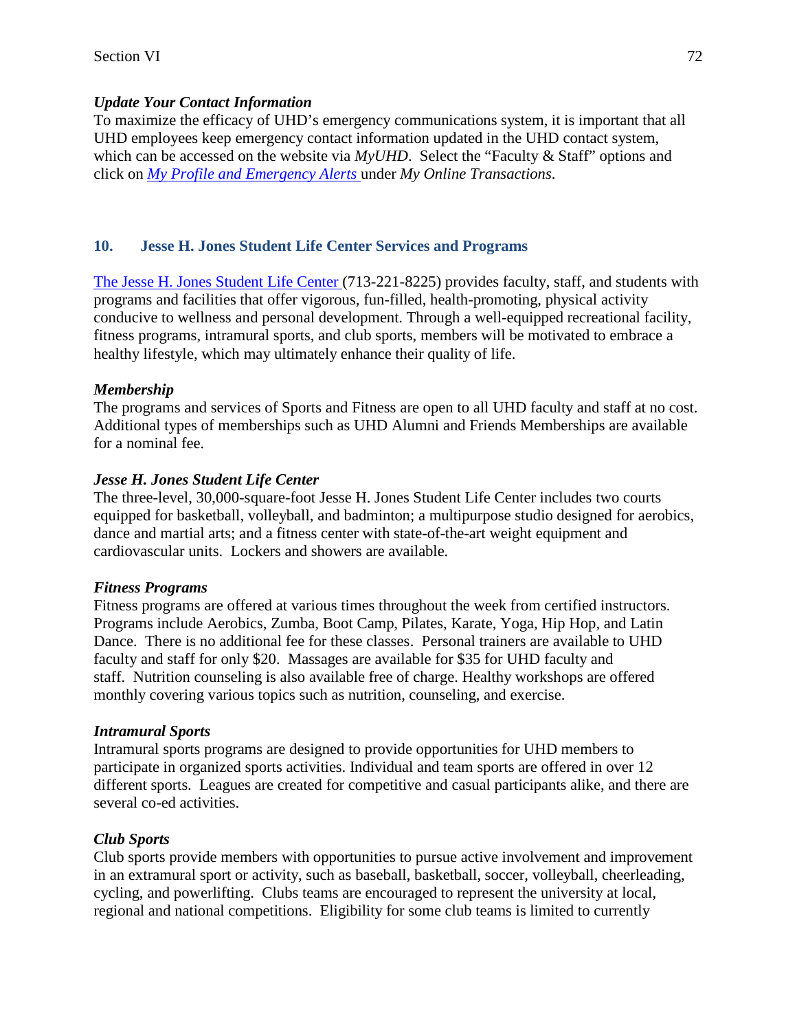### *Update Your Contact Information*

To maximize the efficacy of UHD's emergency communications system, it is important that all UHD employees keep emergency contact information updated in the UHD contact system, which can be accessed on the website via *MyUHD*. Select the "Faculty & Staff" options and click on *My Profile and Emergency Alerts* under *My Online Transactions*.

## 10. Jesse H. Jones Student Life Center Services and Programs

The Jesse H. Jones Student Life Center (713-221-8225) provides faculty, staff, and students with programs and facilities that offer vigorous, fun-filled, health-promoting, physical activity conducive to wellness and personal development. Through a well-equipped recreational facility, fitness programs, intramural sports, and club sports, members will be motivated to embrace a healthy lifestyle, which may ultimately enhance their quality of life.

### *Membership*

The programs and services of Sports and Fitness are open to all UHD faculty and staff at no cost. Additional types of memberships such as UHD Alumni and Friends Memberships are available for a nominal fee.

### *Jesse H. Jones Student Life Center*

The three-level, 30,000-square-foot Jesse H. Jones Student Life Center includes two courts equipped for basketball, volleyball, and badminton; a multipurpose studio designed for aerobics, dance and martial arts; and a fitness center with state-of-the-art weight equipment and cardiovascular units. Lockers and showers are available.

### *Fitness Programs*

Fitness programs are offered at various times throughout the week from certified instructors. Programs include Aerobics, Zumba, Boot Camp, Pilates, Karate, Yoga, Hip Hop, and Latin Dance. There is no additional fee for these classes. Personal trainers are available to UHD faculty and staff for only $20. Massages are available for $35 for UHD faculty and staff. Nutrition counseling is also available free of charge. Healthy workshops are offered monthly covering various topics such as nutrition, counseling, and exercise.

### *Intramural Sports*

Intramural sports programs are designed to provide opportunities for UHD members to participate in organized sports activities. Individual and team sports are offered in over 12 different sports. Leagues are created for competitive and casual participants alike, and there are several co-ed activities.

### *Club Sports*

Club sports provide members with opportunities to pursue active involvement and improvement in an extramural sport or activity, such as baseball, basketball, soccer, volleyball, cheerleading, cycling, and powerlifting. Clubs teams are encouraged to represent the university at local, regional and national competitions. Eligibility for some club teams is limited to currently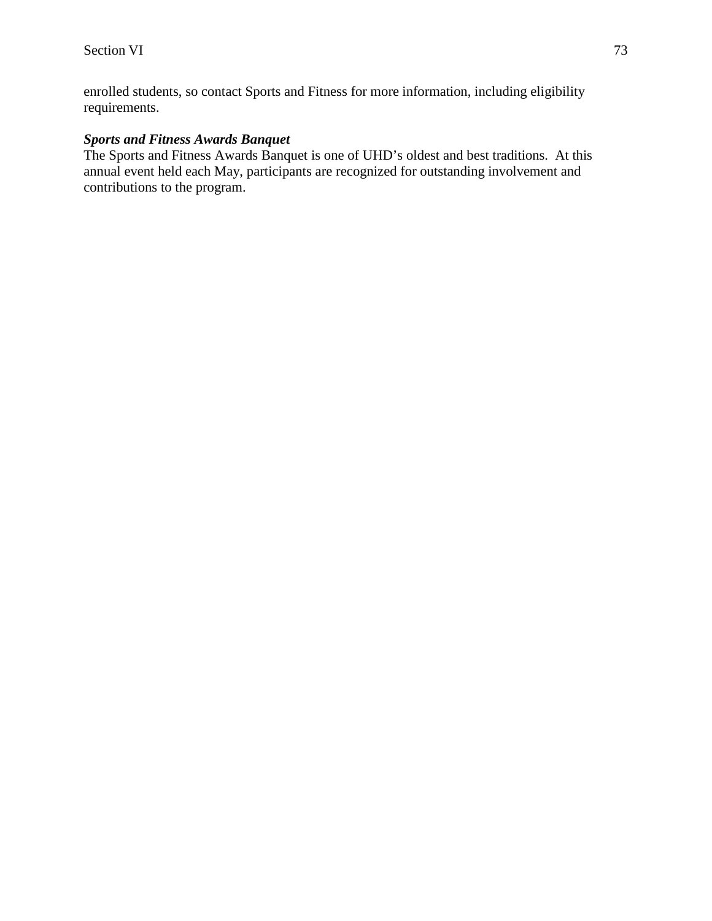enrolled students, so contact Sports and Fitness for more information, including eligibility requirements.

***Sports and Fitness Awards Banquet***

The Sports and Fitness Awards Banquet is one of UHD's oldest and best traditions. At this annual event held each May, participants are recognized for outstanding involvement and contributions to the program.